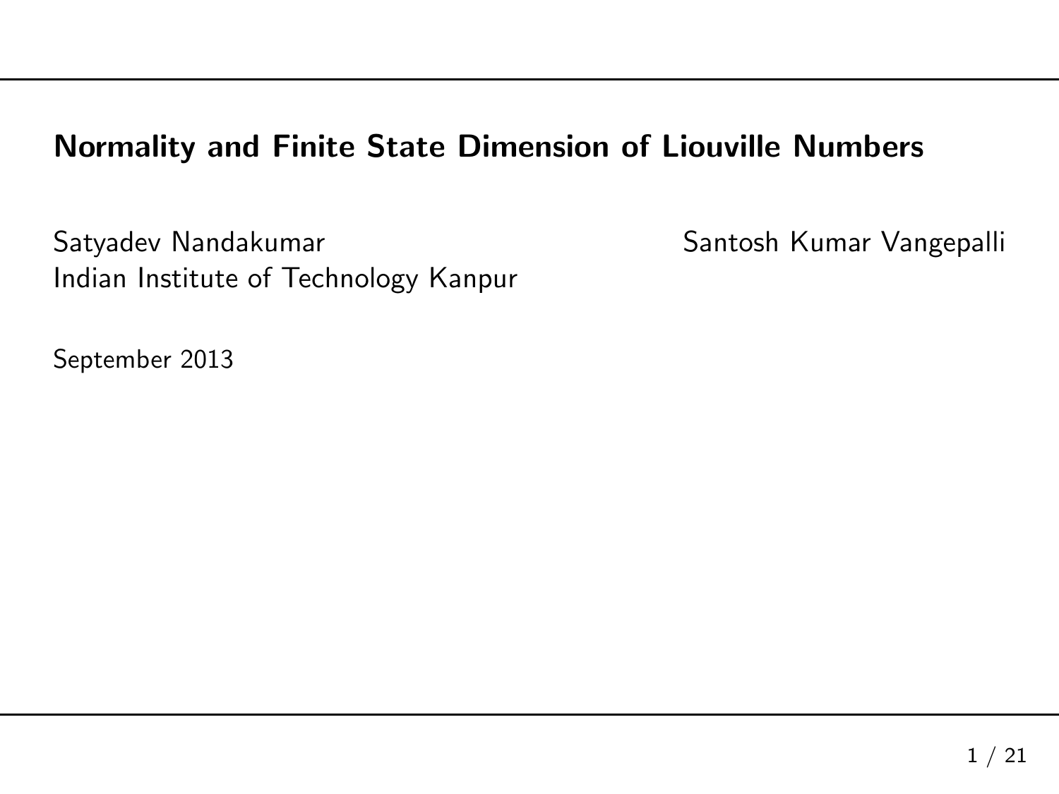# Normality and Finite State Dimension of Liouville Numbers

Satyadev Nandakumar
Indian Institute of Technology Kanpur

Santosh Kumar Vangepalli

September 2013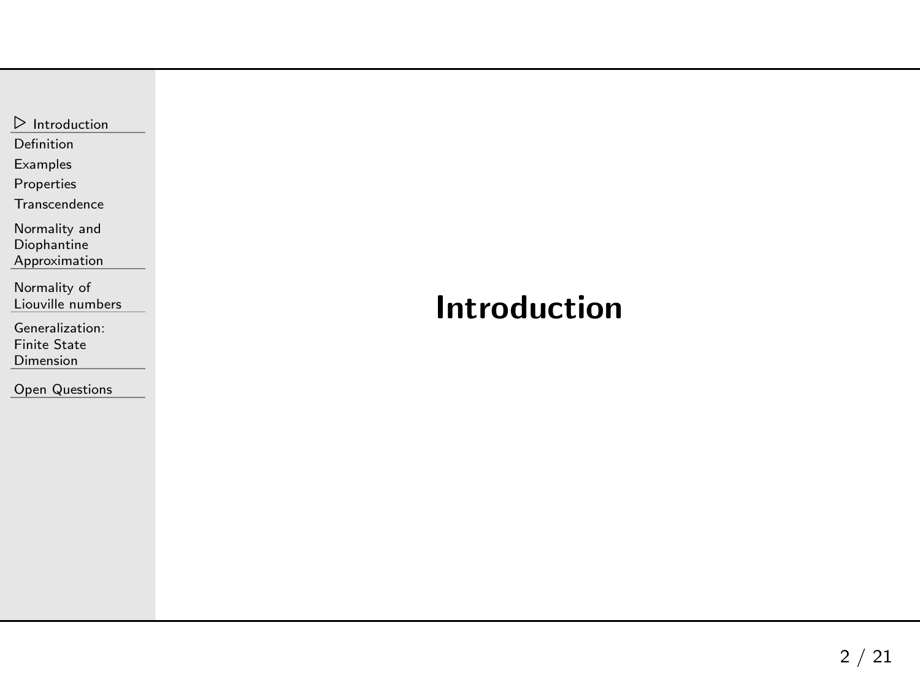# Introduction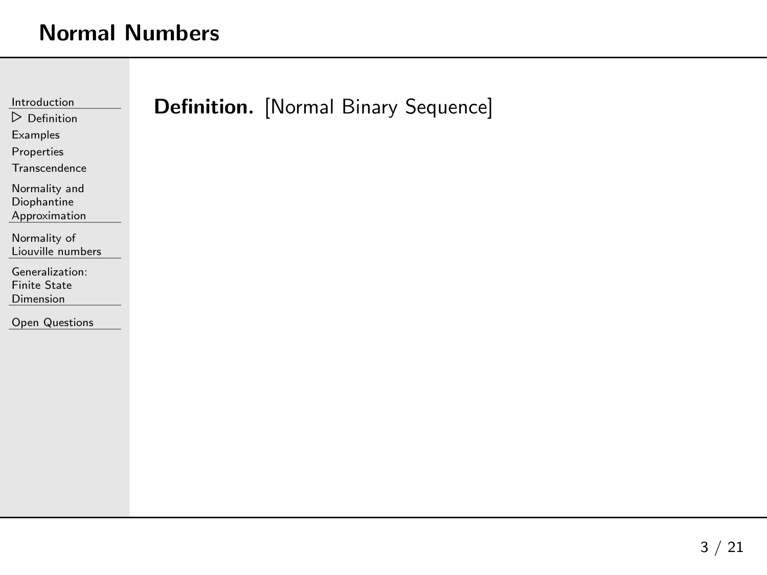**Definition.** [Normal Binary Sequence]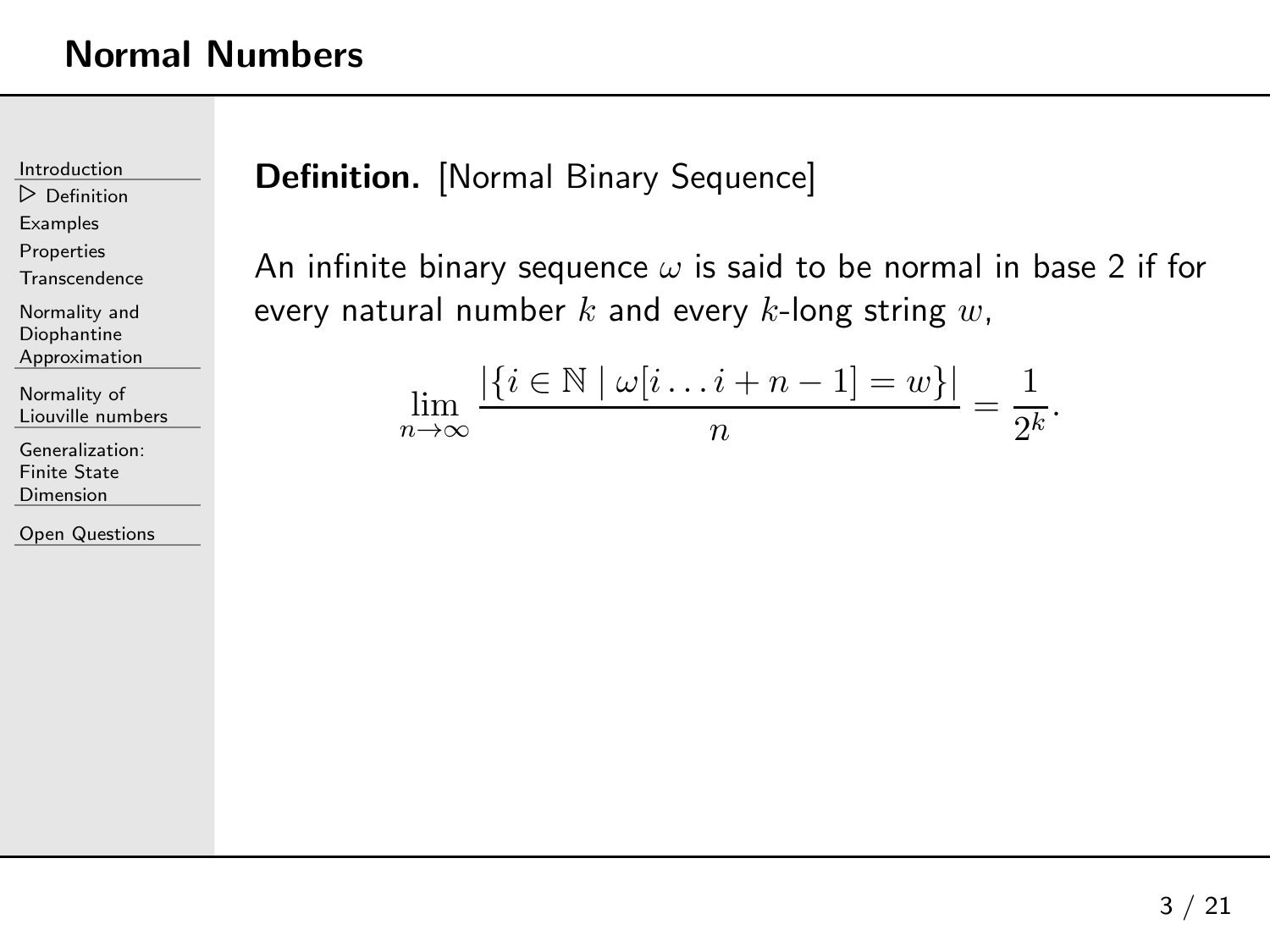## Normal Numbers

**Definition.** [Normal Binary Sequence]

An infinite binary sequence $\omega$ is said to be normal in base 2 if for every natural number $k$ and every $k$-long string $w$,

$$\lim_{n \to \infty} \frac{|\{i \in \mathbb{N} \mid \omega[i \ldots i+n-1] = w\}|}{n} = \frac{1}{2^k}.$$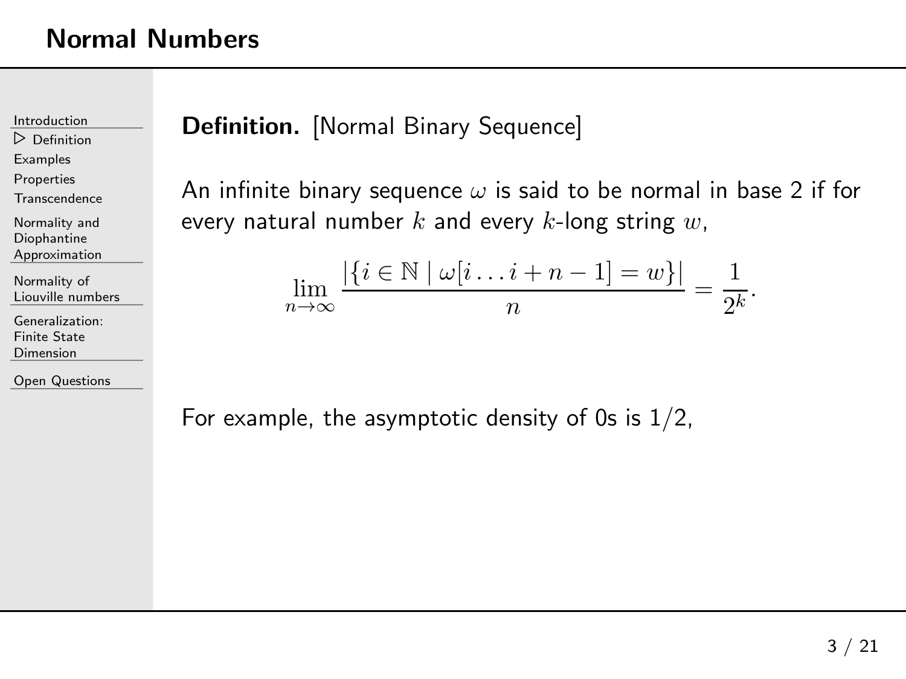# Normal Numbers

**Definition.** [Normal Binary Sequence]

An infinite binary sequence $\omega$ is said to be normal in base 2 if for every natural number $k$ and every $k$-long string $w$,

$$\lim_{n\to\infty} \frac{|\{i \in \mathbb{N} \mid \omega[i \ldots i+n-1] = w\}|}{n} = \frac{1}{2^k}.$$

For example, the asymptotic density of 0s is $1/2$,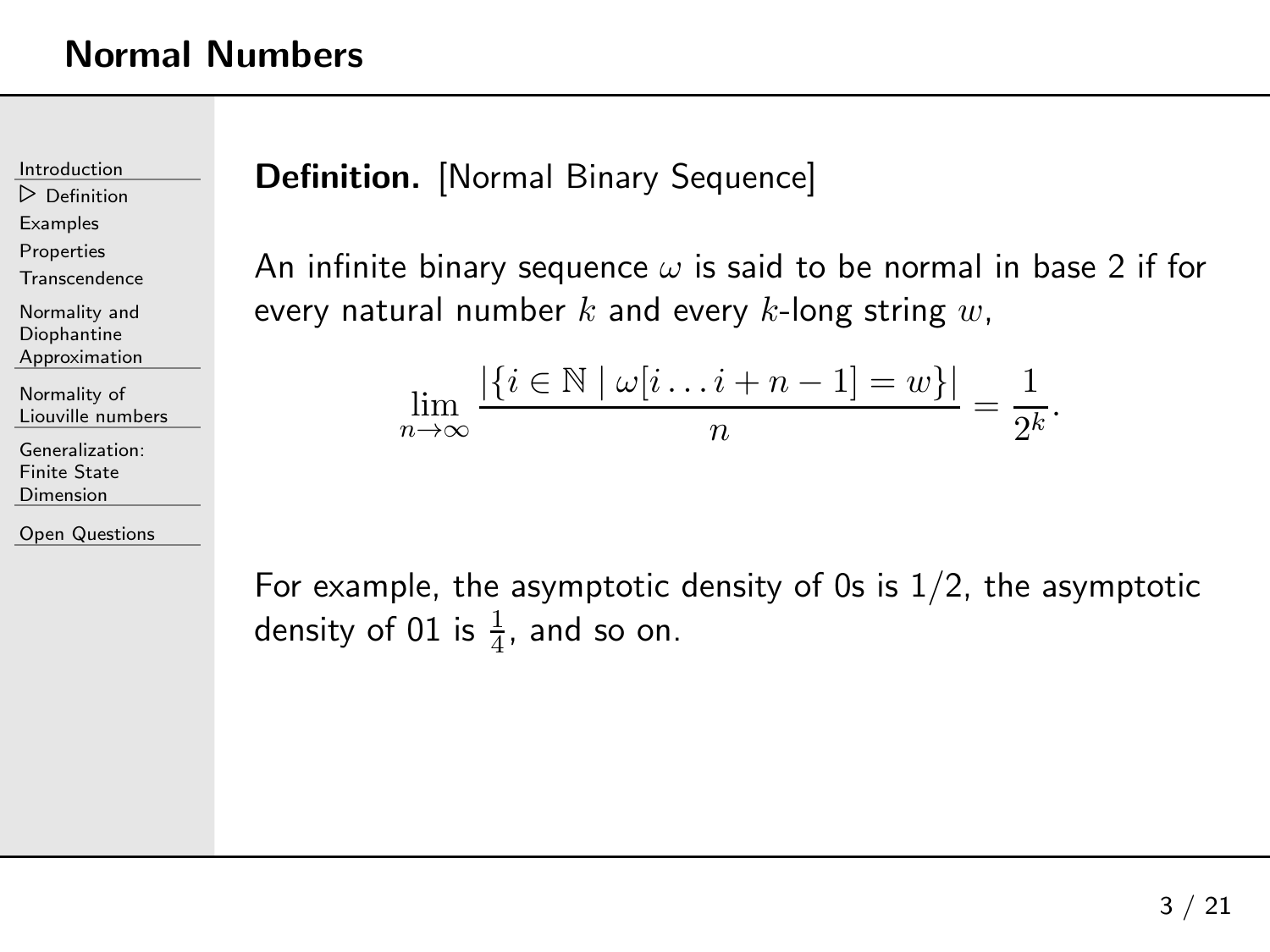## Normal Numbers

**Definition.** [Normal Binary Sequence]

An infinite binary sequence $\omega$ is said to be normal in base 2 if for every natural number $k$ and every $k$-long string $w$,

$$\lim_{n \to \infty} \frac{|\{i \in \mathbb{N} \mid \omega[i \ldots i+n-1] = w\}|}{n} = \frac{1}{2^k}.$$

For example, the asymptotic density of 0s is $1/2$, the asymptotic density of 01 is $\frac{1}{4}$, and so on.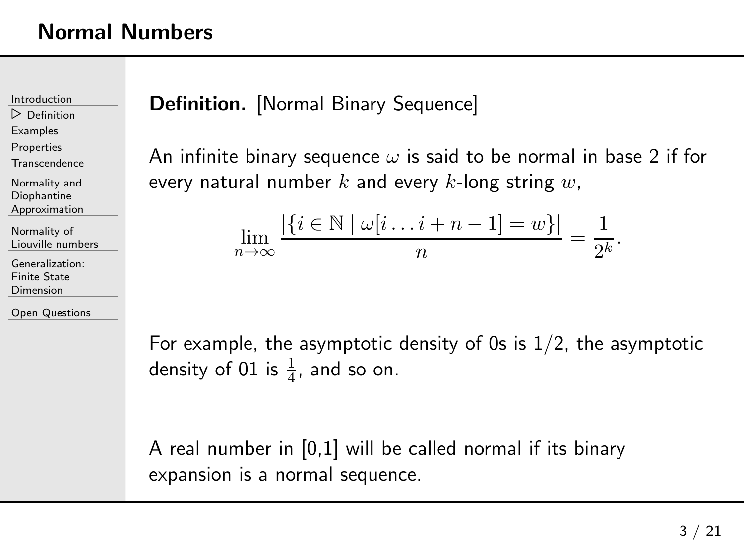## Normal Numbers

**Definition.** [Normal Binary Sequence]

An infinite binary sequence $\omega$ is said to be normal in base 2 if for every natural number $k$ and every $k$-long string $w$,

$$\lim_{n \to \infty} \frac{|\{i \in \mathbb{N} \mid \omega[i \ldots i+n-1] = w\}|}{n} = \frac{1}{2^k}.$$

For example, the asymptotic density of 0s is $1/2$, the asymptotic density of 01 is $\frac{1}{4}$, and so on.

A real number in [0,1] will be called normal if its binary expansion is a normal sequence.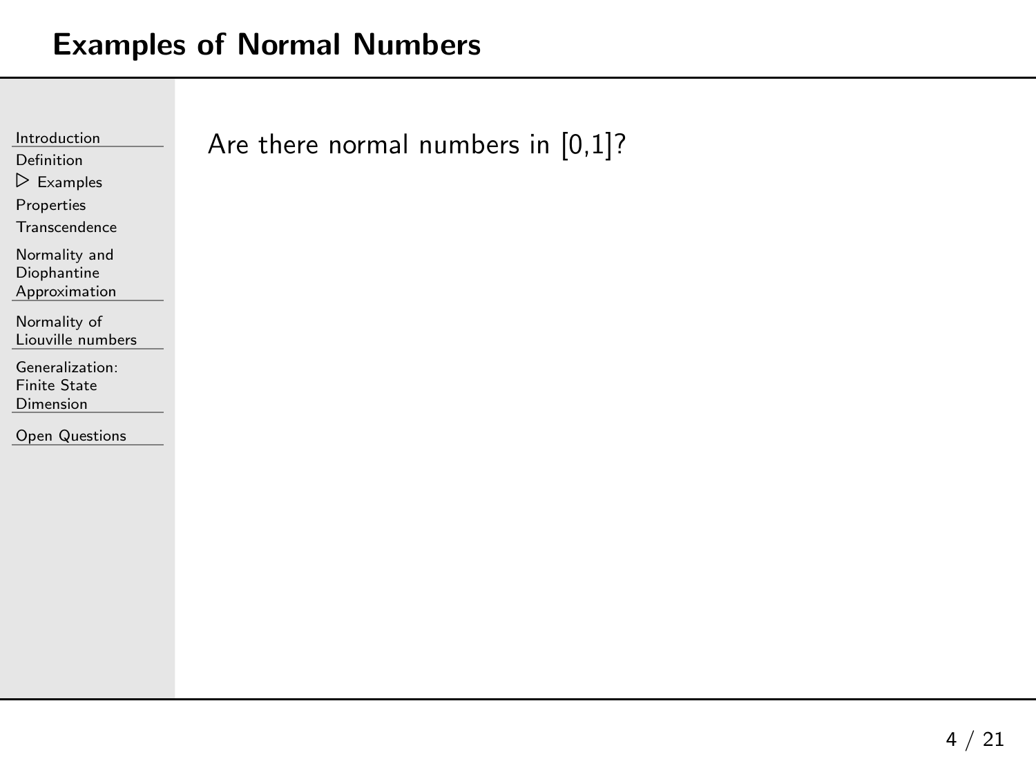# Examples of Normal Numbers

Are there normal numbers in [0,1]?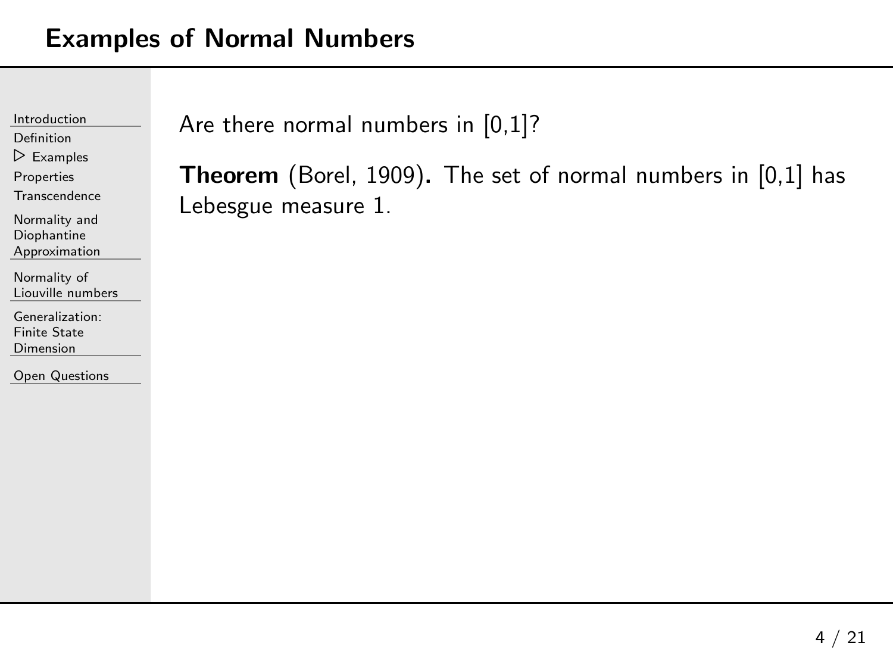# Examples of Normal Numbers

Are there normal numbers in [0,1]?

**Theorem** (Borel, 1909)**.** The set of normal numbers in [0,1] has Lebesgue measure 1.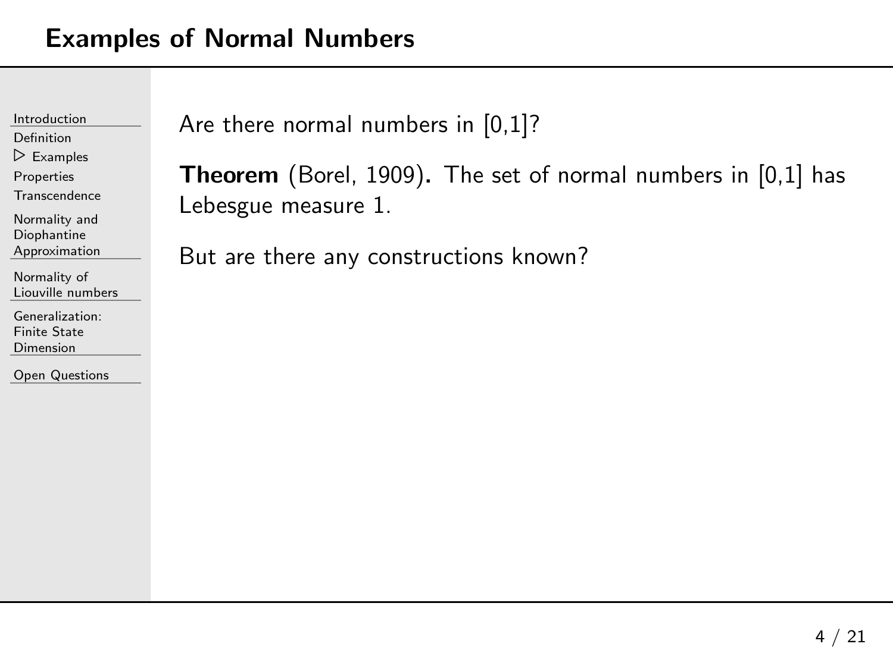# Examples of Normal Numbers

Are there normal numbers in [0,1]?

**Theorem** (Borel, 1909)**.** The set of normal numbers in [0,1] has Lebesgue measure 1.

But are there any constructions known?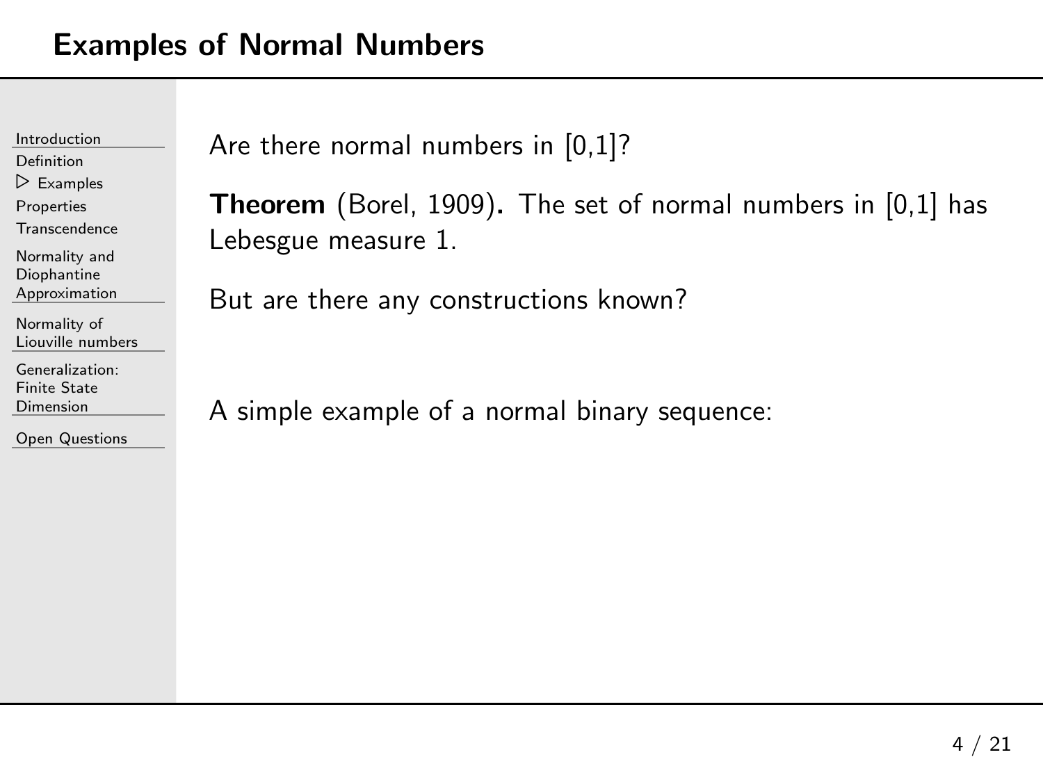# Examples of Normal Numbers

Are there normal numbers in [0,1]?

**Theorem** (Borel, 1909)**.** The set of normal numbers in [0,1] has Lebesgue measure 1.

But are there any constructions known?

A simple example of a normal binary sequence: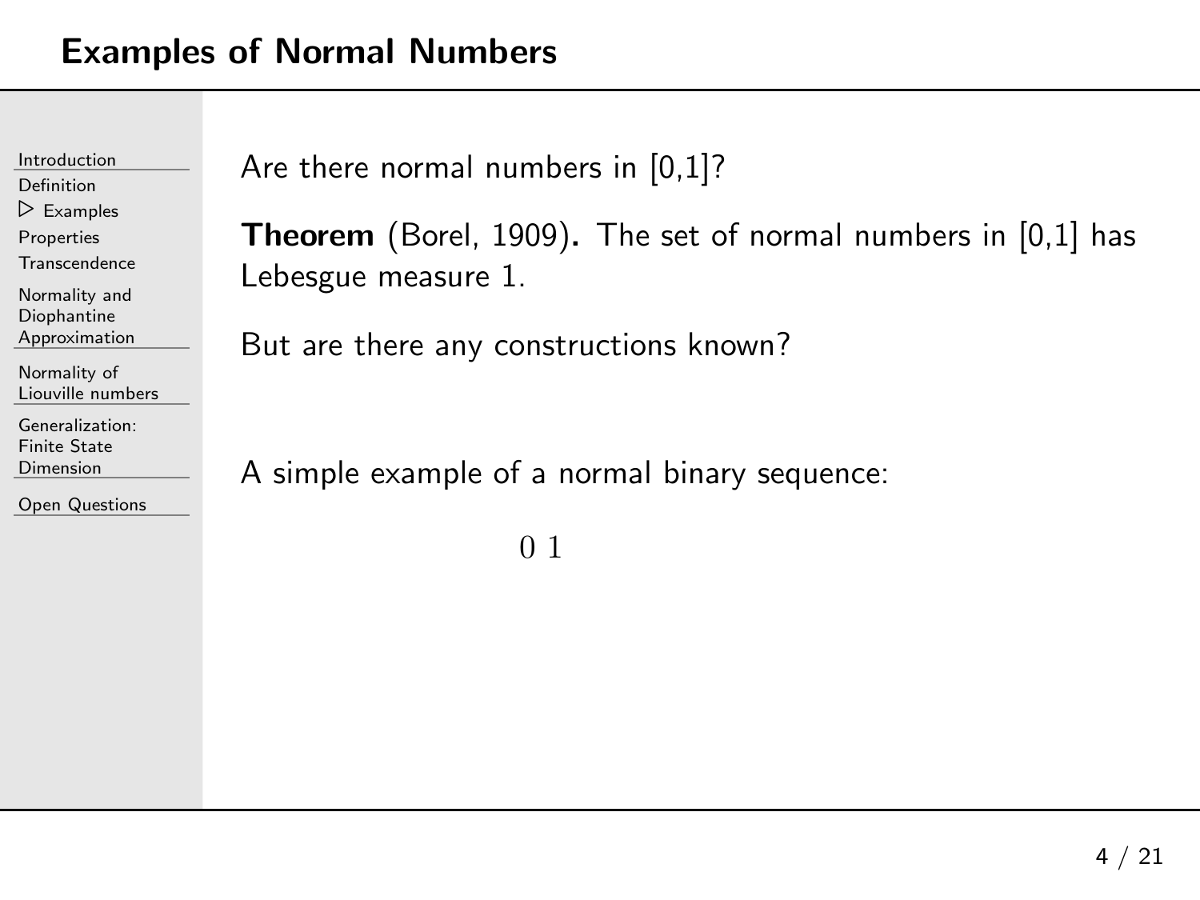# Examples of Normal Numbers

Are there normal numbers in [0,1]?

**Theorem** (Borel, 1909)**.** The set of normal numbers in [0,1] has Lebesgue measure 1.

But are there any constructions known?

A simple example of a normal binary sequence:

$$0\ 1$$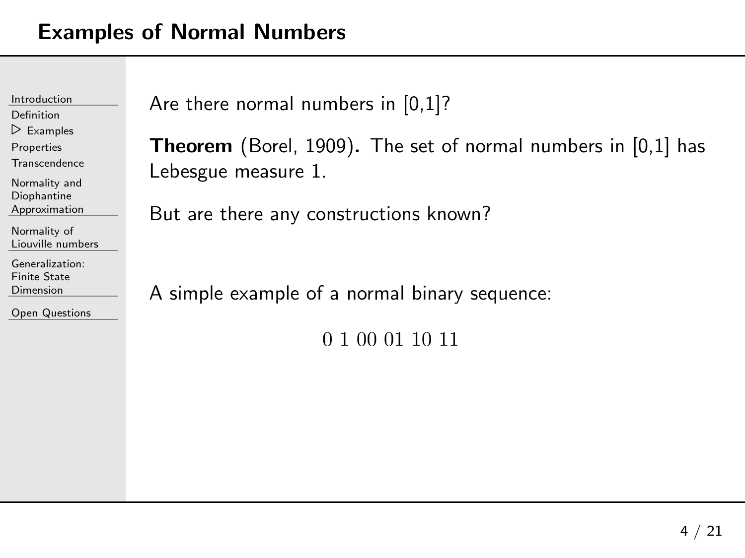## Examples of Normal Numbers

Are there normal numbers in [0,1]?

**Theorem** (Borel, 1909)**.** The set of normal numbers in [0,1] has Lebesgue measure 1.

But are there any constructions known?

A simple example of a normal binary sequence:

$$0\ 1\ 00\ 01\ 10\ 11$$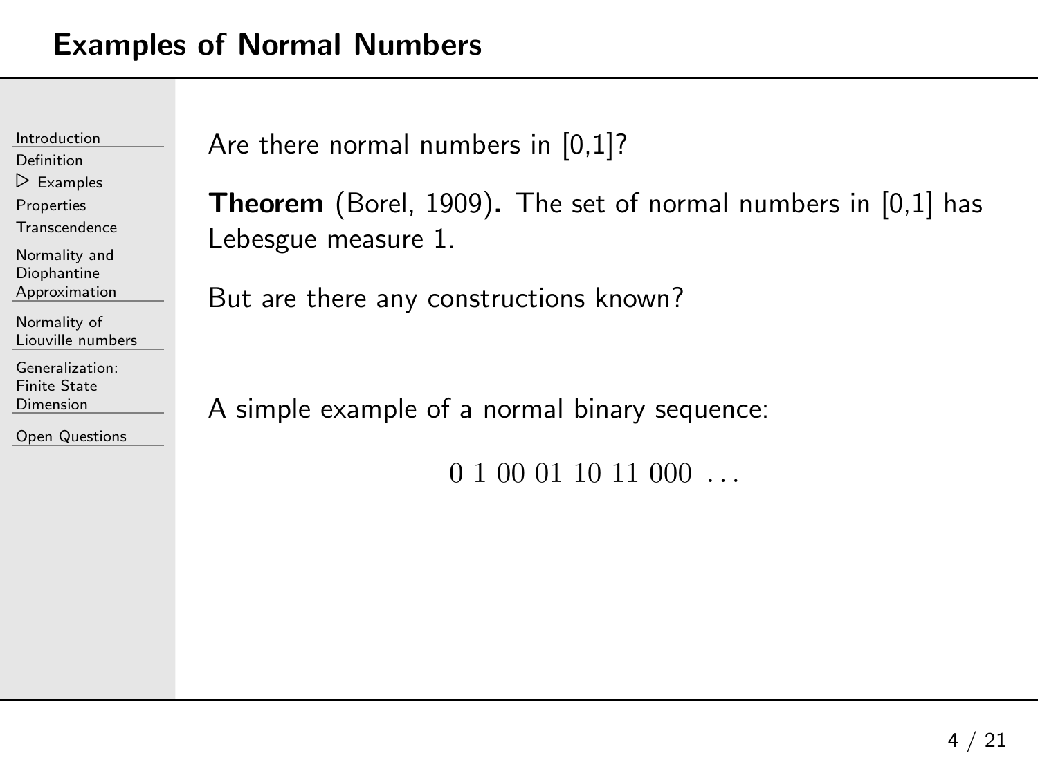# Examples of Normal Numbers

Are there normal numbers in [0,1]?

**Theorem** (Borel, 1909)**.** The set of normal numbers in [0,1] has Lebesgue measure 1.

But are there any constructions known?

A simple example of a normal binary sequence:

$$0\ 1\ 00\ 01\ 10\ 11\ 000\ \ldots$$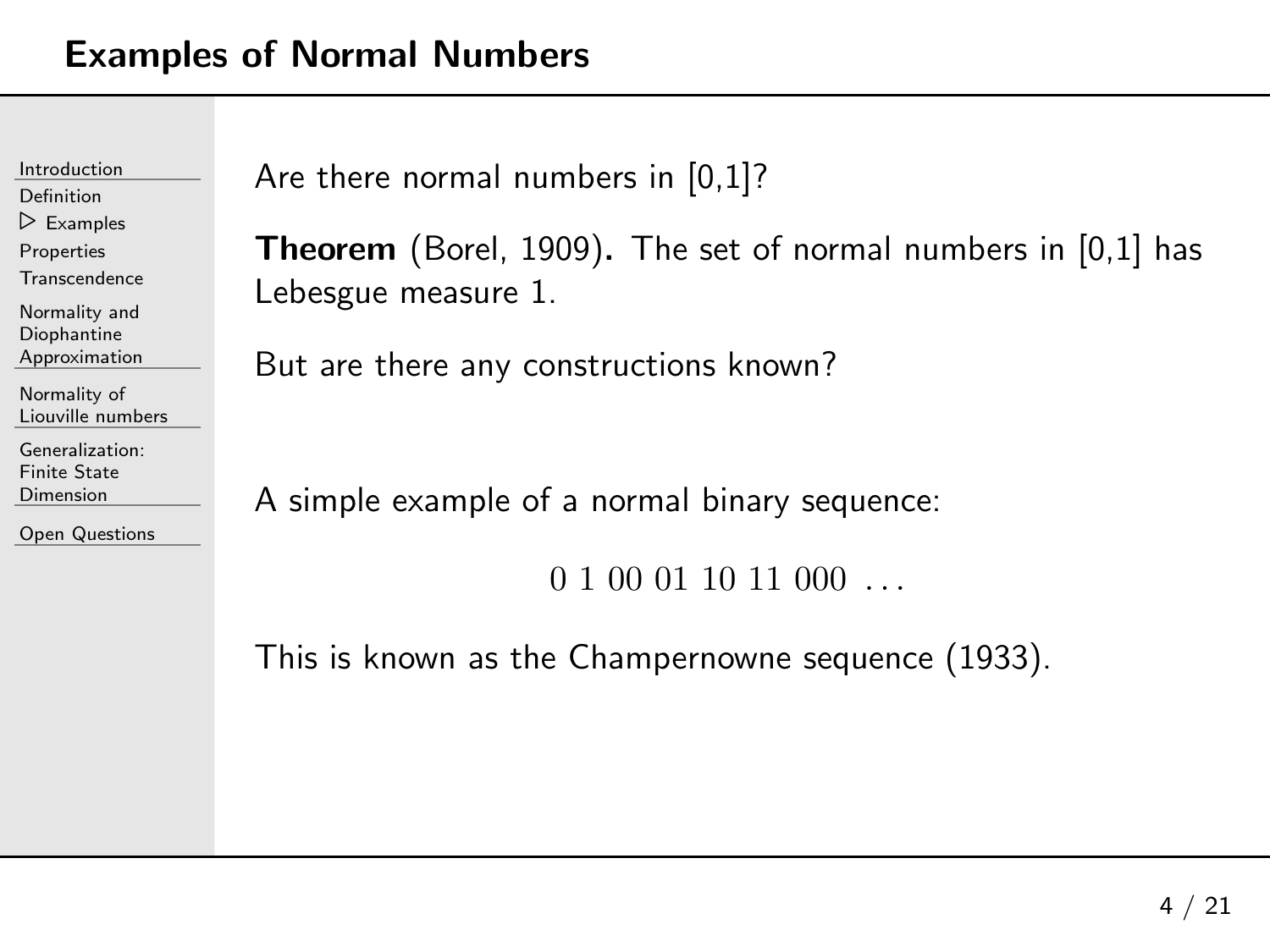# Examples of Normal Numbers

Are there normal numbers in [0,1]?

**Theorem** (Borel, 1909)**.** The set of normal numbers in [0,1] has Lebesgue measure 1.

But are there any constructions known?

A simple example of a normal binary sequence:

$$0\ 1\ 00\ 01\ 10\ 11\ 000\ \ldots$$

This is known as the Champernowne sequence (1933).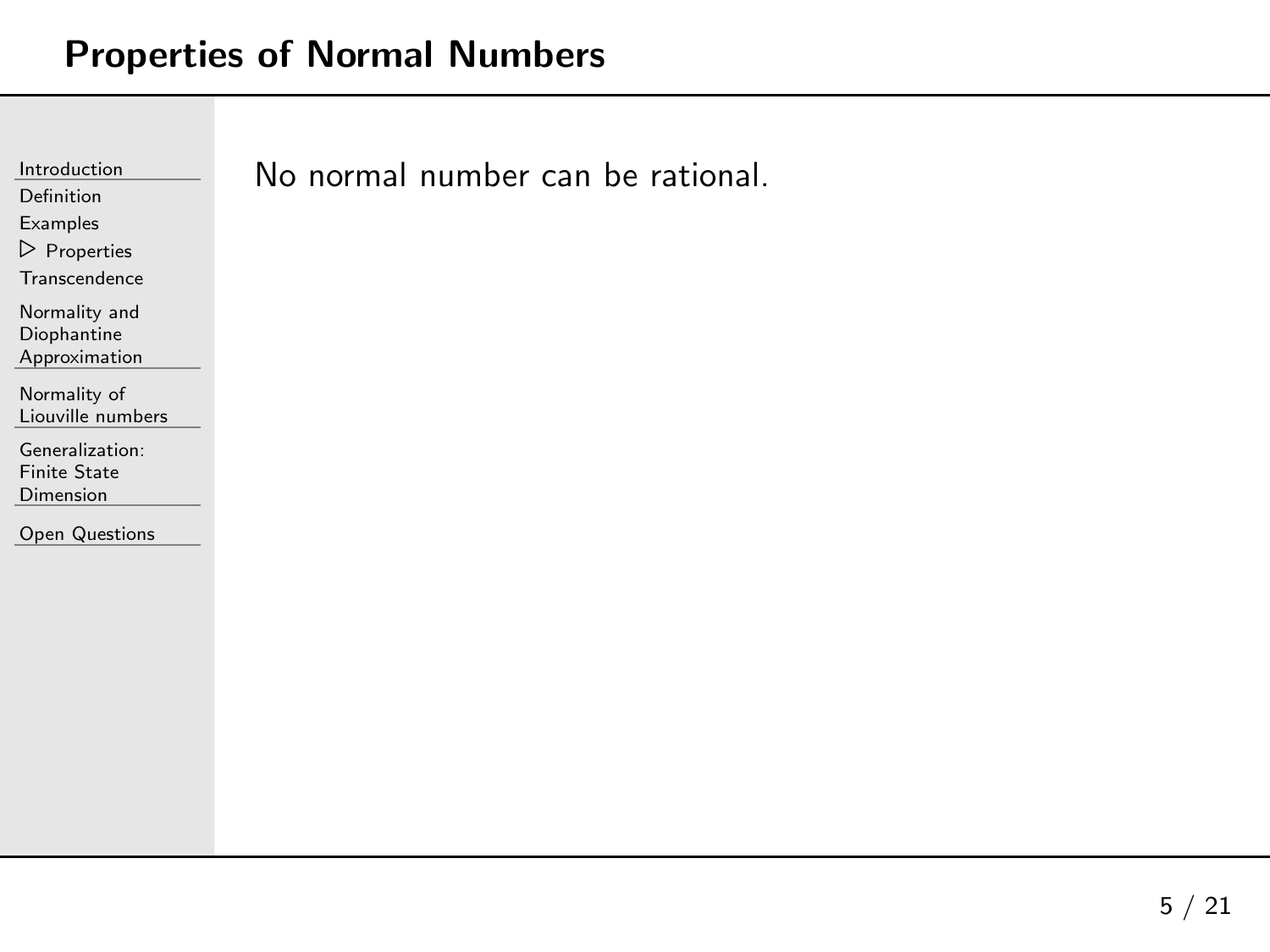## Properties of Normal Numbers

No normal number can be rational.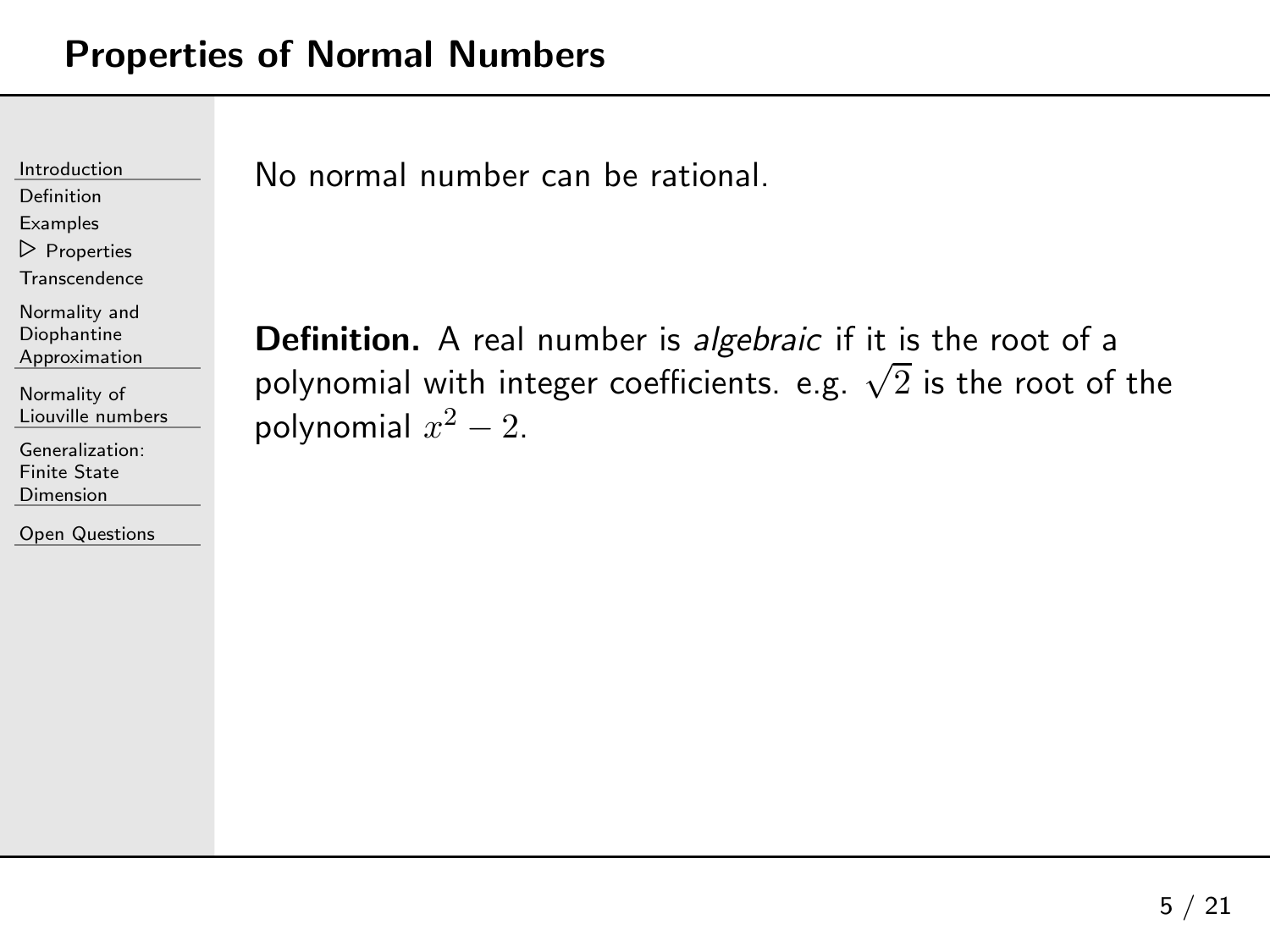## Properties of Normal Numbers

No normal number can be rational.

**Definition.** A real number is *algebraic* if it is the root of a polynomial with integer coefficients. e.g. $\sqrt{2}$ is the root of the polynomial $x^2 - 2$.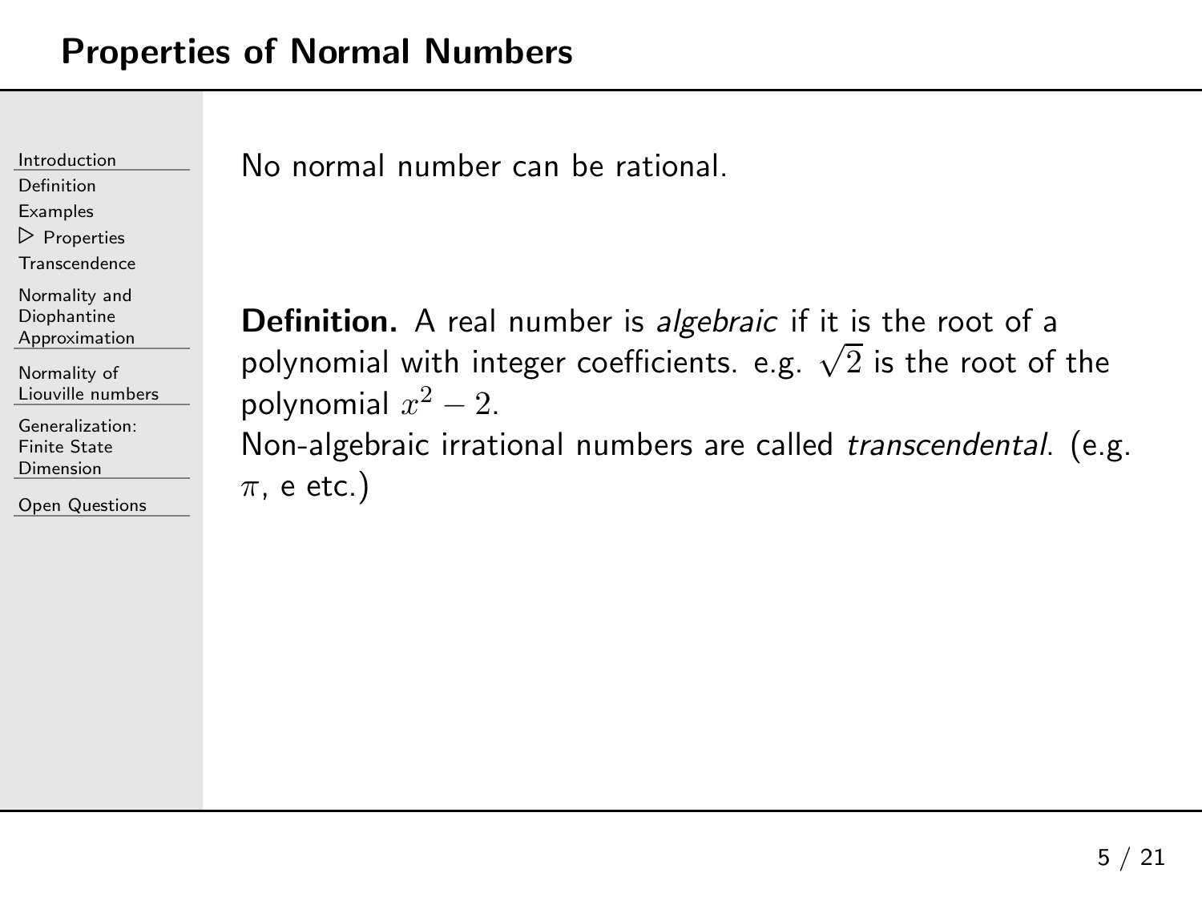# Properties of Normal Numbers

No normal number can be rational.

**Definition.** A real number is *algebraic* if it is the root of a polynomial with integer coefficients. e.g. $\sqrt{2}$ is the root of the polynomial $x^2 - 2$.
Non-algebraic irrational numbers are called *transcendental*. (e.g. $\pi$, e etc.)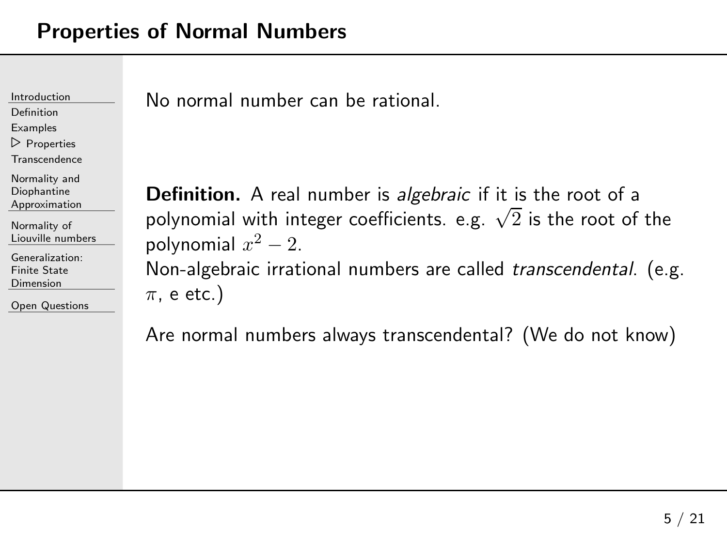## Properties of Normal Numbers

No normal number can be rational.

**Definition.** A real number is *algebraic* if it is the root of a polynomial with integer coefficients. e.g. $\sqrt{2}$ is the root of the polynomial $x^2 - 2$.
Non-algebraic irrational numbers are called *transcendental*. (e.g. $\pi$, e etc.)

Are normal numbers always transcendental? (We do not know)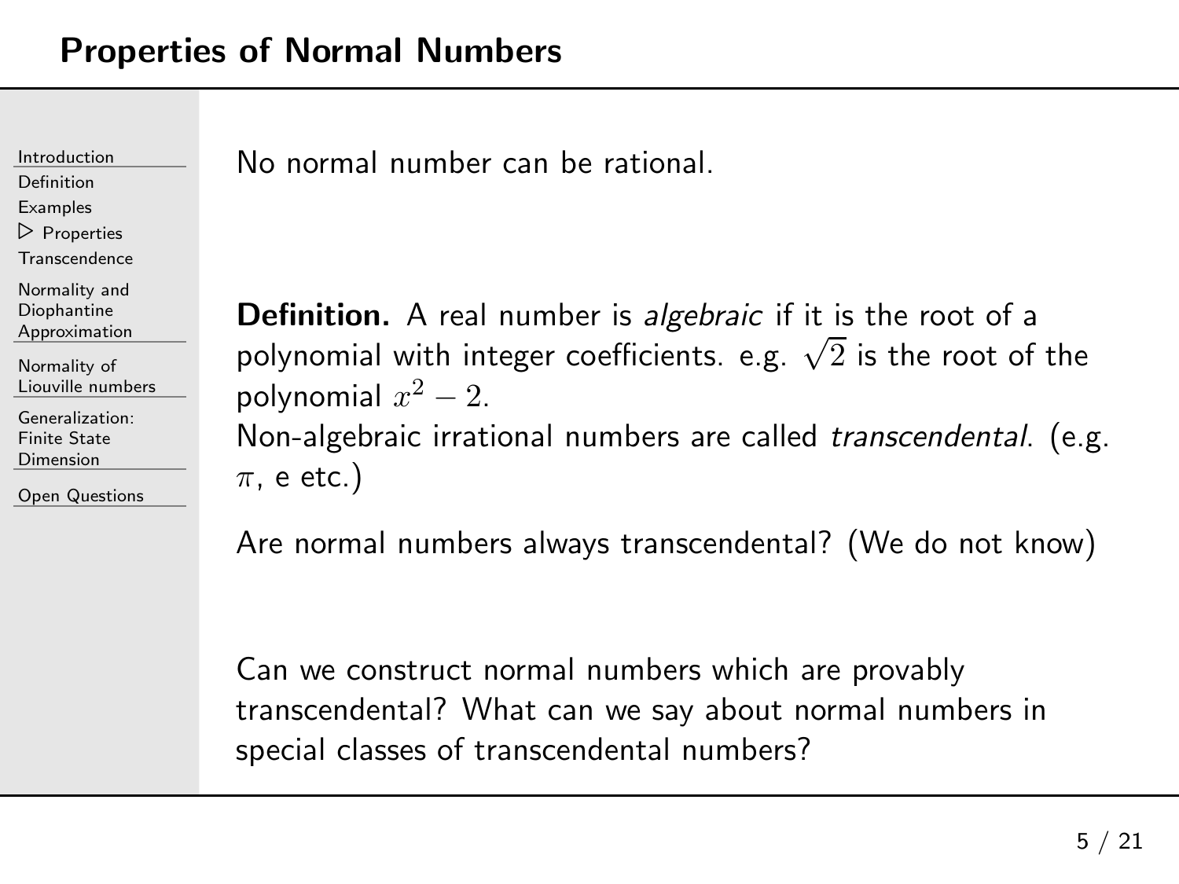## Properties of Normal Numbers

No normal number can be rational.

**Definition.** A real number is *algebraic* if it is the root of a polynomial with integer coefficients. e.g. $\sqrt{2}$ is the root of the polynomial $x^2 - 2$.
Non-algebraic irrational numbers are called *transcendental*. (e.g. $\pi$, e etc.)

Are normal numbers always transcendental? (We do not know)

Can we construct normal numbers which are provably transcendental? What can we say about normal numbers in special classes of transcendental numbers?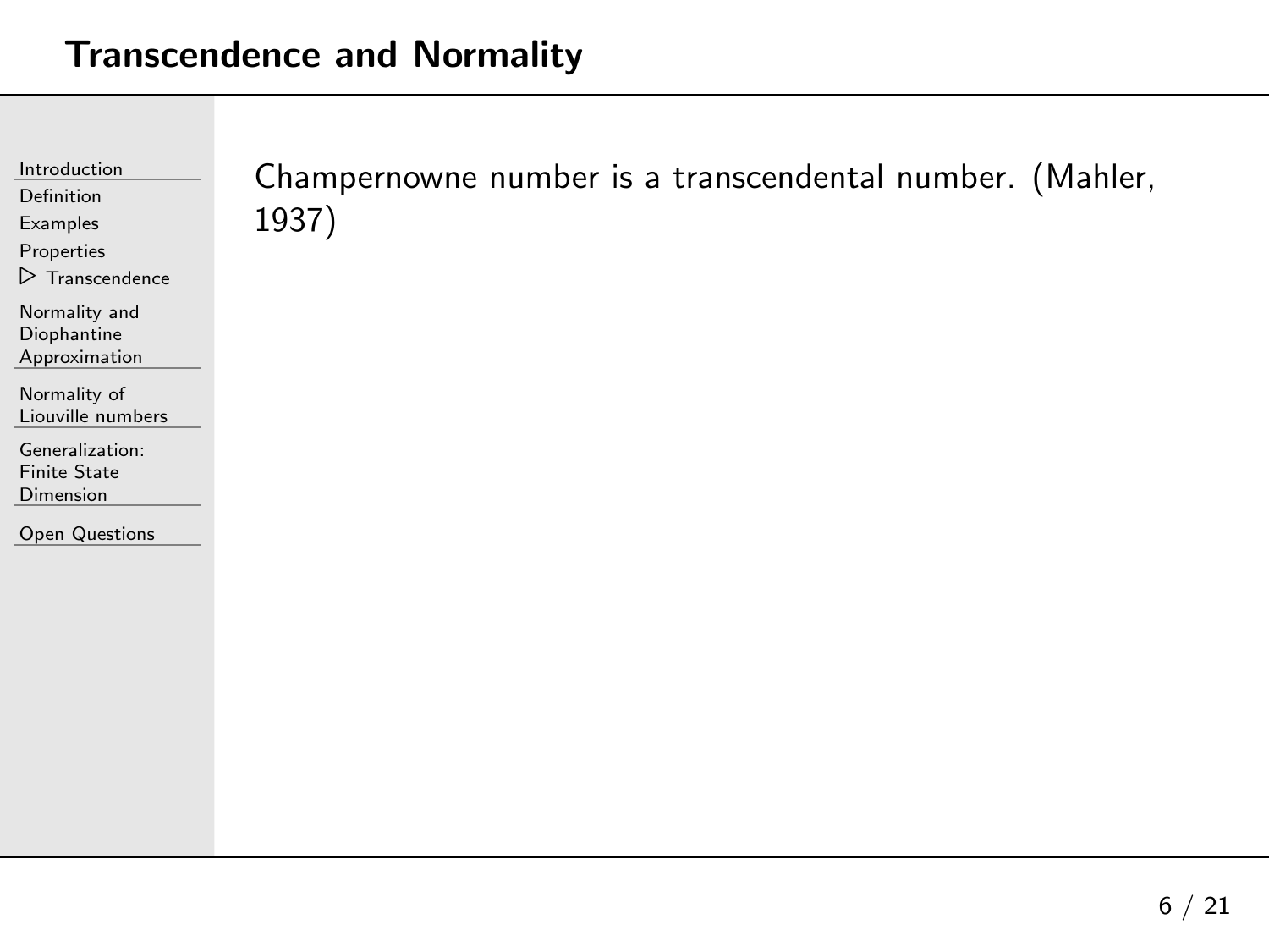# Transcendence and Normality

Champernowne number is a transcendental number. (Mahler, 1937)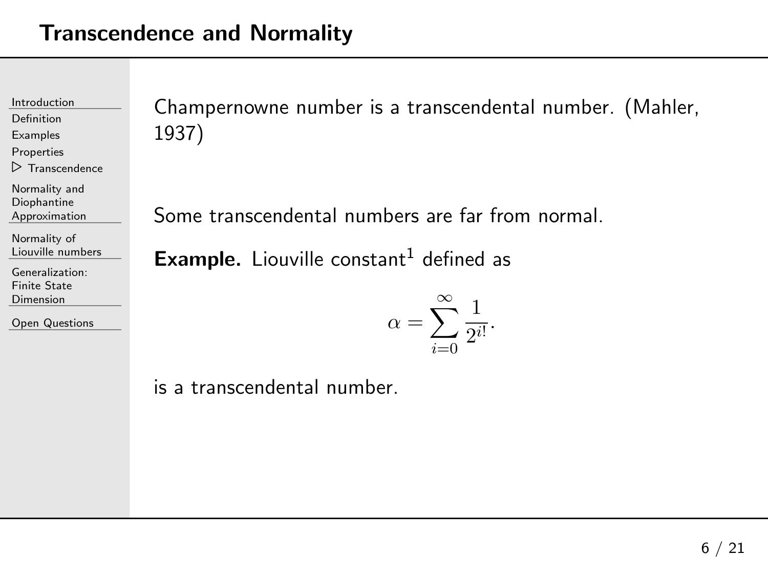## Transcendence and Normality

Champernowne number is a transcendental number. (Mahler, 1937)

Some transcendental numbers are far from normal.

**Example.** Liouville constant[1] defined as

$$\alpha = \sum_{i=0}^{\infty} \frac{1}{2^{i!}}.$$

is a transcendental number.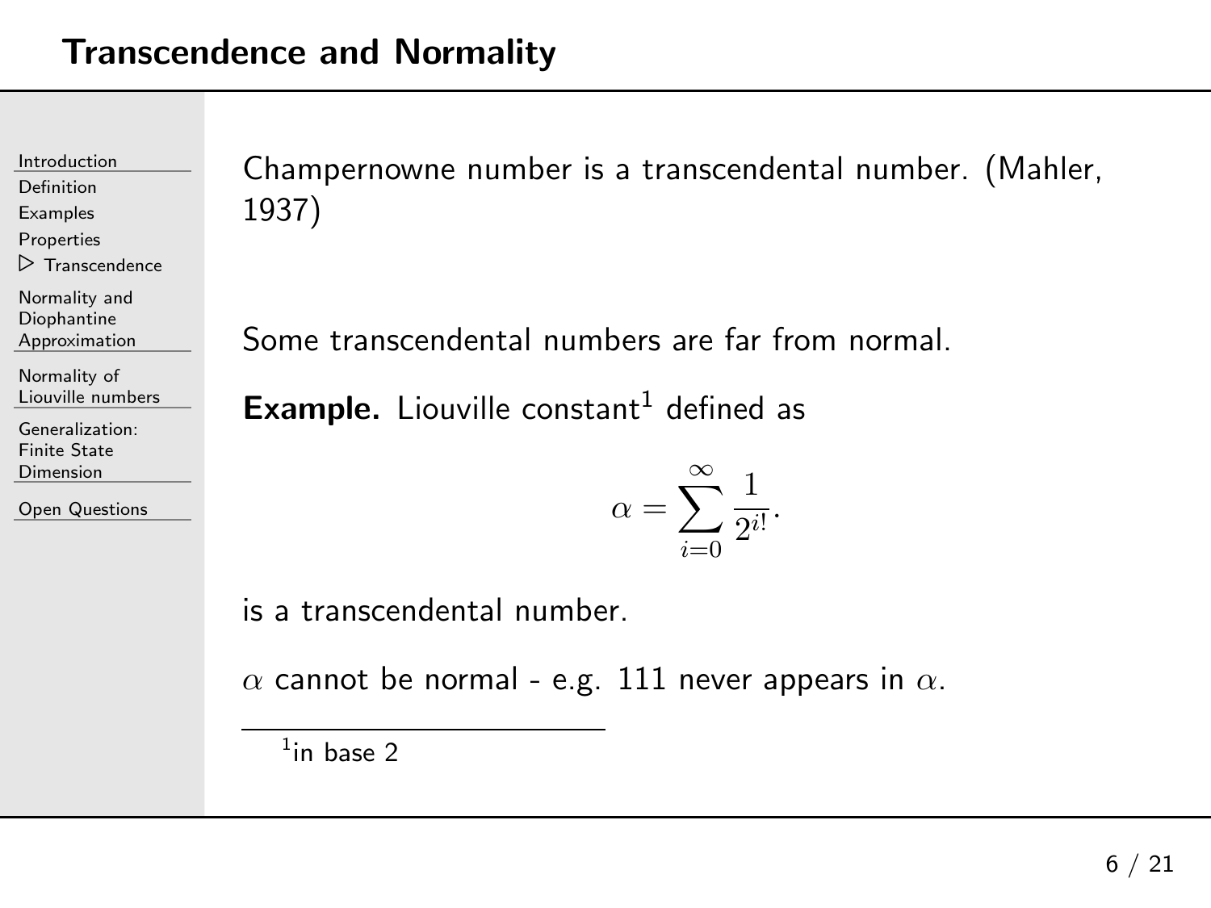## Transcendence and Normality

Champernowne number is a transcendental number. (Mahler, 1937)

Some transcendental numbers are far from normal.

**Example.** Liouville constant[1] defined as

$$\alpha = \sum_{i=0}^{\infty} \frac{1}{2^{i!}}.$$

is a transcendental number.

$\alpha$ cannot be normal - e.g. 111 never appears in $\alpha$.

[1] in base 2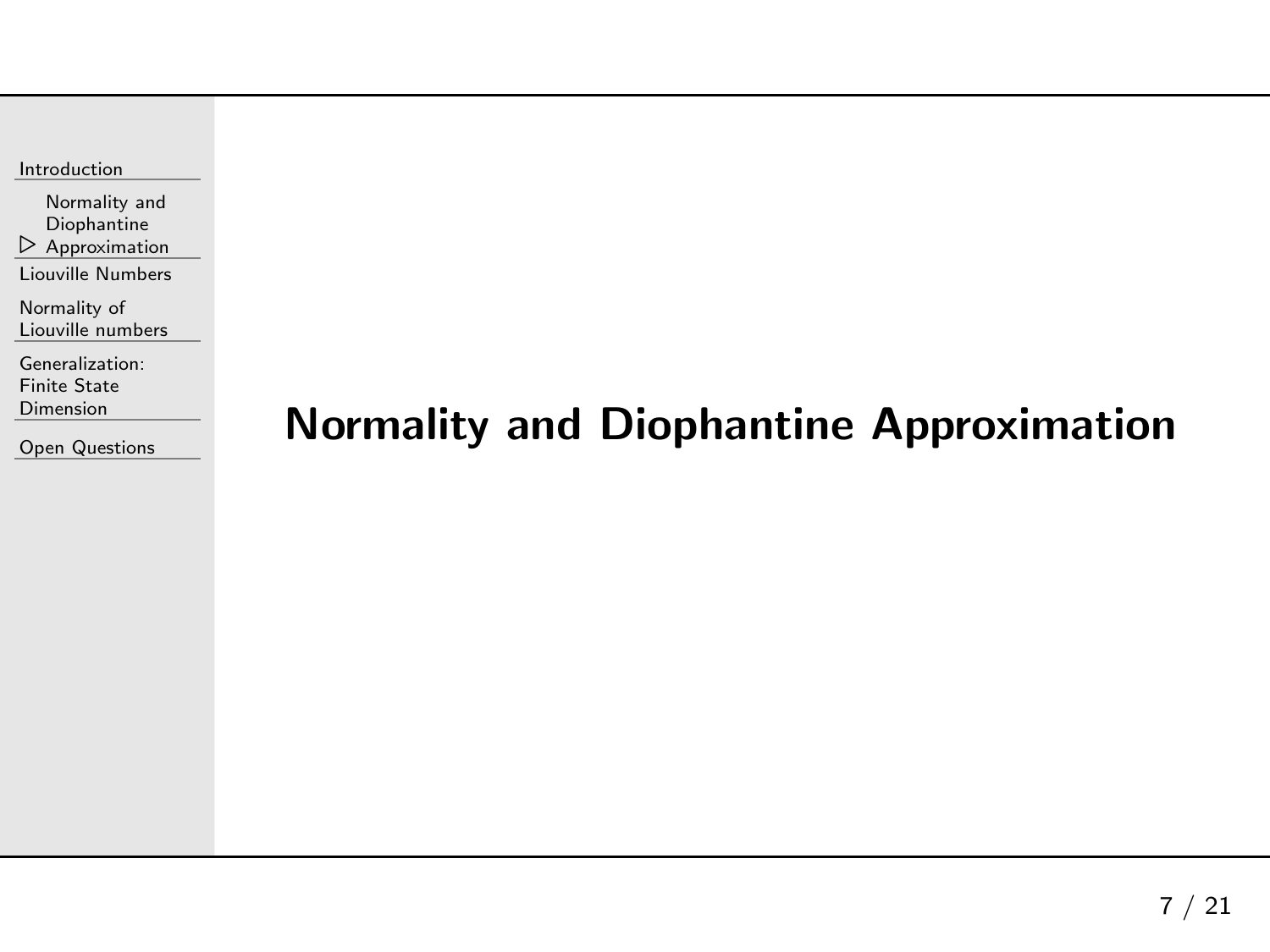# Normality and Diophantine Approximation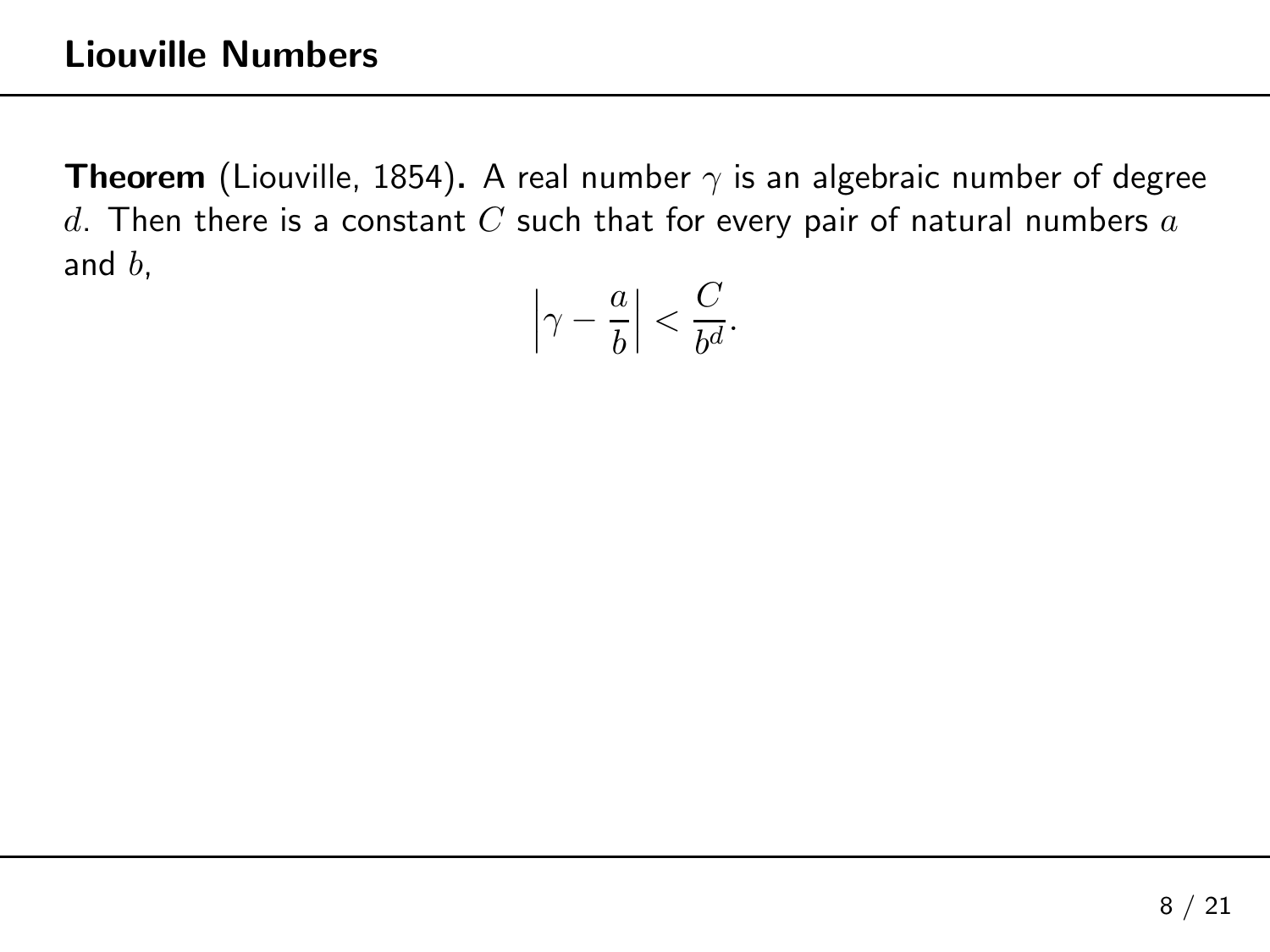## Liouville Numbers

**Theorem** (Liouville, 1854)**.** A real number $\gamma$ is an algebraic number of degree $d$. Then there is a constant $C$ such that for every pair of natural numbers $a$ and $b$,

$$\left|\gamma - \frac{a}{b}\right| < \frac{C}{b^d}.$$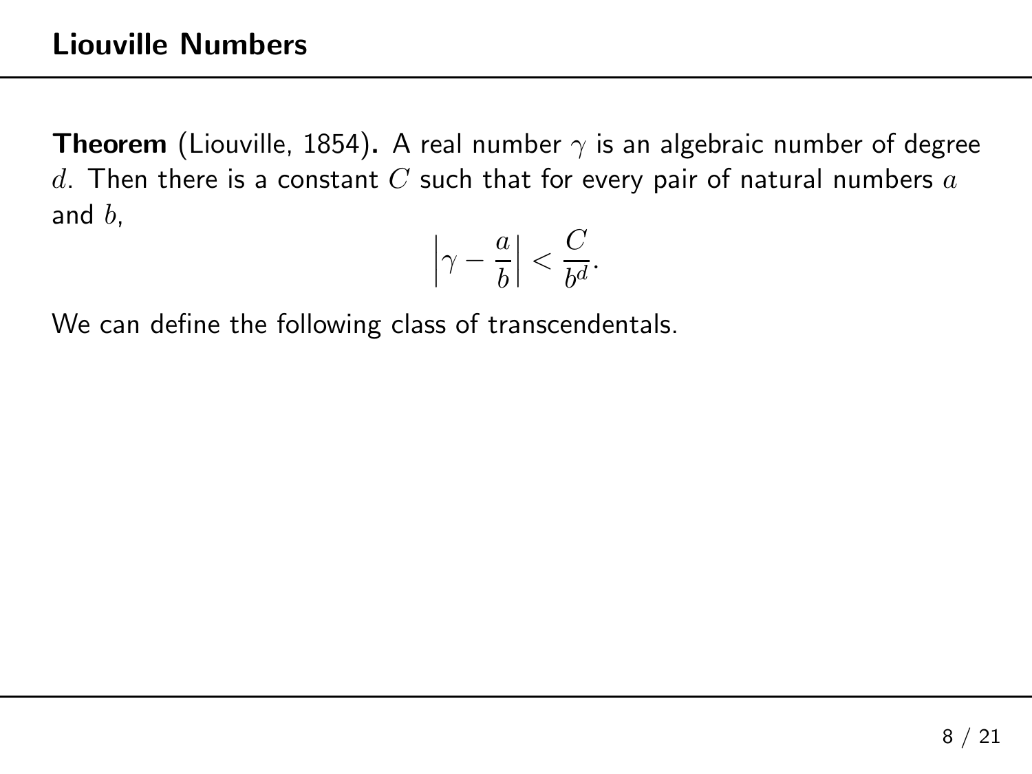## Liouville Numbers

**Theorem** (Liouville, 1854)**.** A real number $\gamma$ is an algebraic number of degree $d$. Then there is a constant $C$ such that for every pair of natural numbers $a$ and $b$,

$$\left|\gamma - \frac{a}{b}\right| < \frac{C}{b^d}.$$

We can define the following class of transcendentals.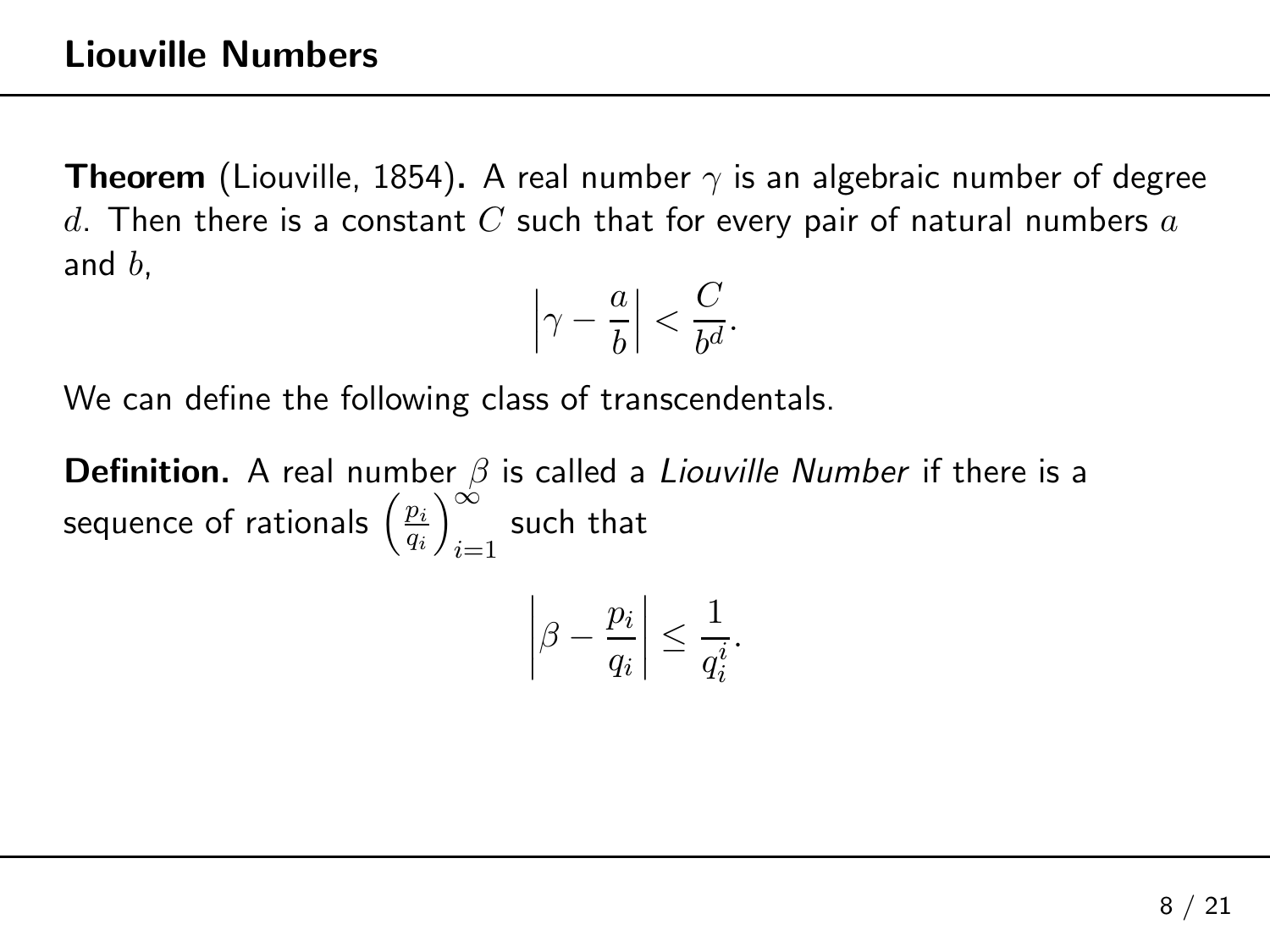## Liouville Numbers

**Theorem** (Liouville, 1854)**.** A real number $\gamma$ is an algebraic number of degree $d$. Then there is a constant $C$ such that for every pair of natural numbers $a$ and $b$,

$$\left|\gamma - \frac{a}{b}\right| < \frac{C}{b^d}.$$

We can define the following class of transcendentals.

**Definition.** A real number $\beta$ is called a *Liouville Number* if there is a sequence of rationals $\left(\frac{p_i}{q_i}\right)_{i=1}^{\infty}$ such that

$$\left|\beta - \frac{p_i}{q_i}\right| \leq \frac{1}{q_i^i}.$$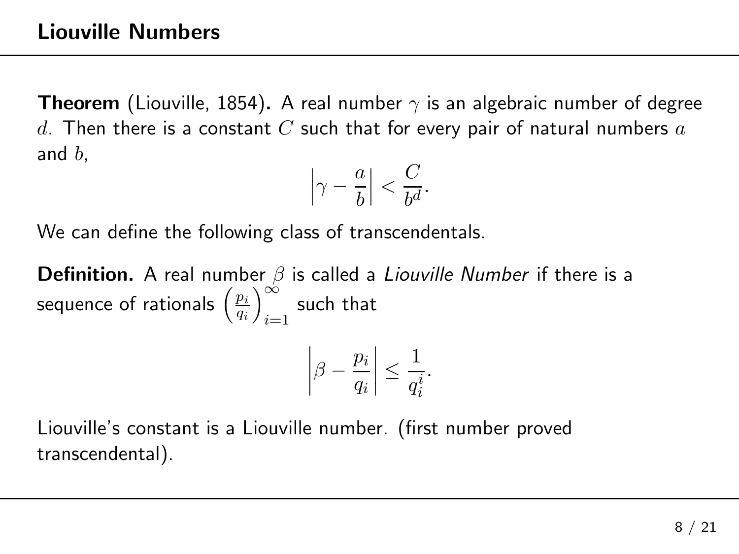## Liouville Numbers

**Theorem** (Liouville, 1854)**.** A real number $\gamma$ is an algebraic number of degree $d$. Then there is a constant $C$ such that for every pair of natural numbers $a$ and $b$,

$$\left|\gamma - \frac{a}{b}\right| < \frac{C}{b^d}.$$

We can define the following class of transcendentals.

**Definition.** A real number $\beta$ is called a *Liouville Number* if there is a sequence of rationals $\left(\frac{p_i}{q_i}\right)_{i=1}^{\infty}$ such that

$$\left|\beta - \frac{p_i}{q_i}\right| \leq \frac{1}{q_i^i}.$$

Liouville's constant is a Liouville number. (first number proved transcendental).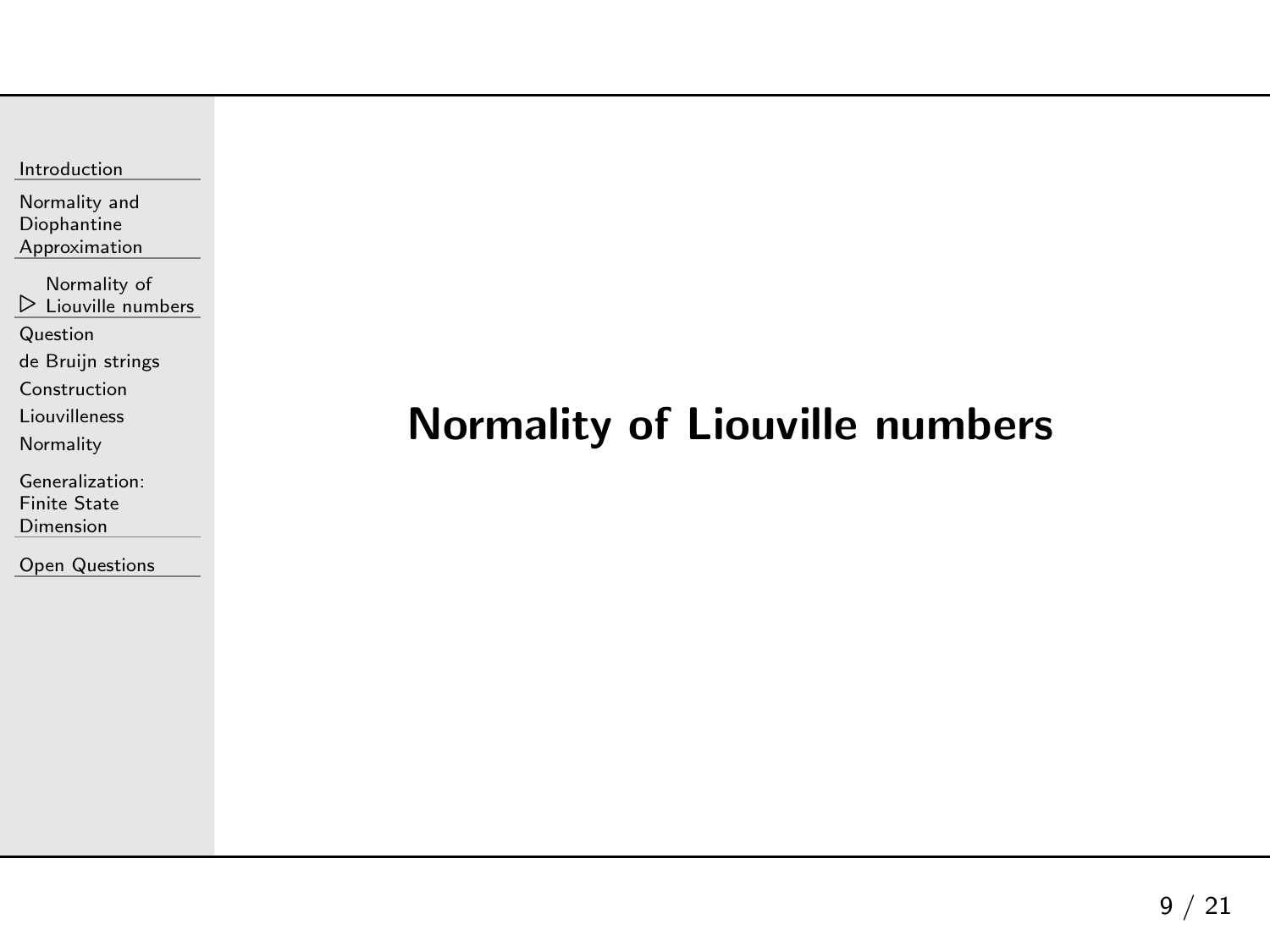# Normality of Liouville numbers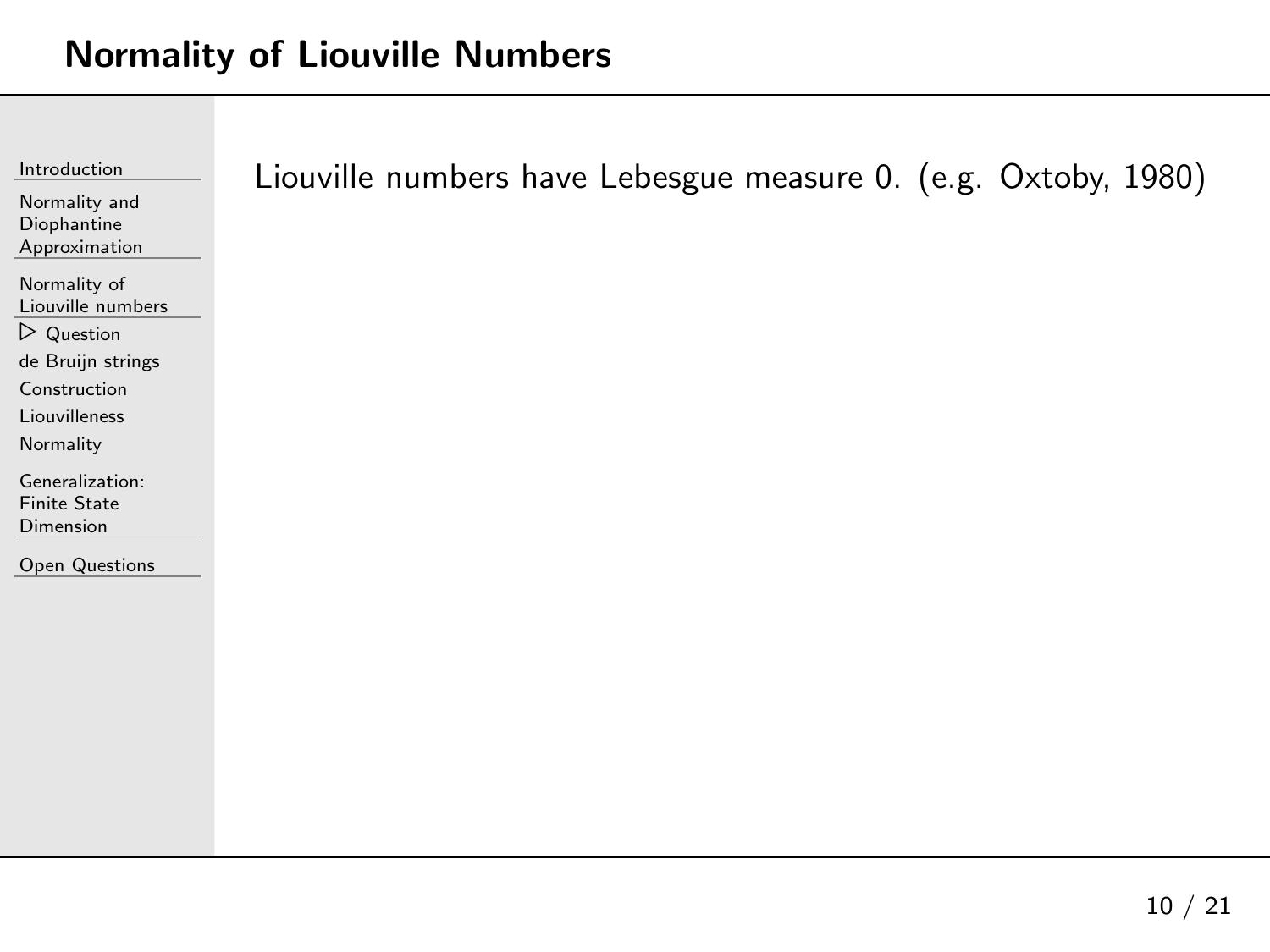# Normality of Liouville Numbers

Liouville numbers have Lebesgue measure 0. (e.g. Oxtoby, 1980)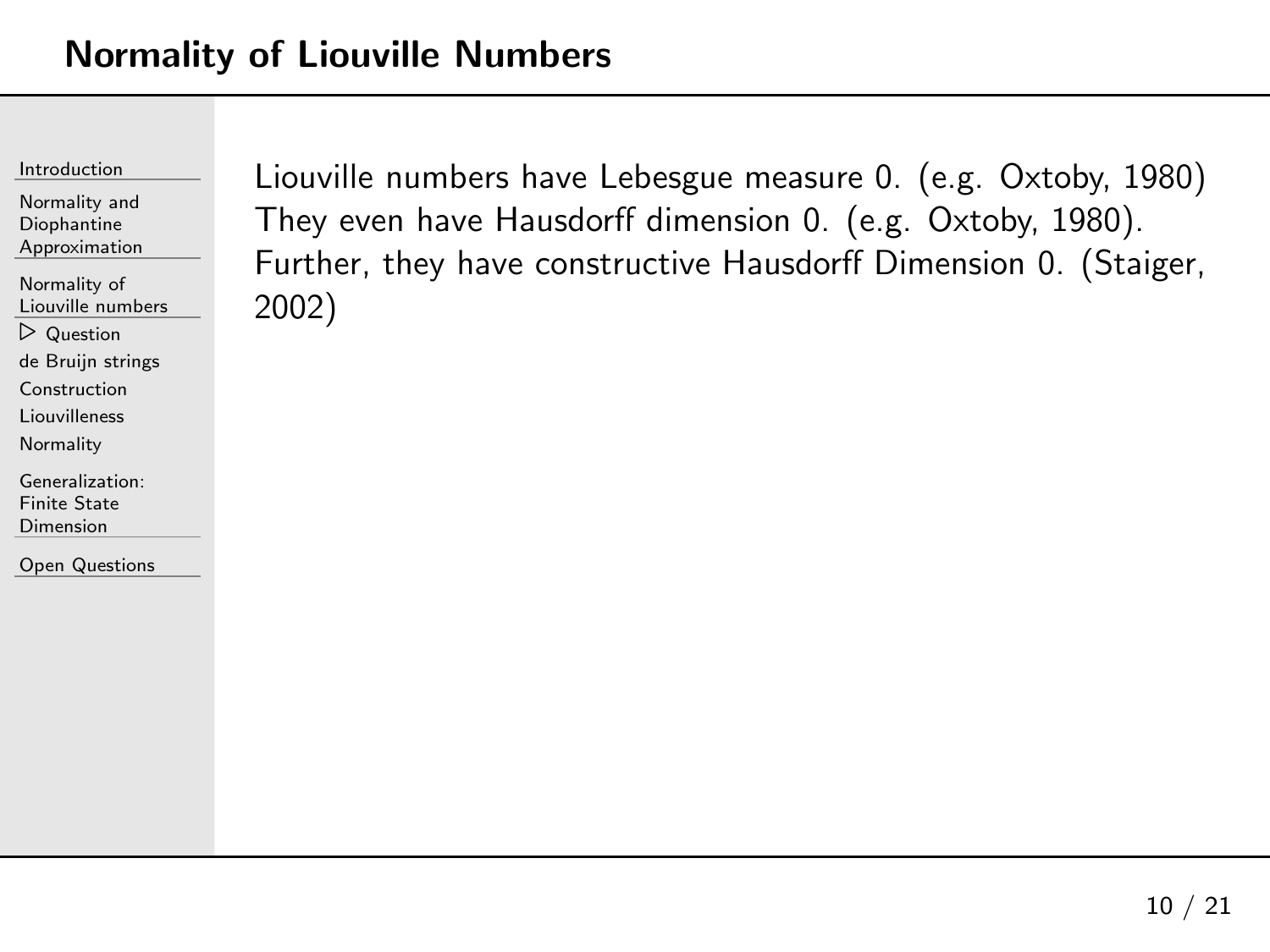# Normality of Liouville Numbers

Liouville numbers have Lebesgue measure 0. (e.g. Oxtoby, 1980)
They even have Hausdorff dimension 0. (e.g. Oxtoby, 1980).
Further, they have constructive Hausdorff Dimension 0. (Staiger, 2002)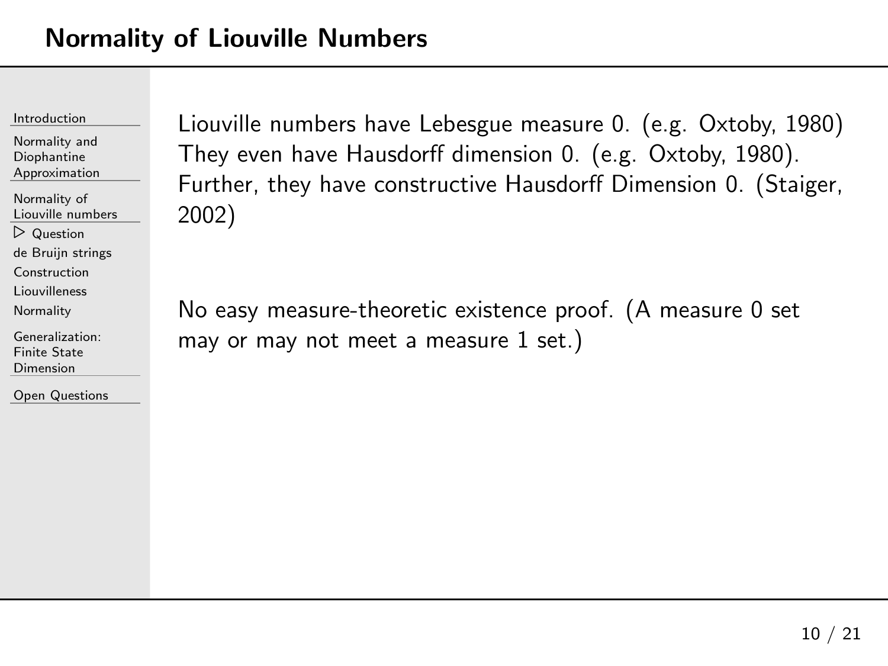# Normality of Liouville Numbers

Liouville numbers have Lebesgue measure 0. (e.g. Oxtoby, 1980) They even have Hausdorff dimension 0. (e.g. Oxtoby, 1980). Further, they have constructive Hausdorff Dimension 0. (Staiger, 2002)

No easy measure-theoretic existence proof. (A measure 0 set may or may not meet a measure 1 set.)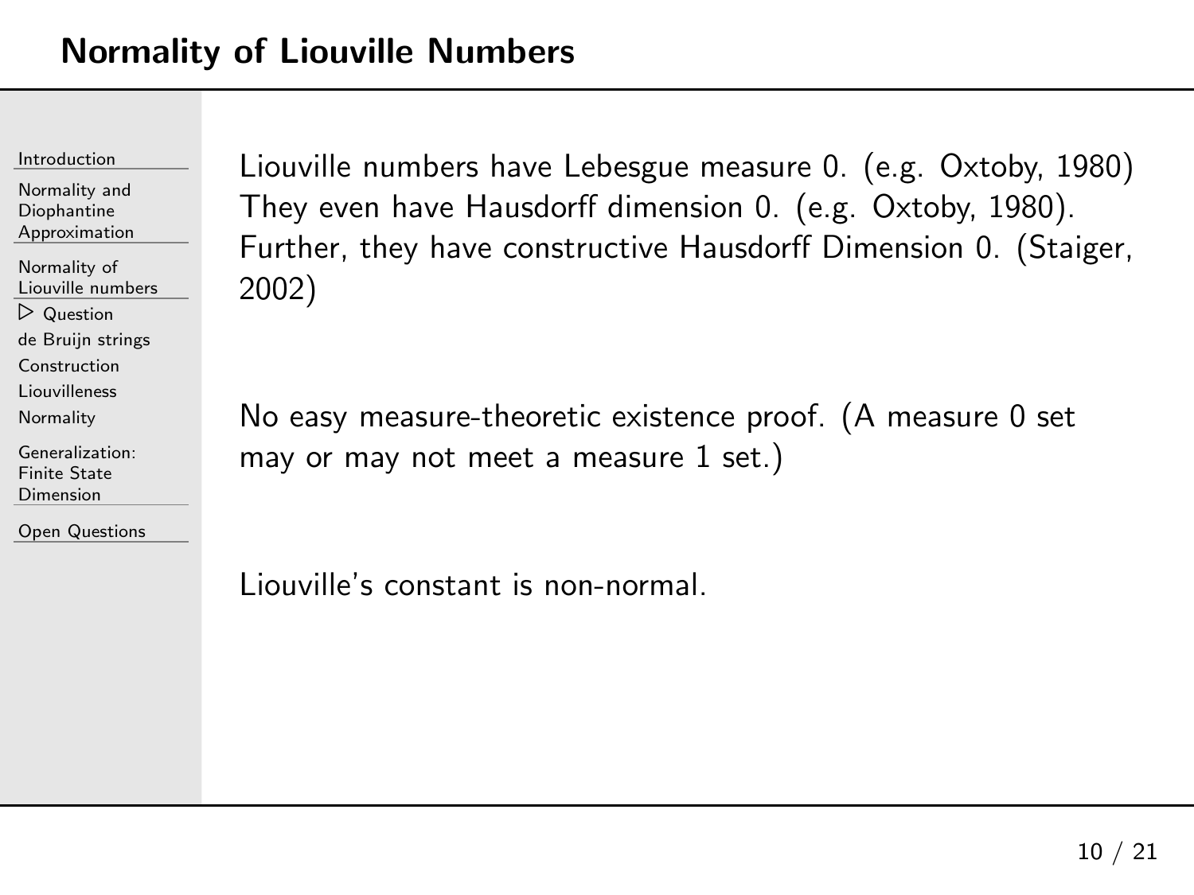# Normality of Liouville Numbers

Liouville numbers have Lebesgue measure 0. (e.g. Oxtoby, 1980)
They even have Hausdorff dimension 0. (e.g. Oxtoby, 1980).
Further, they have constructive Hausdorff Dimension 0. (Staiger, 2002)

No easy measure-theoretic existence proof. (A measure 0 set may or may not meet a measure 1 set.)

Liouville's constant is non-normal.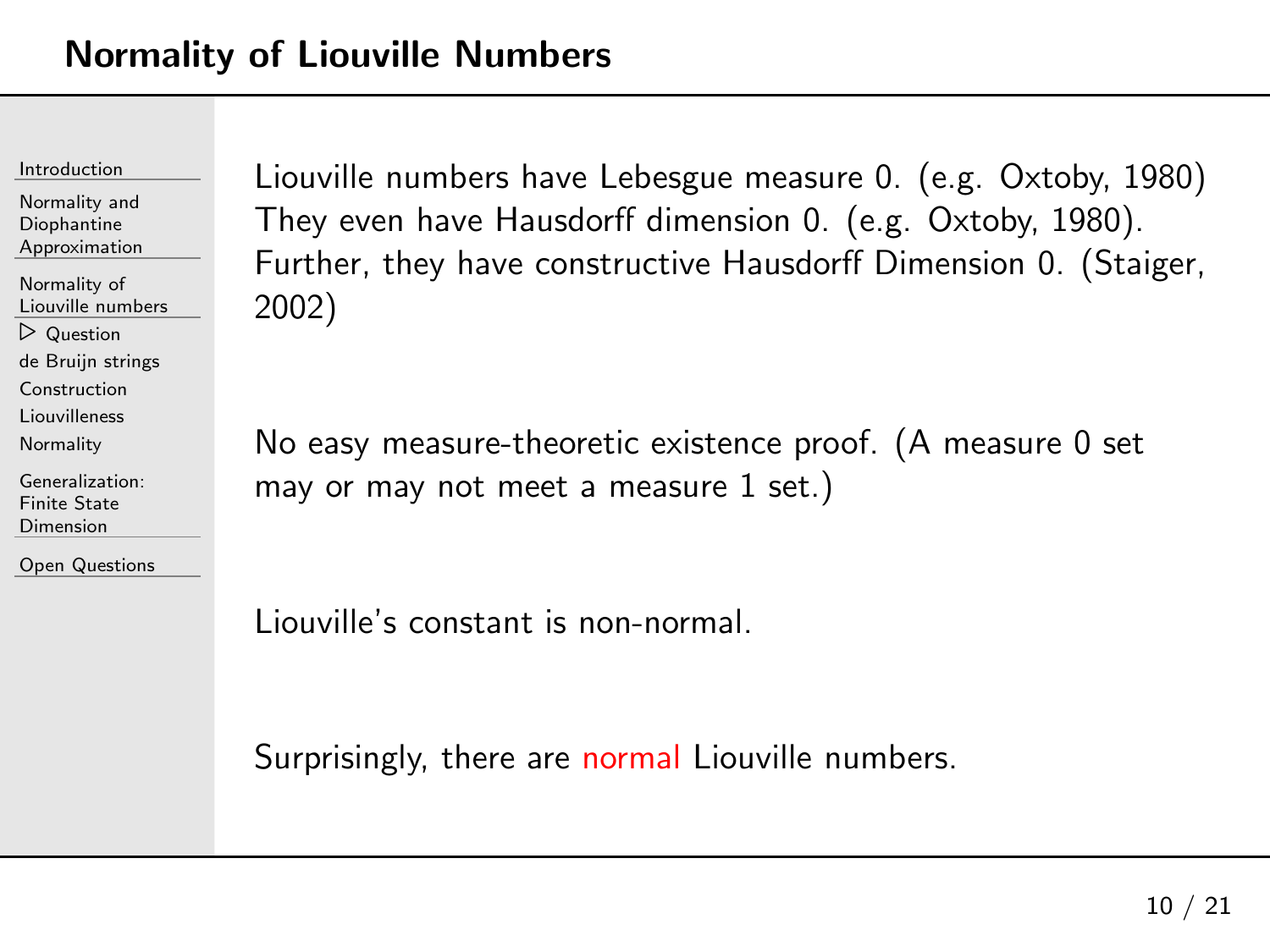## Normality of Liouville Numbers

Liouville numbers have Lebesgue measure 0. (e.g. Oxtoby, 1980)
They even have Hausdorff dimension 0. (e.g. Oxtoby, 1980).
Further, they have constructive Hausdorff Dimension 0. (Staiger, 2002)

No easy measure-theoretic existence proof. (A measure 0 set may or may not meet a measure 1 set.)

Liouville's constant is non-normal.

Surprisingly, there are normal Liouville numbers.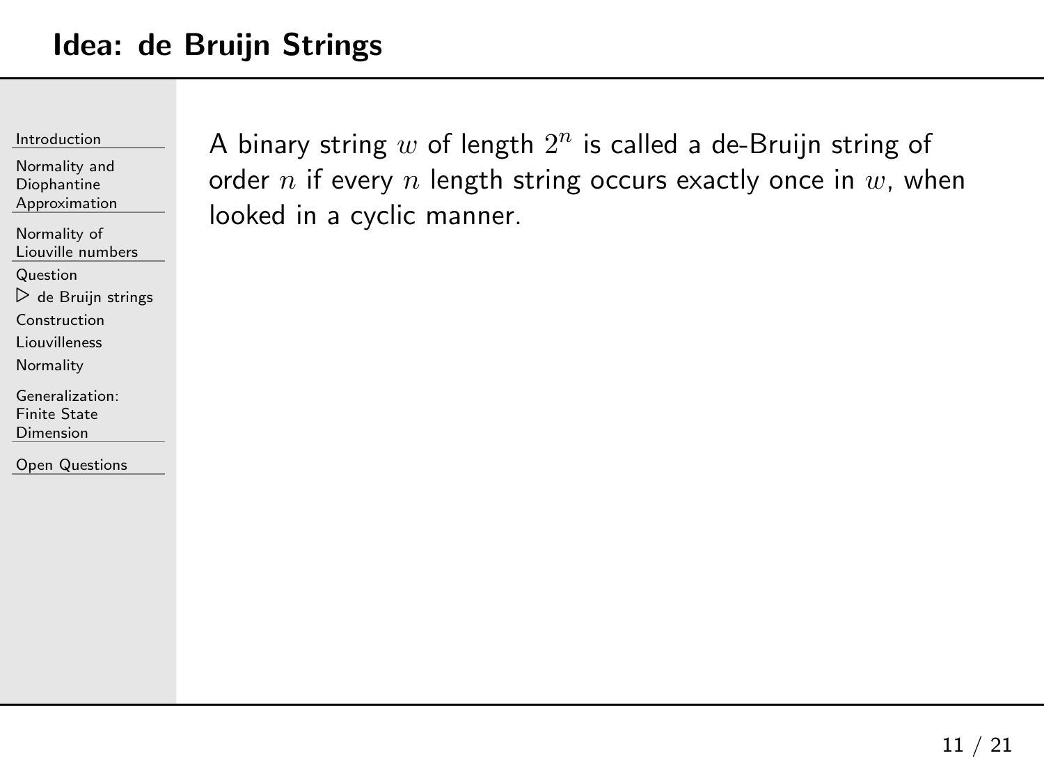# Idea: de Bruijn Strings

A binary string $w$ of length $2^n$ is called a de-Bruijn string of order $n$ if every $n$ length string occurs exactly once in $w$, when looked in a cyclic manner.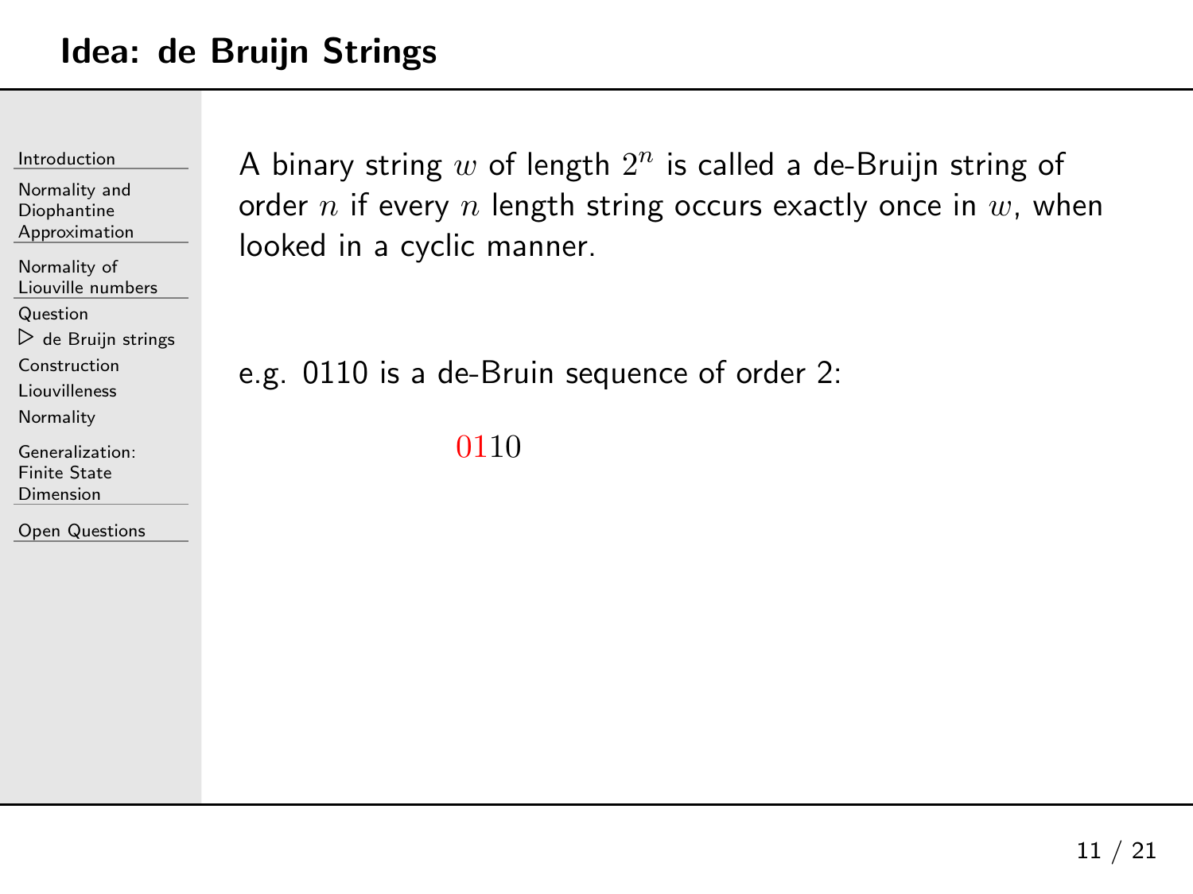# Idea: de Bruijn Strings

A binary string $w$ of length $2^n$ is called a de-Bruijn string of order $n$ if every $n$ length string occurs exactly once in $w$, when looked in a cyclic manner.

e.g. 0110 is a de-Bruin sequence of order 2:

$$0110$$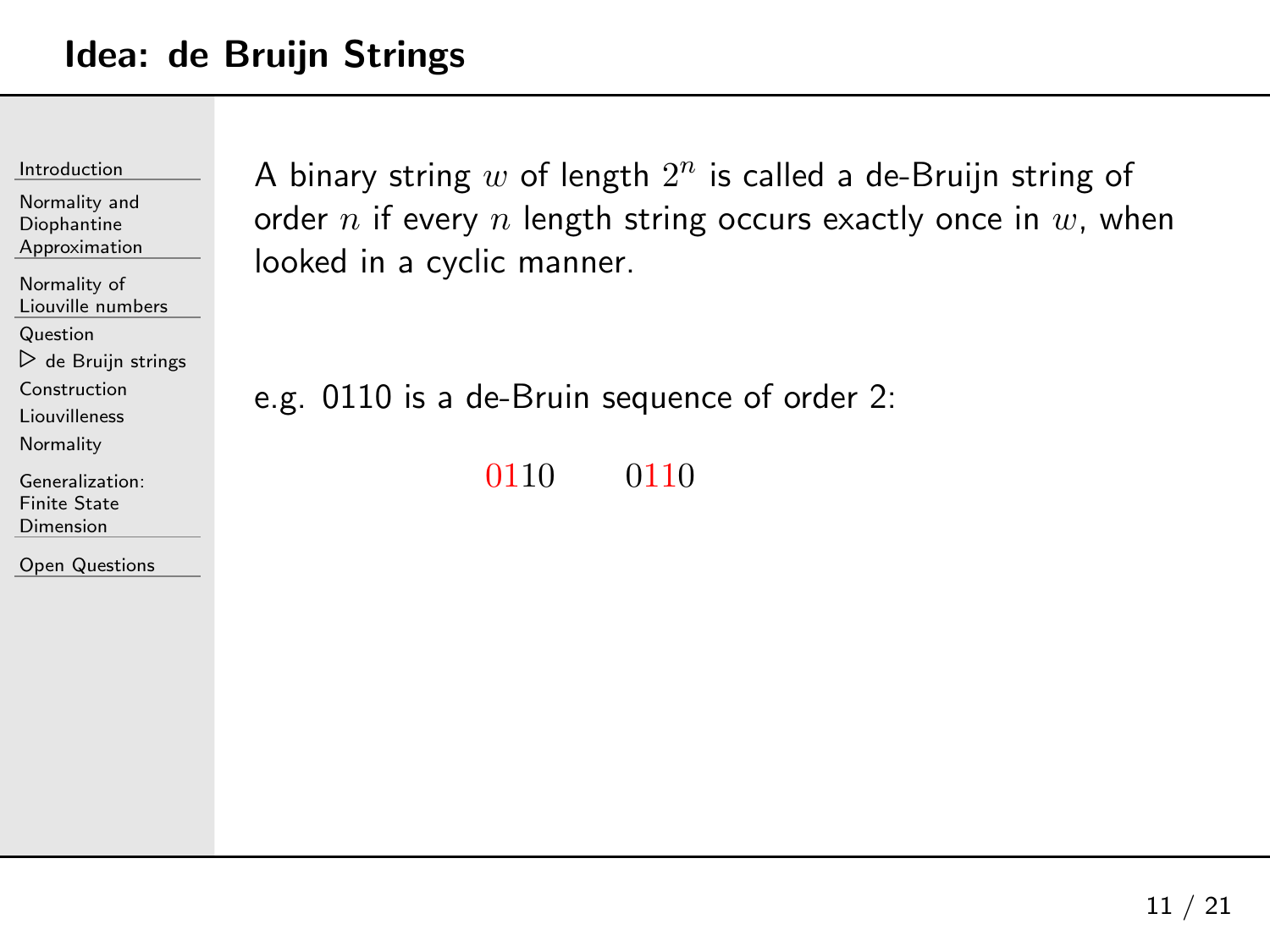# Idea: de Bruijn Strings

A binary string $w$ of length $2^n$ is called a de-Bruijn string of order $n$ if every $n$ length string occurs exactly once in $w$, when looked in a cyclic manner.

e.g. 0110 is a de-Bruin sequence of order 2:

$$\color{red}{01}10 \qquad 0\color{red}{11}0$$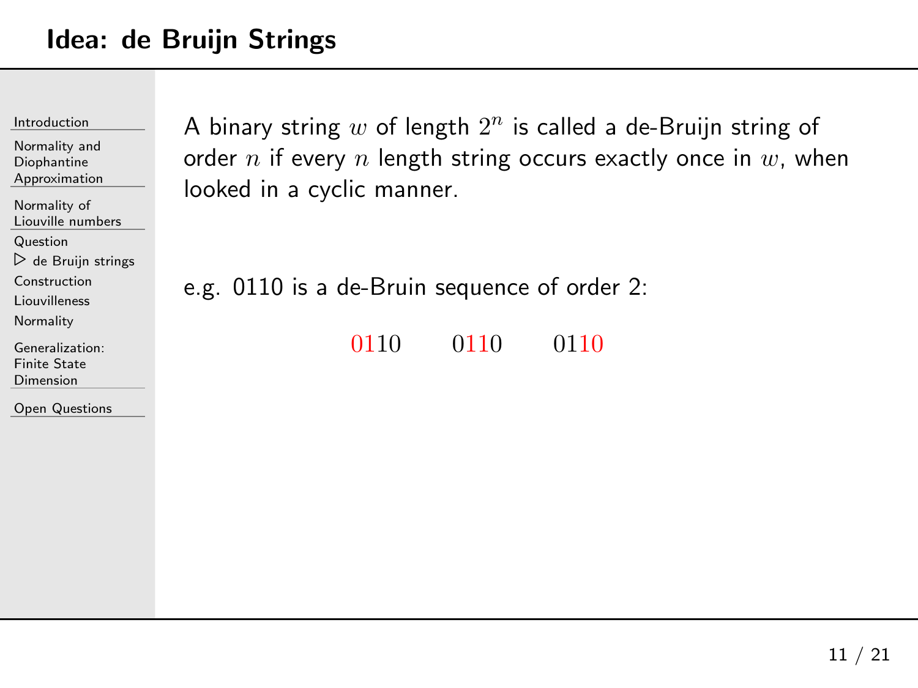# Idea: de Bruijn Strings

A binary string $w$ of length $2^n$ is called a de-Bruijn string of order $n$ if every $n$ length string occurs exactly once in $w$, when looked in a cyclic manner.

e.g. 0110 is a de-Bruin sequence of order 2:

$$\color{red}{01}10 \qquad 0\color{red}{11}0 \qquad 01\color{red}{10}$$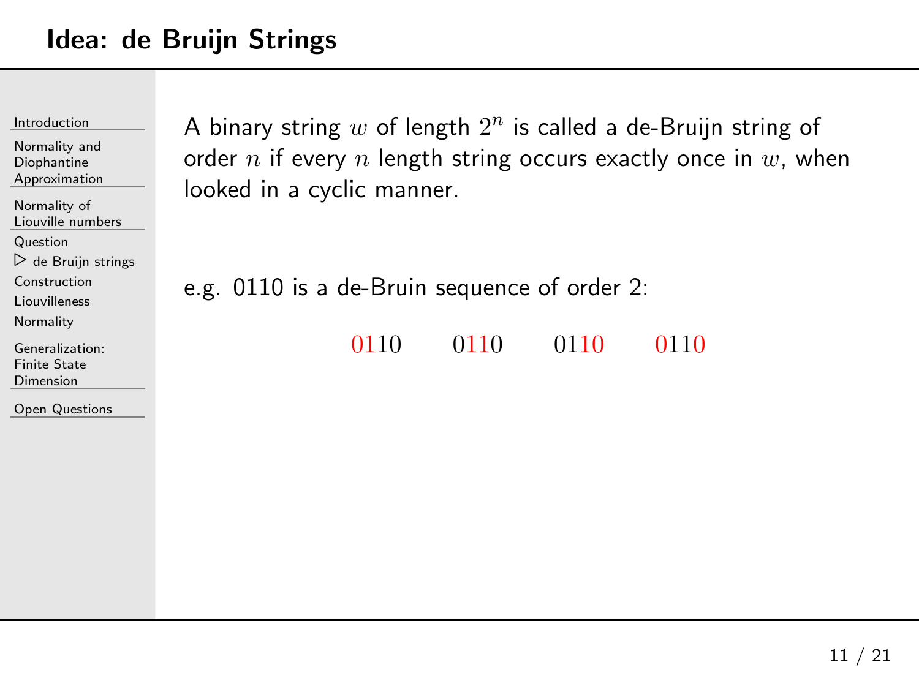# Idea: de Bruijn Strings

A binary string $w$ of length $2^n$ is called a de-Bruijn string of order $n$ if every $n$ length string occurs exactly once in $w$, when looked in a cyclic manner.

e.g. 0110 is a de-Bruin sequence of order 2:

$$\textcolor{red}{01}10 \qquad 0\textcolor{red}{11}0 \qquad 01\textcolor{red}{10} \qquad \textcolor{red}{0}11\textcolor{red}{0}$$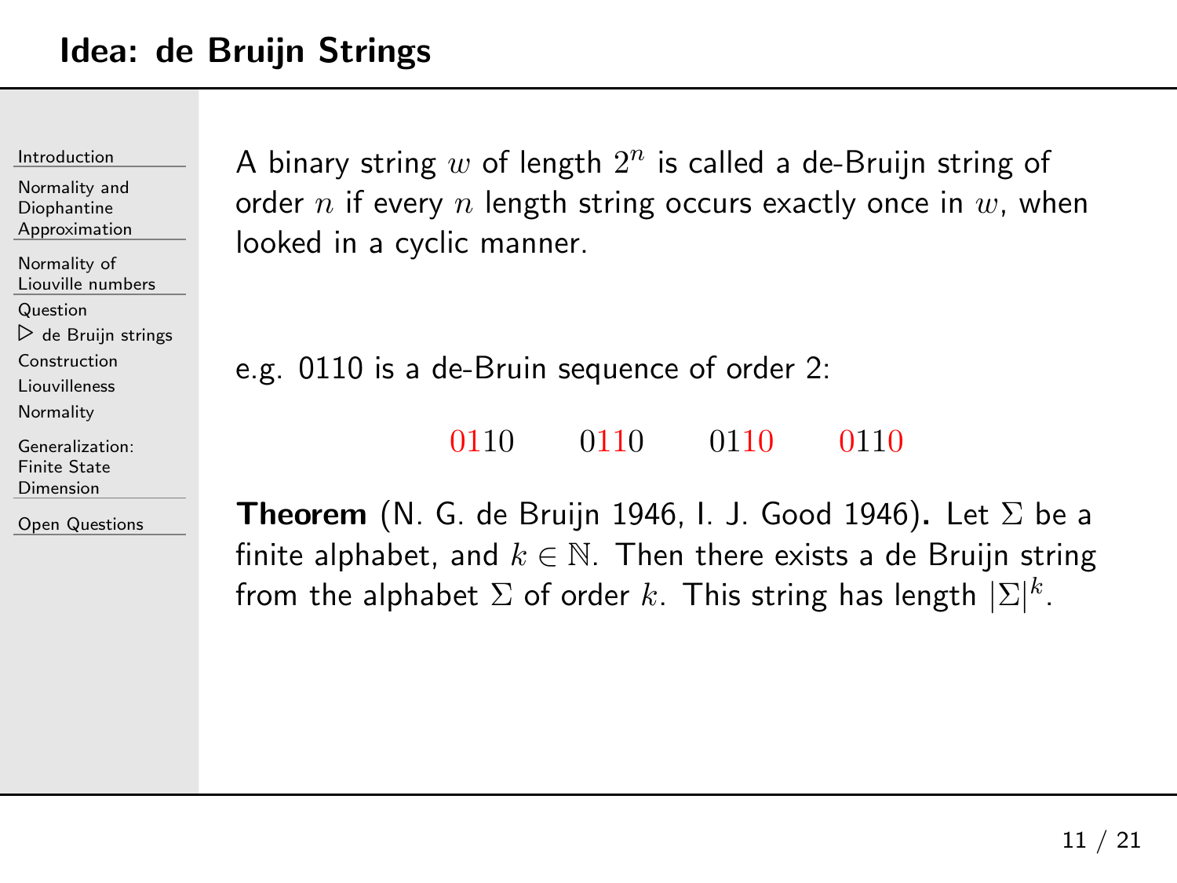# Idea: de Bruijn Strings

A binary string $w$ of length $2^n$ is called a de-Bruijn string of order $n$ if every $n$ length string occurs exactly once in $w$, when looked in a cyclic manner.

e.g. 0110 is a de-Bruin sequence of order 2:

$$\textcolor{red}{01}10 \qquad 0\textcolor{red}{11}0 \qquad 01\textcolor{red}{10} \qquad \textcolor{red}{0}11\textcolor{red}{0}$$

**Theorem** (N. G. de Bruijn 1946, I. J. Good 1946)**.** Let $\Sigma$ be a finite alphabet, and $k \in \mathbb{N}$. Then there exists a de Bruijn string from the alphabet $\Sigma$ of order $k$. This string has length $|\Sigma|^k$.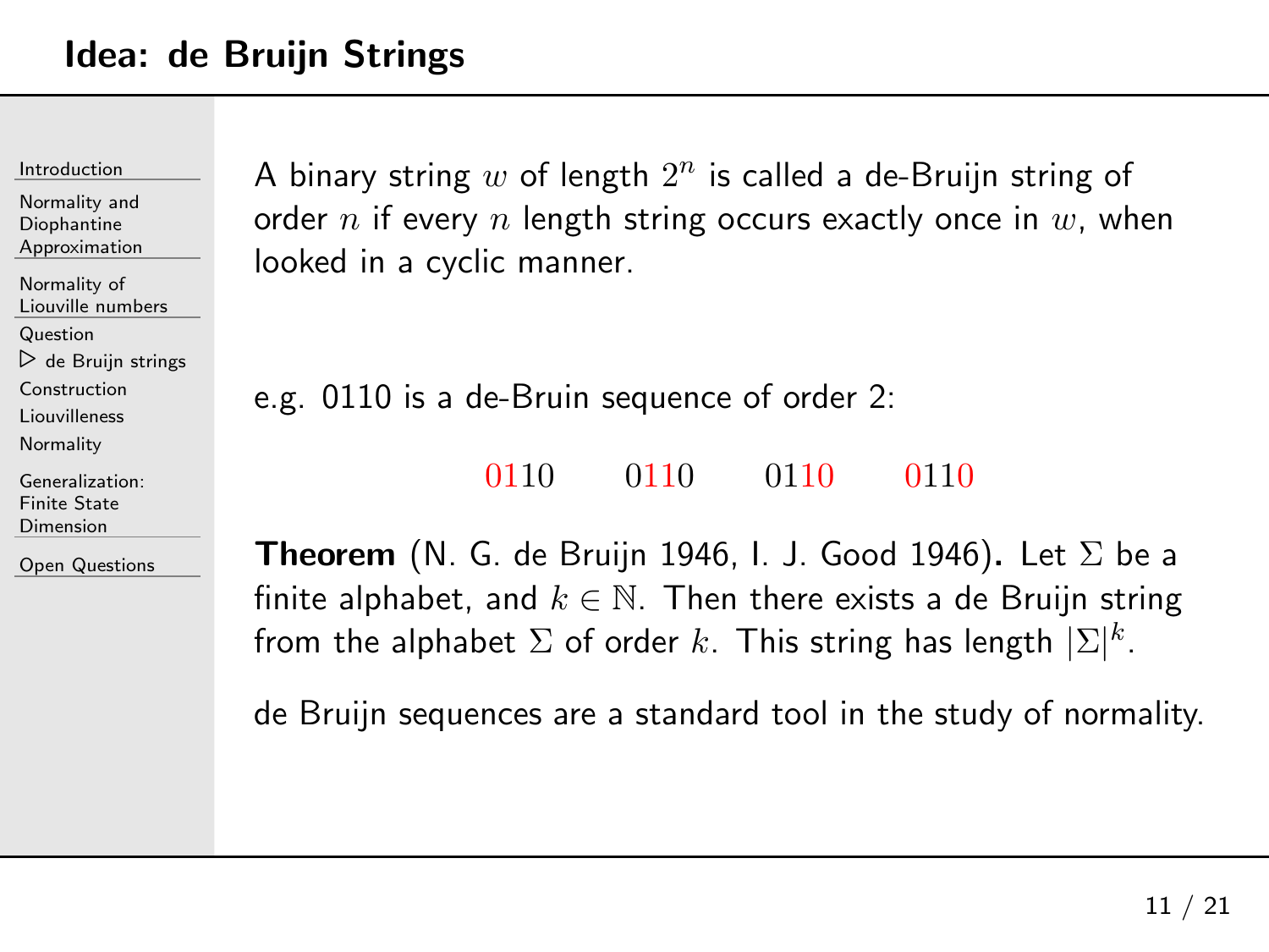# Idea: de Bruijn Strings

A binary string $w$ of length $2^n$ is called a de-Bruijn string of order $n$ if every $n$ length string occurs exactly once in $w$, when looked in a cyclic manner.

e.g. 0110 is a de-Bruin sequence of order 2:

$$0110 \qquad 0110 \qquad 0110 \qquad 0110$$

**Theorem** (N. G. de Bruijn 1946, I. J. Good 1946)**.** Let $\Sigma$ be a finite alphabet, and $k \in \mathbb{N}$. Then there exists a de Bruijn string from the alphabet $\Sigma$ of order $k$. This string has length $|\Sigma|^k$.

de Bruijn sequences are a standard tool in the study of normality.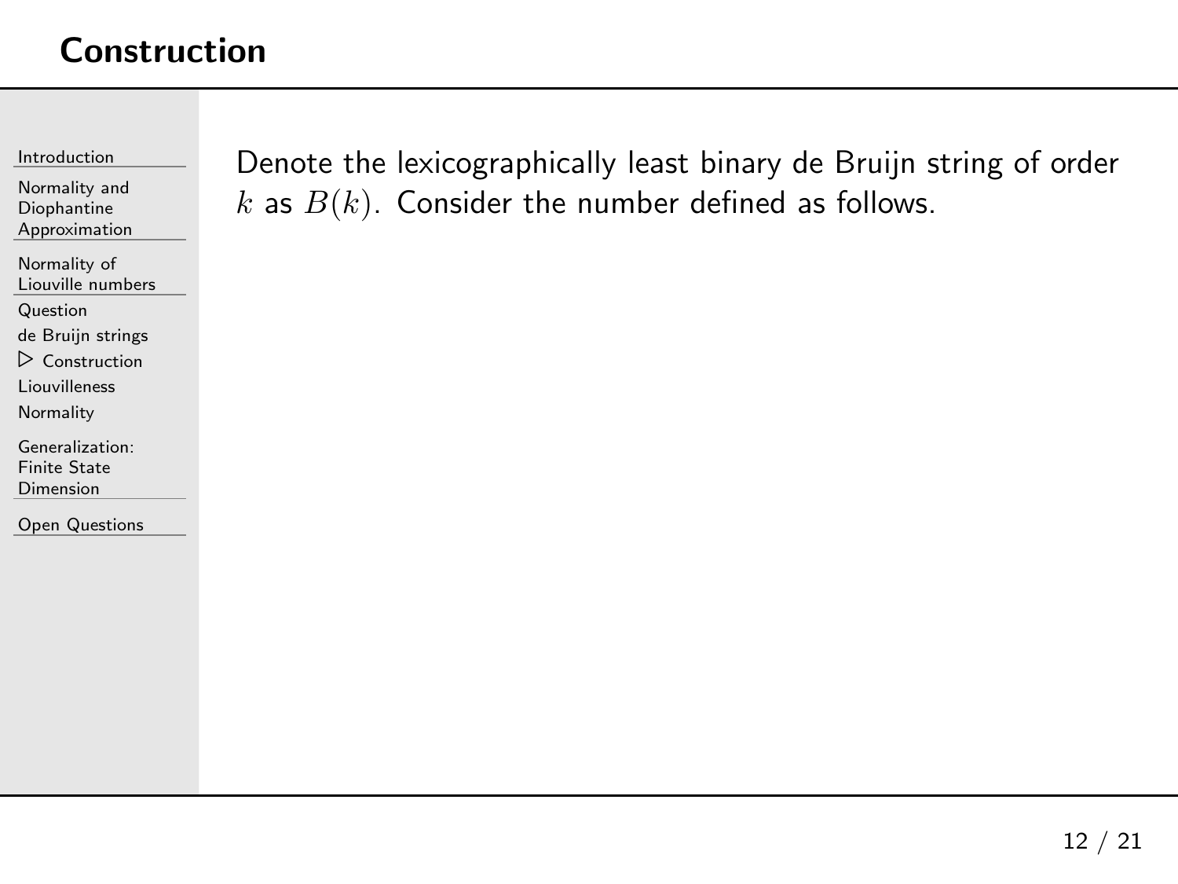# Construction

Denote the lexicographically least binary de Bruijn string of order $k$ as $B(k)$. Consider the number defined as follows.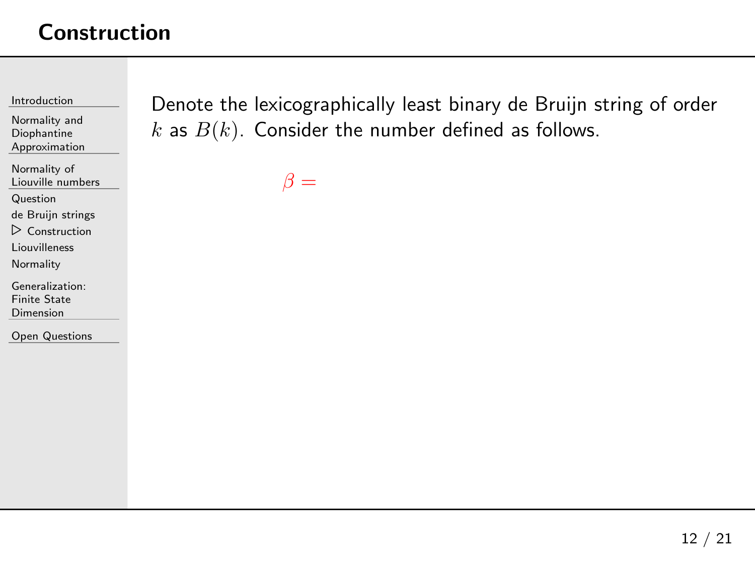## Construction

Denote the lexicographically least binary de Bruijn string of order $k$ as $B(k)$. Consider the number defined as follows.

$$\beta =$$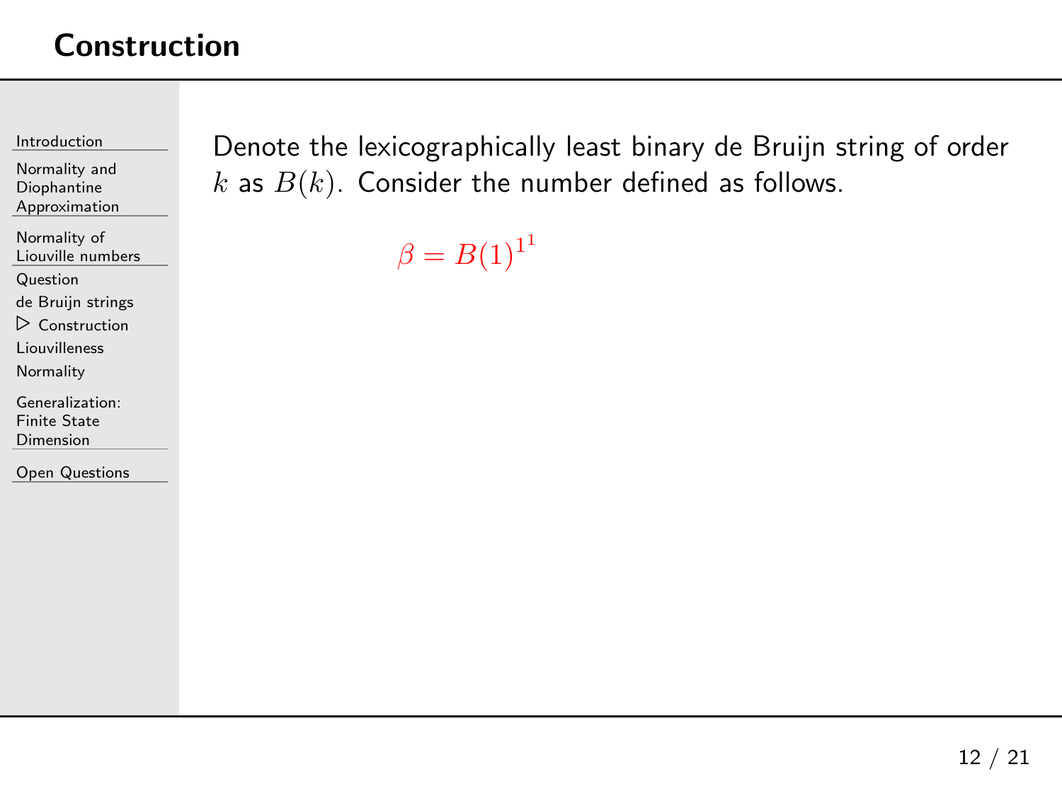# Construction

Denote the lexicographically least binary de Bruijn string of order $k$ as $B(k)$. Consider the number defined as follows.

$$\beta = B(1)^{1^1}$$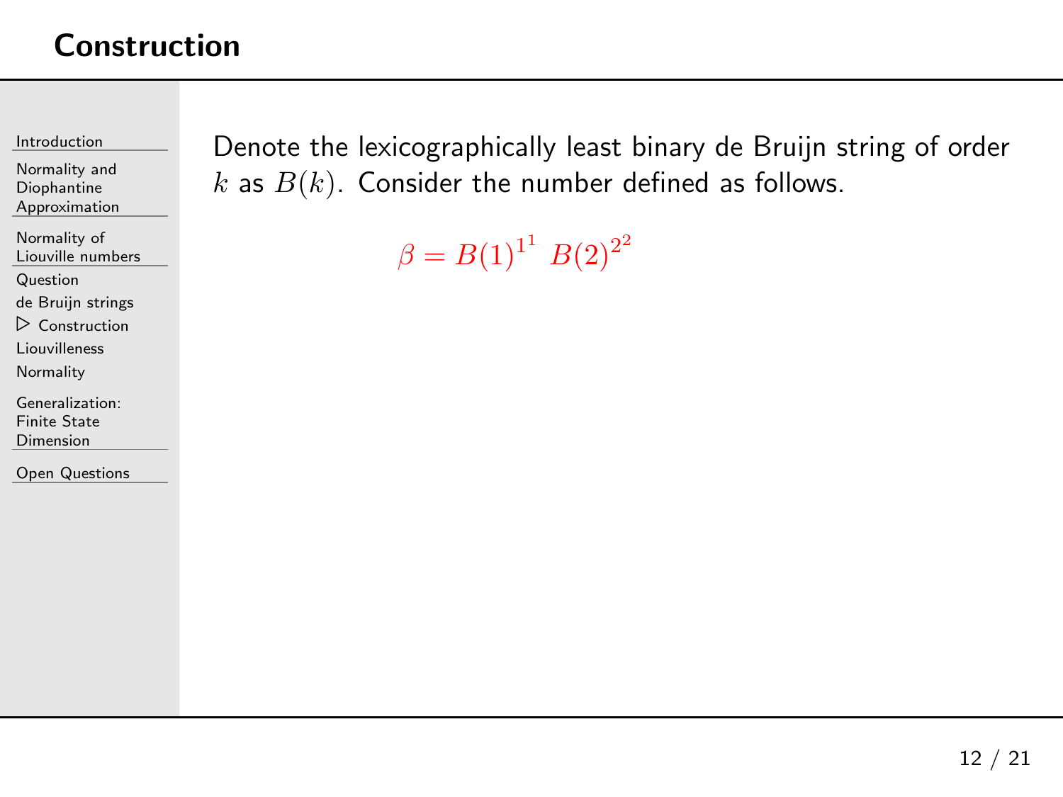# Construction

Denote the lexicographically least binary de Bruijn string of order $k$ as $B(k)$. Consider the number defined as follows.

$$\beta = B(1)^{1^1} \; B(2)^{2^2}$$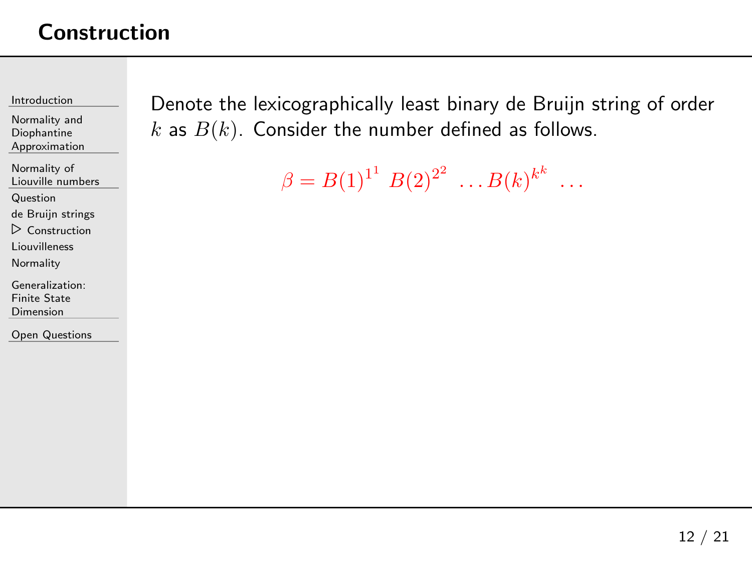# Construction

Denote the lexicographically least binary de Bruijn string of order $k$ as $B(k)$. Consider the number defined as follows.

$$\beta = B(1)^{1^1} \; B(2)^{2^2} \; \dots B(k)^{k^k} \; \dots$$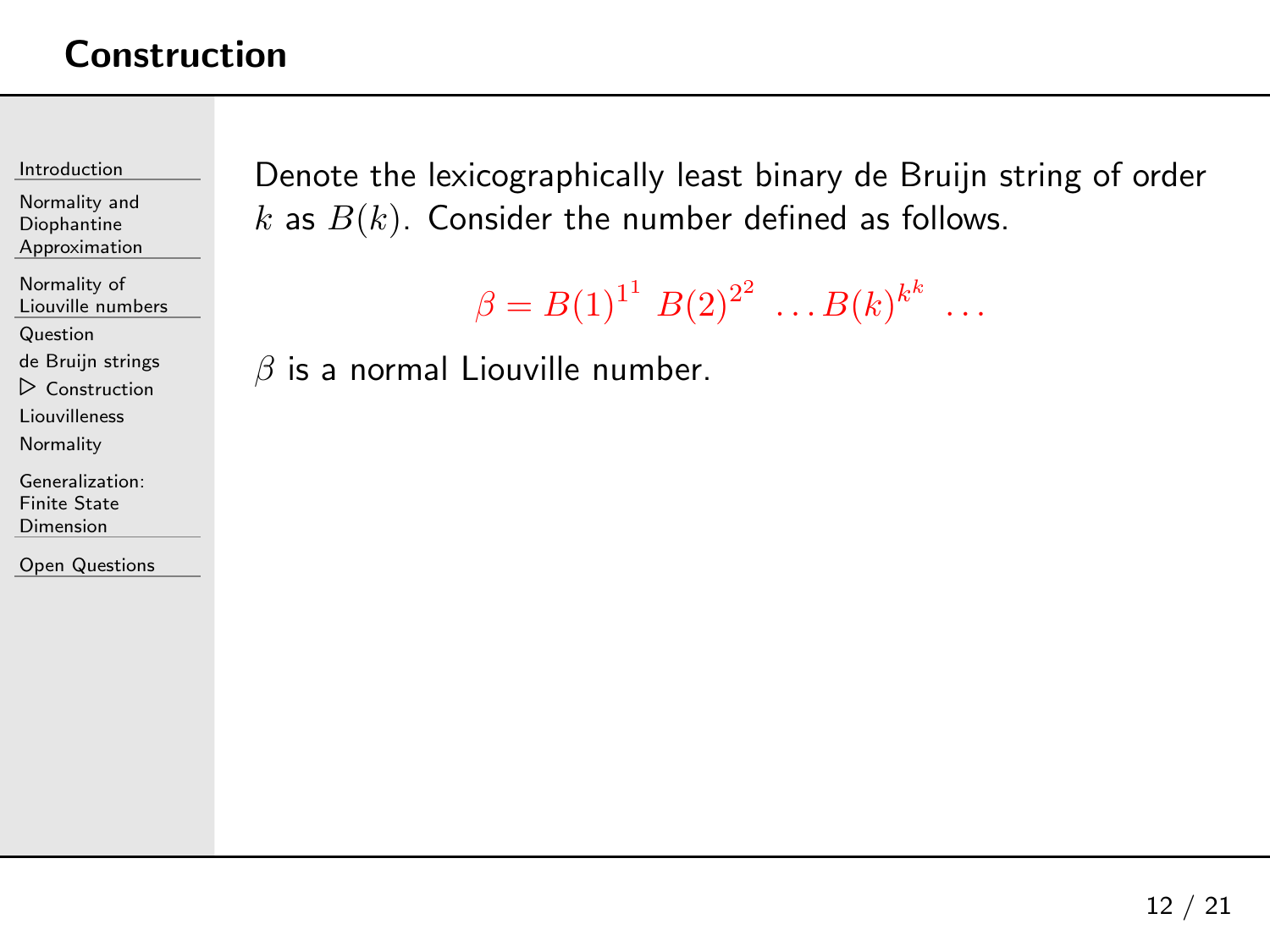# Construction

Denote the lexicographically least binary de Bruijn string of order $k$ as $B(k)$. Consider the number defined as follows.

$$\beta = B(1)^{1^1} \; B(2)^{2^2} \; \ldots B(k)^{k^k} \; \ldots$$

$\beta$ is a normal Liouville number.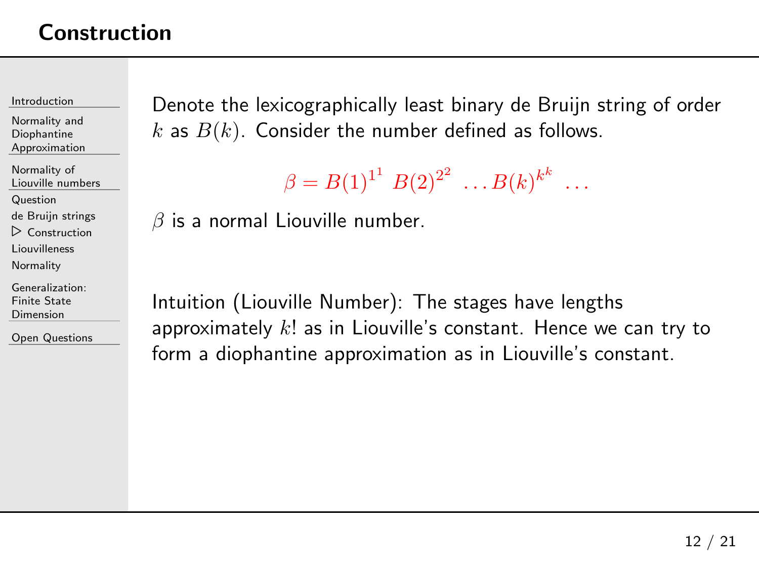# Construction

Denote the lexicographically least binary de Bruijn string of order $k$ as $B(k)$. Consider the number defined as follows.

$$\beta = B(1)^{1^1}\ B(2)^{2^2}\ \ldots B(k)^{k^k}\ \ldots$$

$\beta$ is a normal Liouville number.

Intuition (Liouville Number): The stages have lengths approximately $k!$ as in Liouville's constant. Hence we can try to form a diophantine approximation as in Liouville's constant.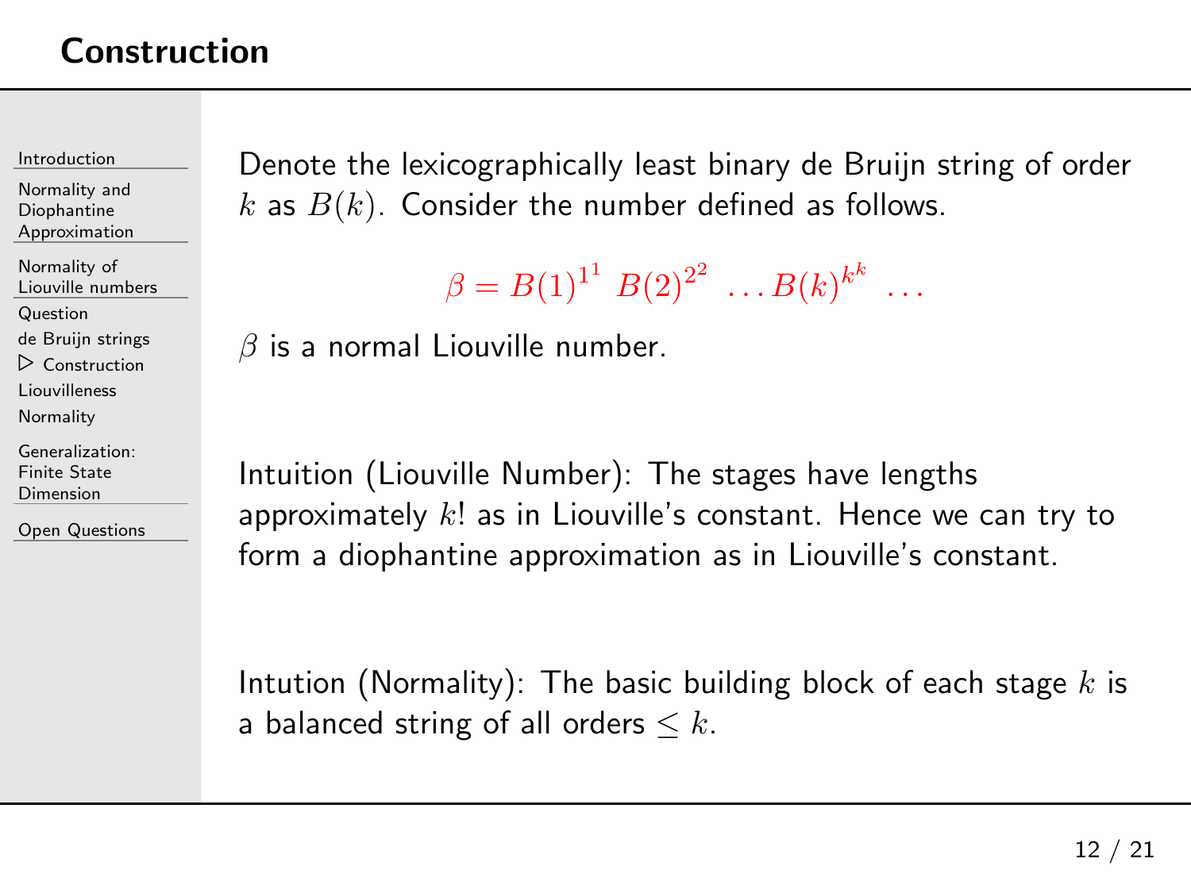# Construction

Denote the lexicographically least binary de Bruijn string of order $k$ as $B(k)$. Consider the number defined as follows.

$$\beta = B(1)^{1^1} \; B(2)^{2^2} \; \dots B(k)^{k^k} \; \dots$$

$\beta$ is a normal Liouville number.

Intuition (Liouville Number): The stages have lengths approximately $k!$ as in Liouville's constant. Hence we can try to form a diophantine approximation as in Liouville's constant.

Intution (Normality): The basic building block of each stage $k$ is a balanced string of all orders $\leq k$.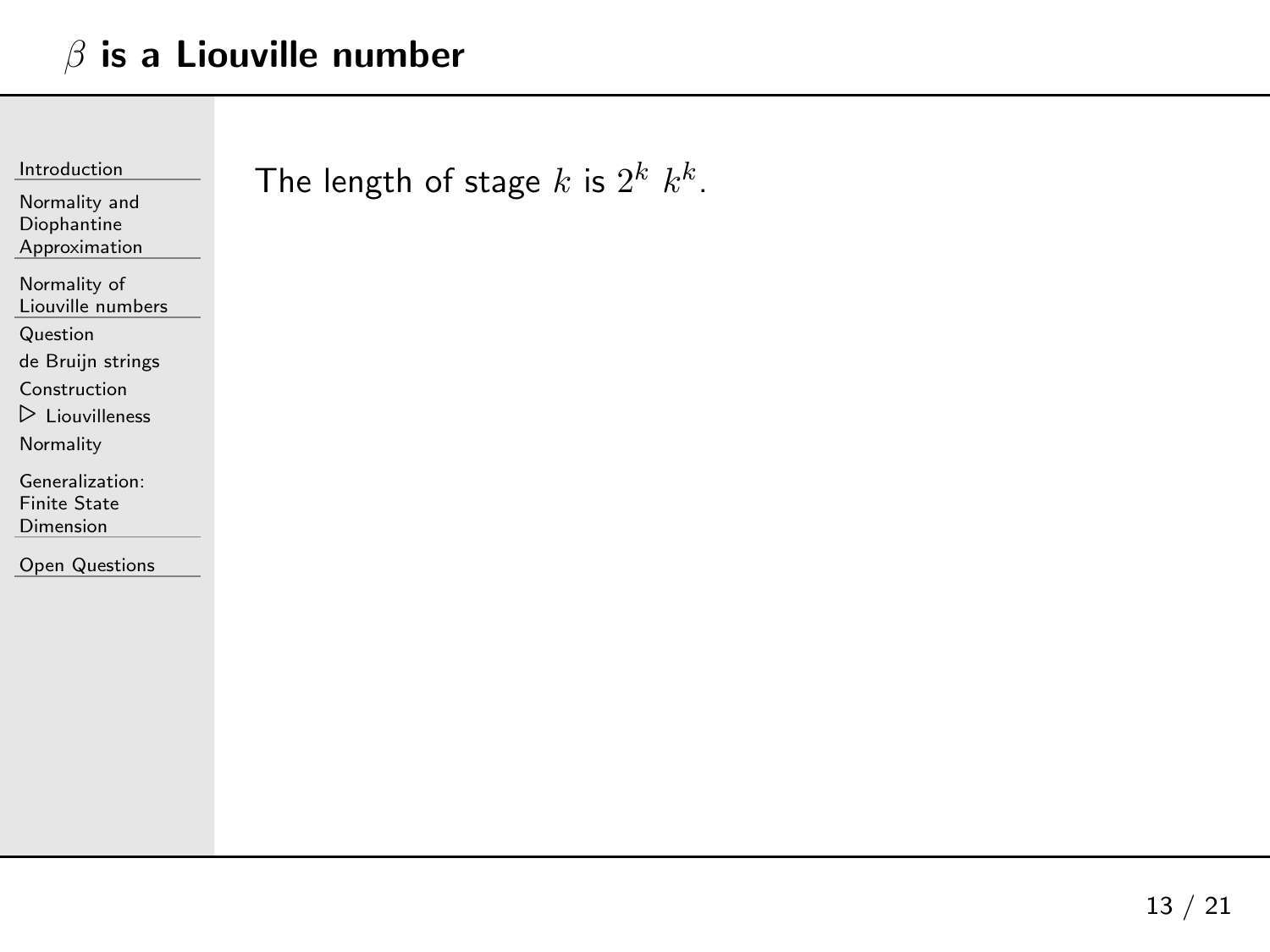# $\beta$ is a Liouville number

The length of stage $k$ is $2^k\ k^k$.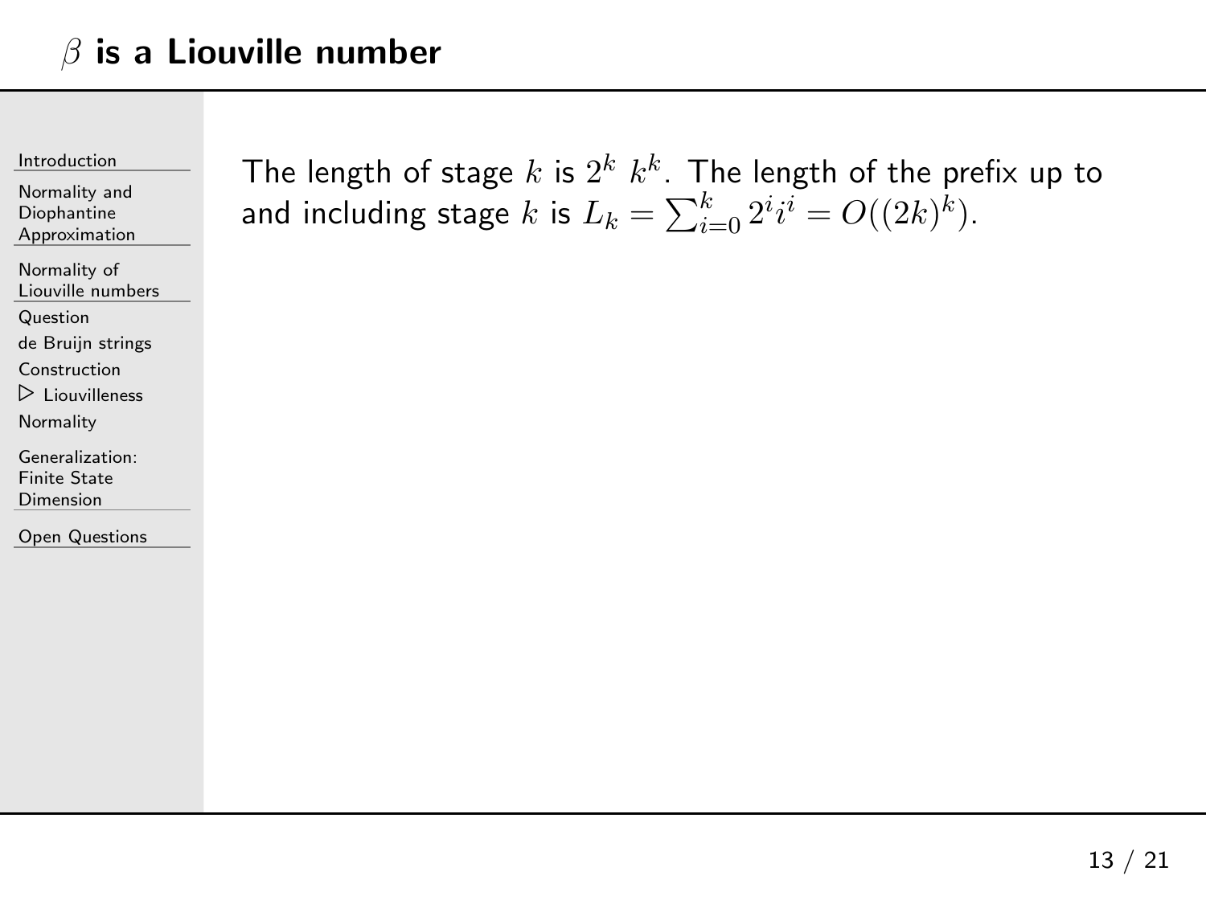# $\beta$ is a Liouville number

The length of stage $k$ is $2^k\ k^k$. The length of the prefix up to and including stage $k$ is $L_k = \sum_{i=0}^{k} 2^i i^i = O((2k)^k)$.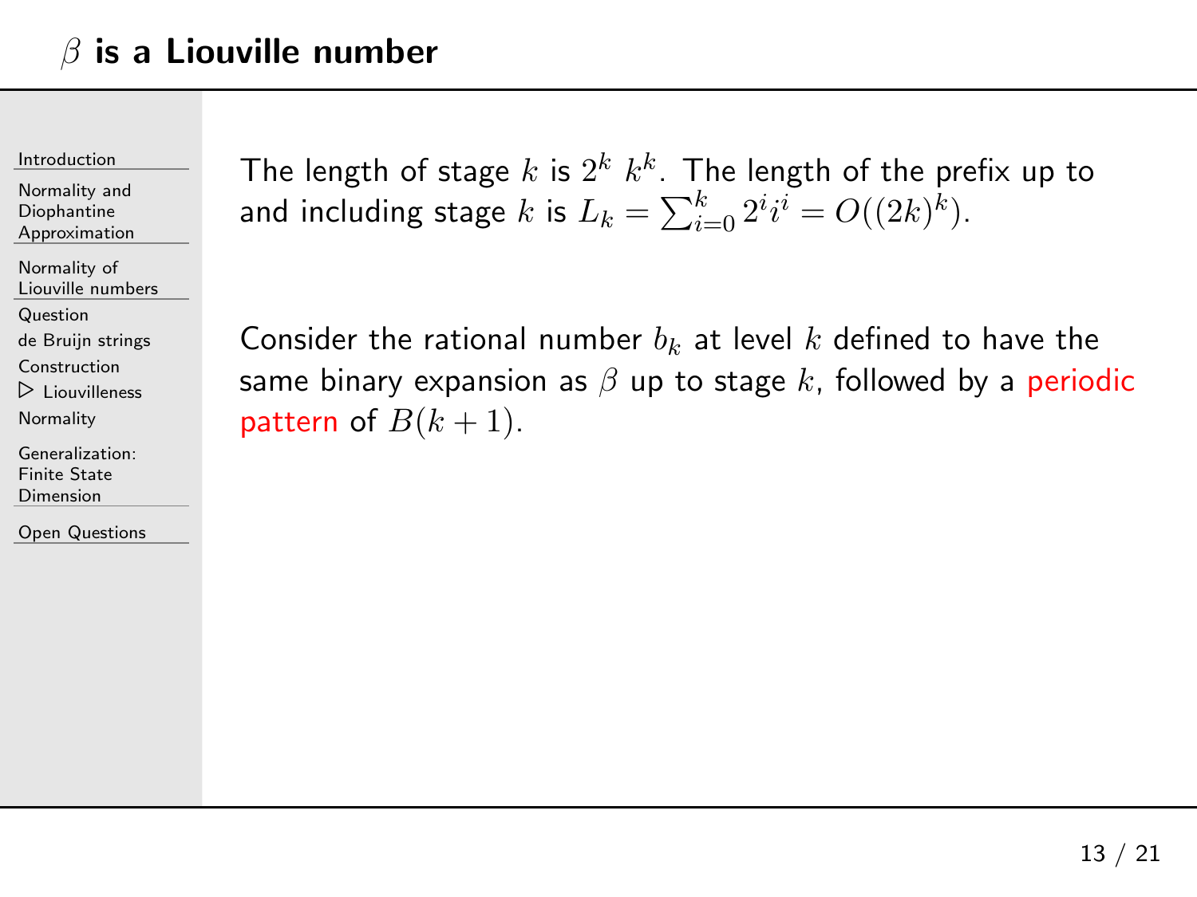# $\beta$ is a Liouville number

The length of stage $k$ is $2^k\ k^k$. The length of the prefix up to and including stage $k$ is $L_k = \sum_{i=0}^{k} 2^i i^i = O((2k)^k)$.

Consider the rational number $b_k$ at level $k$ defined to have the same binary expansion as $\beta$ up to stage $k$, followed by a periodic pattern of $B(k+1)$.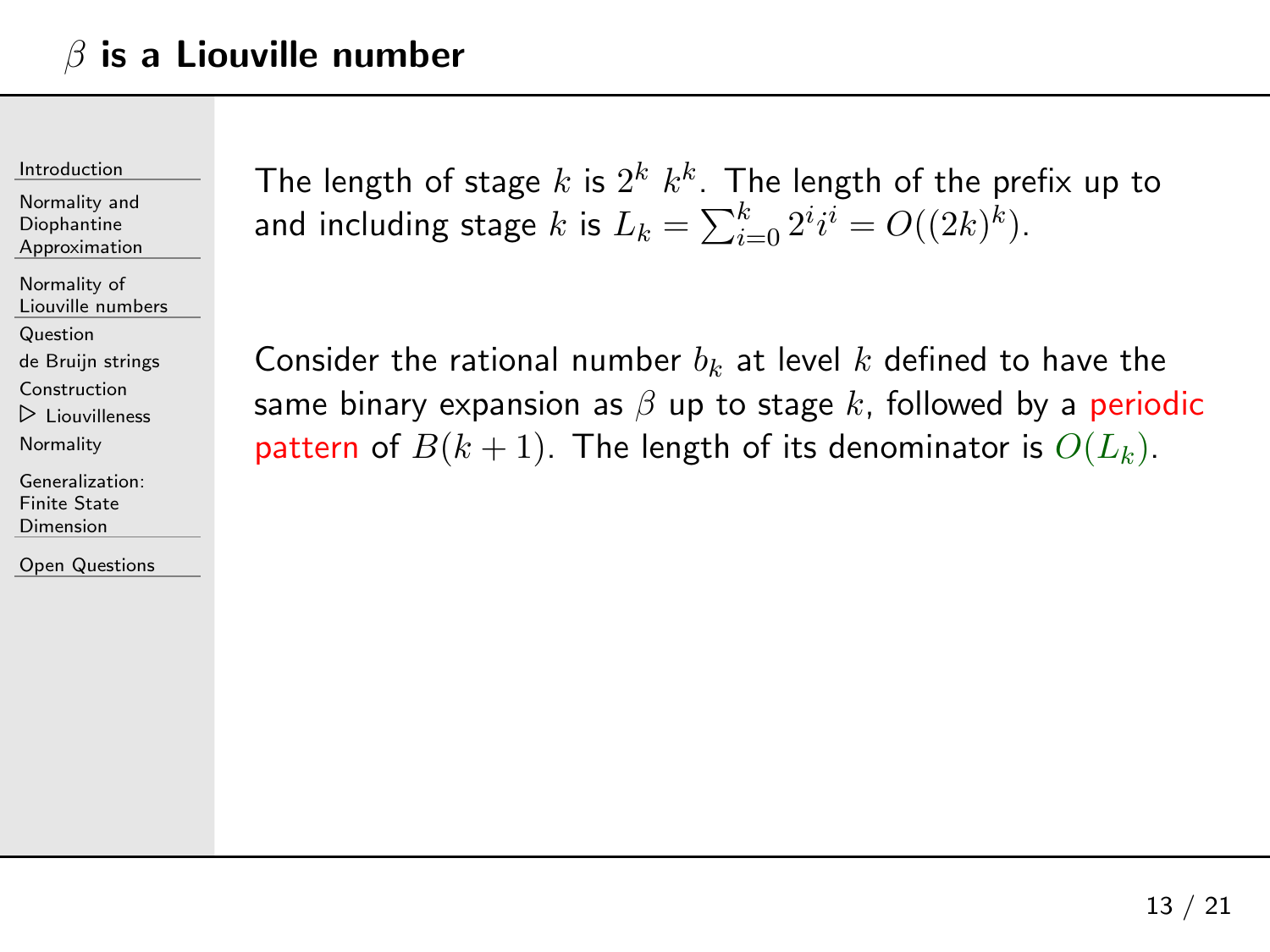# $\beta$ is a Liouville number

The length of stage $k$ is $2^k\ k^k$. The length of the prefix up to and including stage $k$ is $L_k = \sum_{i=0}^{k} 2^i i^i = O((2k)^k)$.

Consider the rational number $b_k$ at level $k$ defined to have the same binary expansion as $\beta$ up to stage $k$, followed by a periodic pattern of $B(k+1)$. The length of its denominator is $O(L_k)$.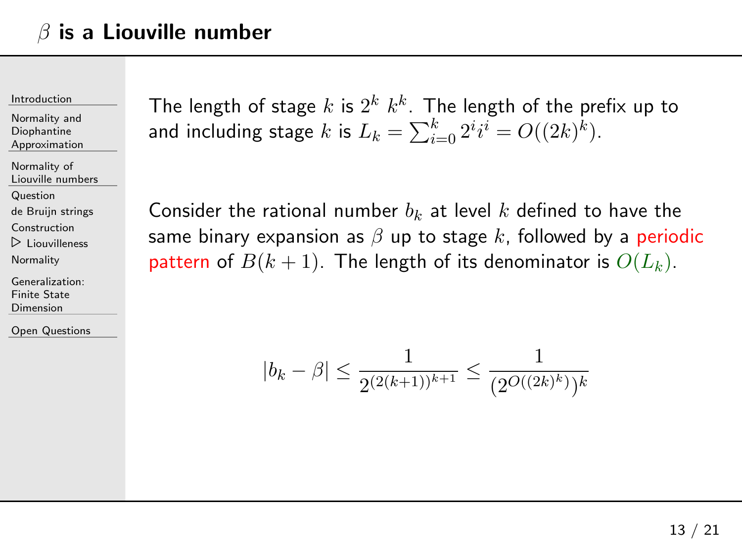# $\beta$ is a Liouville number

The length of stage $k$ is $2^k\ k^k$. The length of the prefix up to and including stage $k$ is $L_k = \sum_{i=0}^{k} 2^i i^i = O((2k)^k)$.

Consider the rational number $b_k$ at level $k$ defined to have the same binary expansion as $\beta$ up to stage $k$, followed by a periodic pattern of $B(k+1)$. The length of its denominator is $O(L_k)$.

$$|b_k - \beta| \leq \frac{1}{2^{(2(k+1))^{k+1}}} \leq \frac{1}{(2^{O((2k)^k)})^k}$$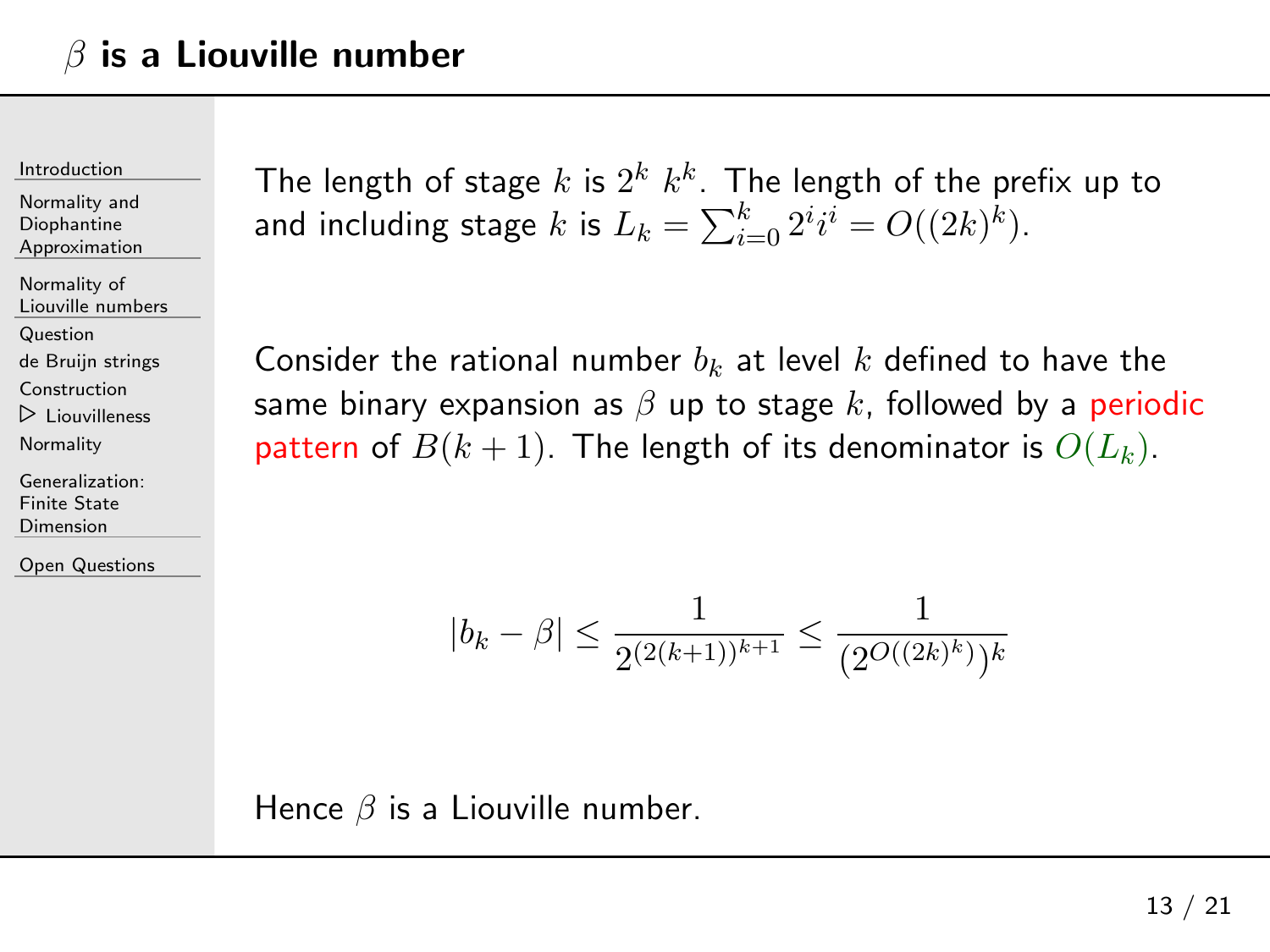# $\beta$ is a Liouville number

The length of stage $k$ is $2^k\ k^k$. The length of the prefix up to and including stage $k$ is $L_k = \sum_{i=0}^{k} 2^i i^i = O((2k)^k)$.

Consider the rational number $b_k$ at level $k$ defined to have the same binary expansion as $\beta$ up to stage $k$, followed by a periodic pattern of $B(k+1)$. The length of its denominator is $O(L_k)$.

$$|b_k - \beta| \leq \frac{1}{2^{(2(k+1))^{k+1}}} \leq \frac{1}{(2^{O((2k)^k)})^k}$$

Hence $\beta$ is a Liouville number.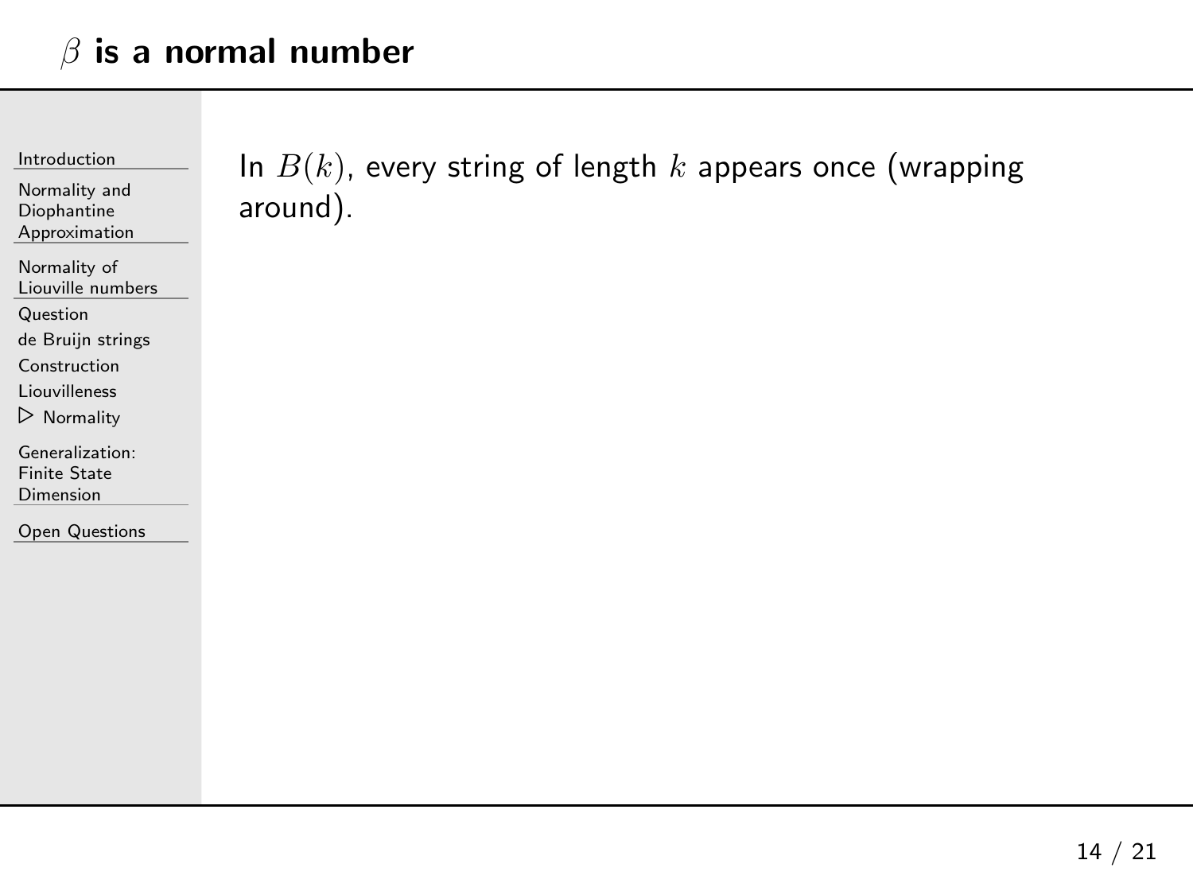# $\beta$ is a normal number

In $B(k)$, every string of length $k$ appears once (wrapping around).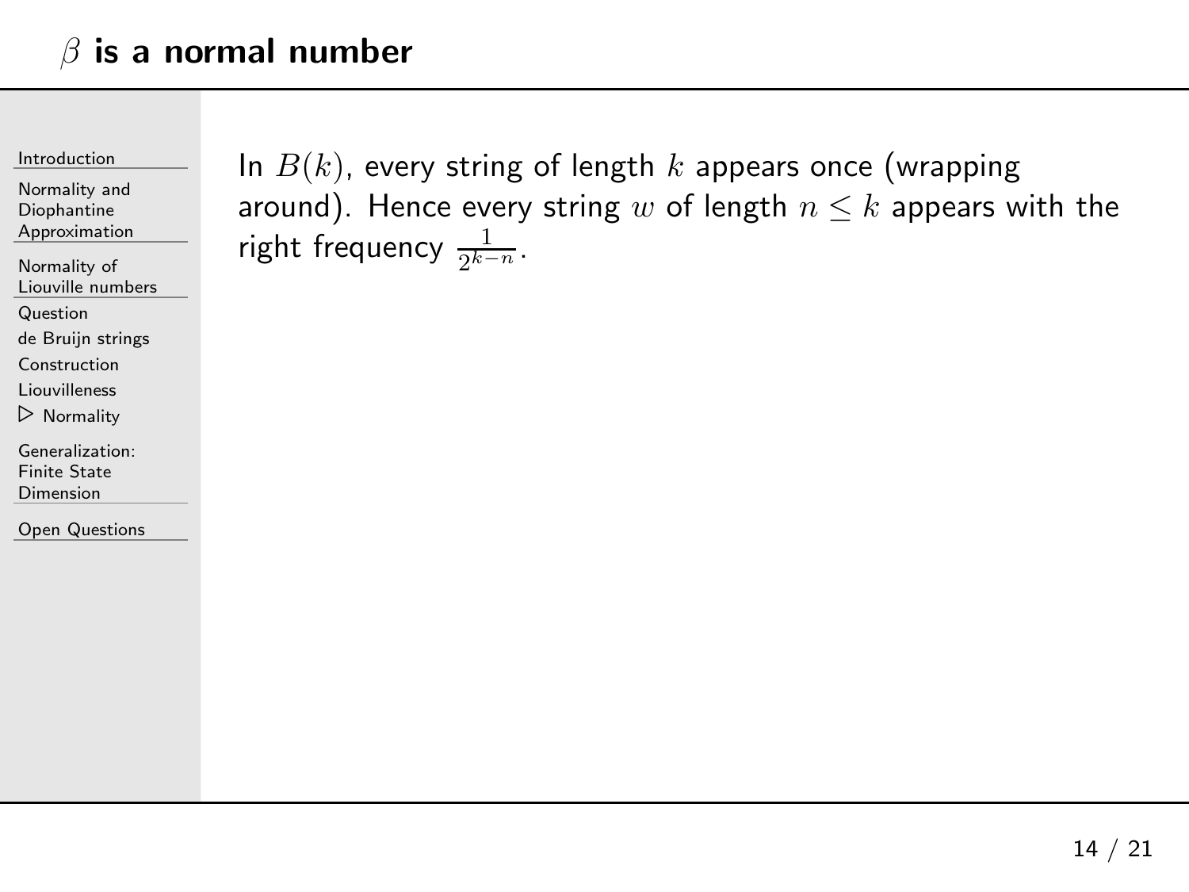# $\beta$ is a normal number

In $B(k)$, every string of length $k$ appears once (wrapping around). Hence every string $w$ of length $n \leq k$ appears with the right frequency $\frac{1}{2^{k-n}}$.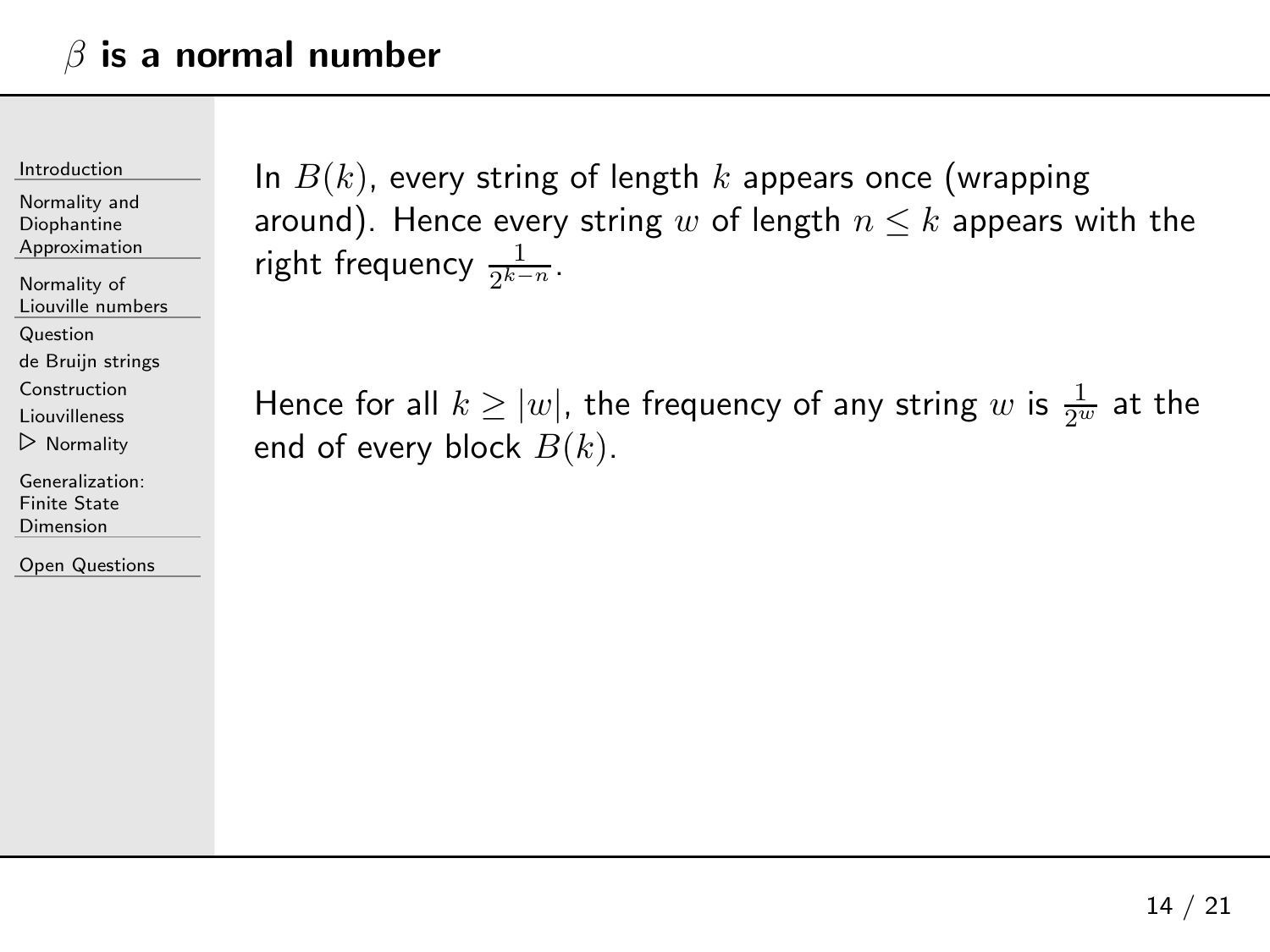# $\beta$ is a normal number

In $B(k)$, every string of length $k$ appears once (wrapping around). Hence every string $w$ of length $n \leq k$ appears with the right frequency $\frac{1}{2^{k-n}}$.

Hence for all $k \geq |w|$, the frequency of any string $w$ is $\frac{1}{2^w}$ at the end of every block $B(k)$.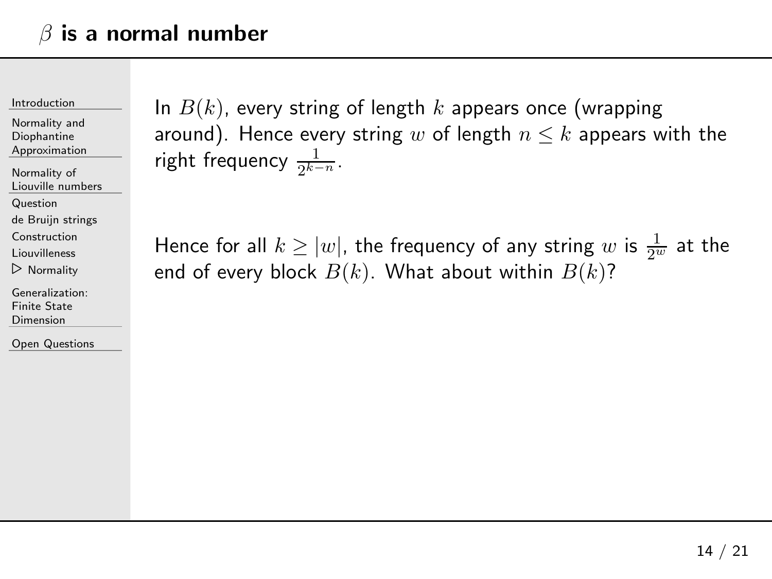# $\beta$ is a normal number

In $B(k)$, every string of length $k$ appears once (wrapping around). Hence every string $w$ of length $n \leq k$ appears with the right frequency $\frac{1}{2^{k-n}}$.

Hence for all $k \geq |w|$, the frequency of any string $w$ is $\frac{1}{2^w}$ at the end of every block $B(k)$. What about within $B(k)$?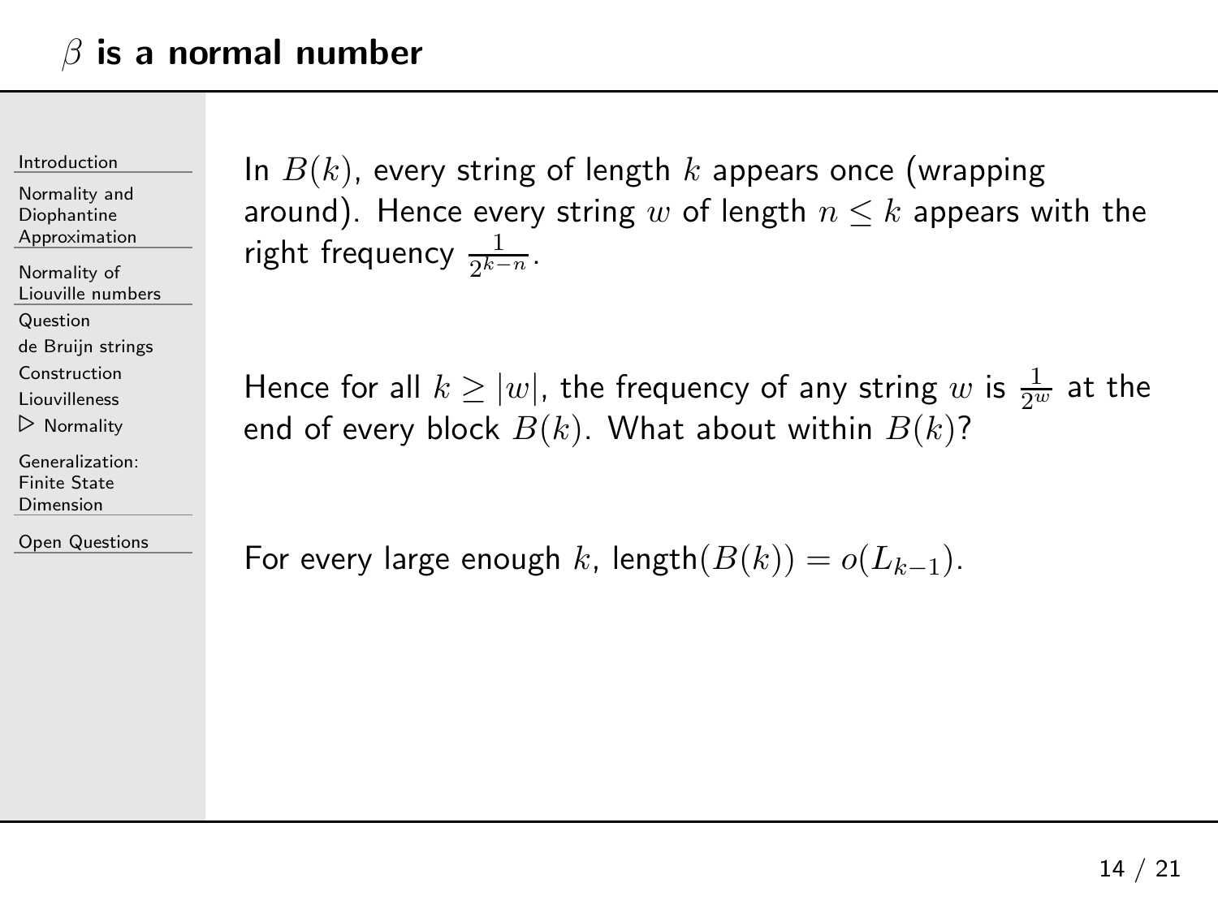# $\beta$ is a normal number

In $B(k)$, every string of length $k$ appears once (wrapping around). Hence every string $w$ of length $n \leq k$ appears with the right frequency $\frac{1}{2^{k-n}}$.

Hence for all $k \geq |w|$, the frequency of any string $w$ is $\frac{1}{2^w}$ at the end of every block $B(k)$. What about within $B(k)$?

For every large enough $k$, length$(B(k)) = o(L_{k-1})$.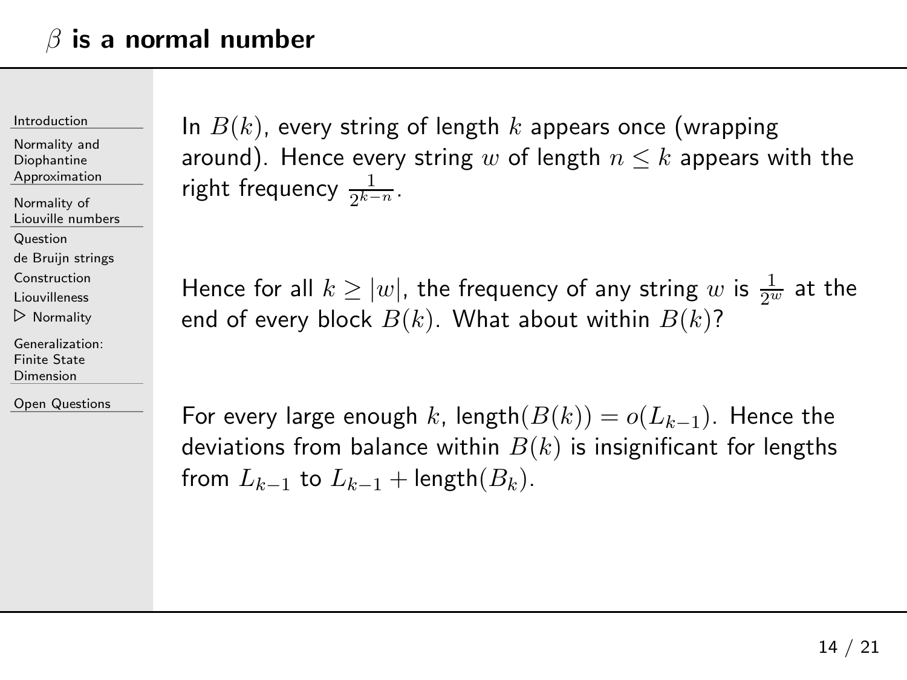# $\beta$ is a normal number

In $B(k)$, every string of length $k$ appears once (wrapping around). Hence every string $w$ of length $n \leq k$ appears with the right frequency $\frac{1}{2^{k-n}}$.

Hence for all $k \geq |w|$, the frequency of any string $w$ is $\frac{1}{2^w}$ at the end of every block $B(k)$. What about within $B(k)$?

For every large enough $k$, length$(B(k)) = o(L_{k-1})$. Hence the deviations from balance within $B(k)$ is insignificant for lengths from $L_{k-1}$ to $L_{k-1} + \text{length}(B_k)$.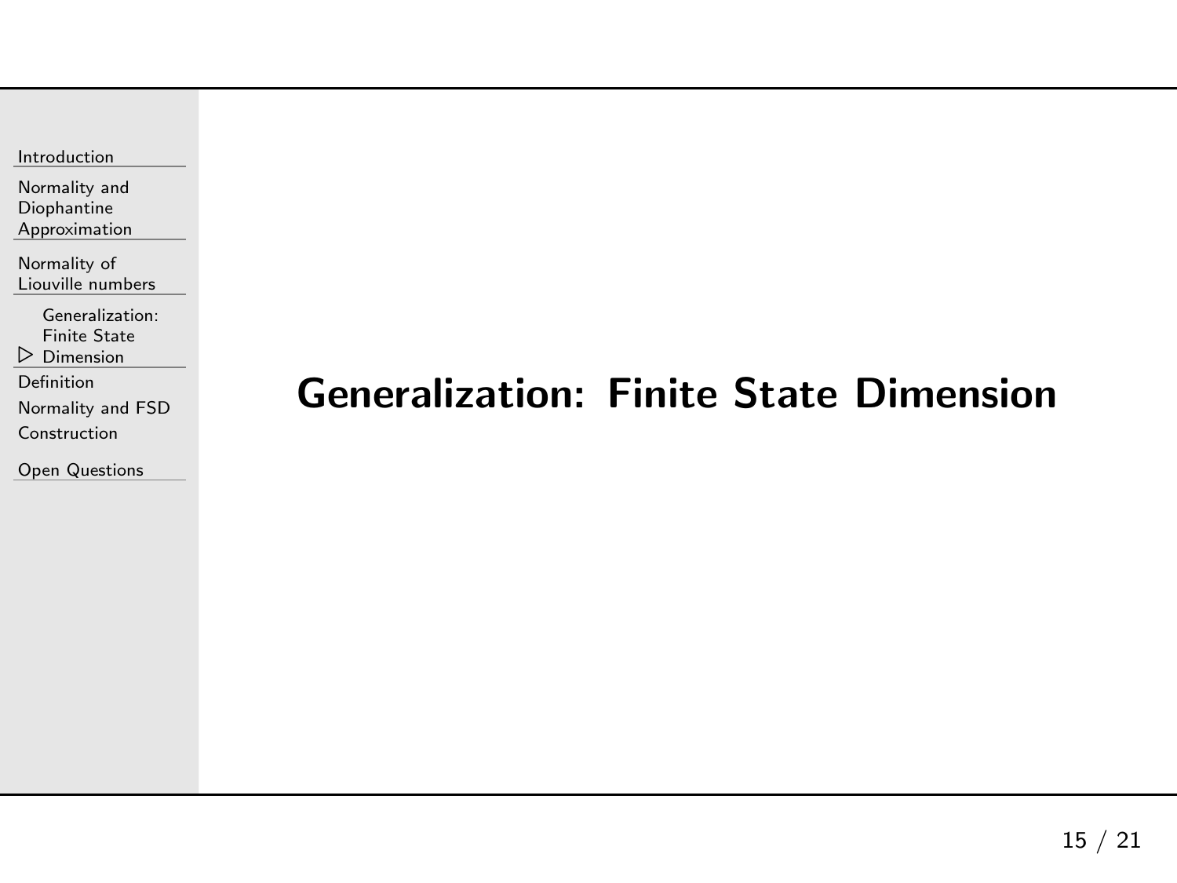# Generalization: Finite State Dimension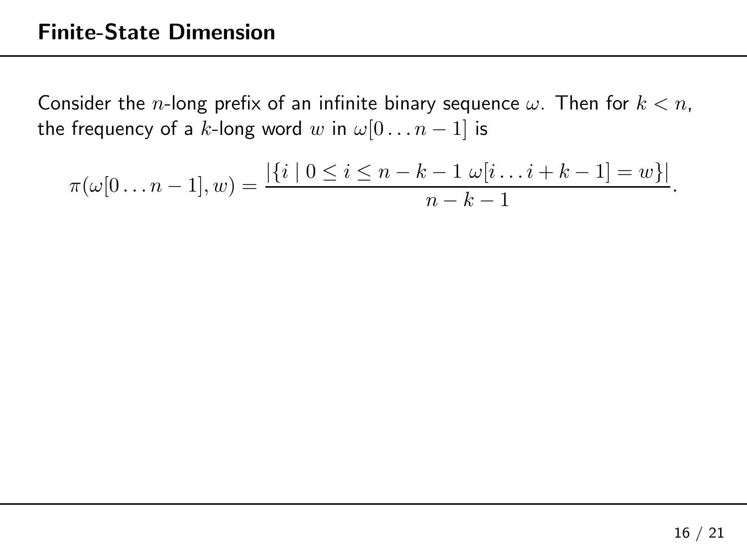## Finite-State Dimension

Consider the $n$-long prefix of an infinite binary sequence $\omega$. Then for $k < n$, the frequency of a $k$-long word $w$ in $\omega[0 \ldots n-1]$ is

$$\pi(\omega[0 \ldots n-1], w) = \frac{|\{i \mid 0 \leq i \leq n-k-1 \ \omega[i \ldots i+k-1] = w\}|}{n-k-1}.$$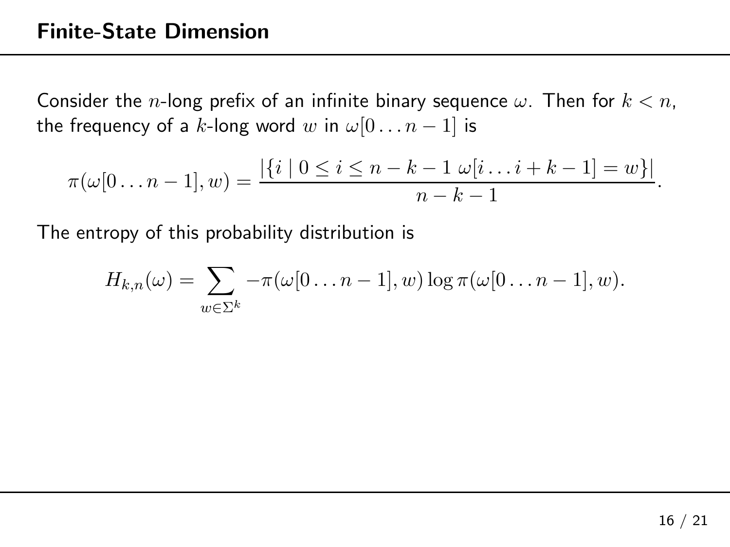## Finite-State Dimension

Consider the $n$-long prefix of an infinite binary sequence $\omega$. Then for $k < n$, the frequency of a $k$-long word $w$ in $\omega[0 \ldots n-1]$ is

$$\pi(\omega[0 \ldots n-1], w) = \frac{|\{i \mid 0 \leq i \leq n-k-1 \; \omega[i \ldots i+k-1] = w\}|}{n-k-1}.$$

The entropy of this probability distribution is

$$H_{k,n}(\omega) = \sum_{w \in \Sigma^k} -\pi(\omega[0 \ldots n-1], w) \log \pi(\omega[0 \ldots n-1], w).$$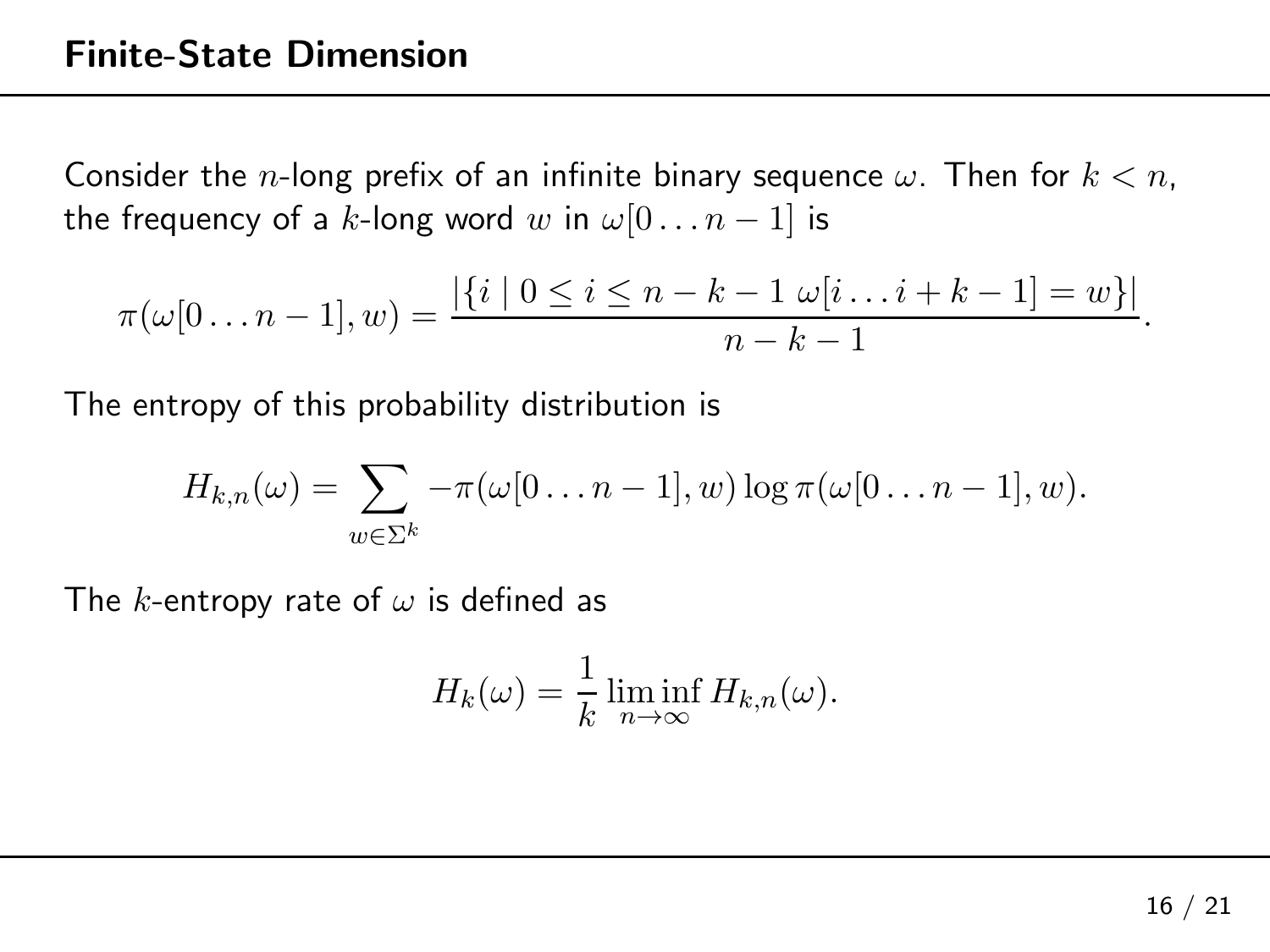## Finite-State Dimension

Consider the $n$-long prefix of an infinite binary sequence $\omega$. Then for $k < n$, the frequency of a $k$-long word $w$ in $\omega[0 \ldots n-1]$ is

$$\pi(\omega[0 \ldots n-1], w) = \frac{|\{i \mid 0 \leq i \leq n-k-1 \ \omega[i \ldots i+k-1] = w\}|}{n-k-1}.$$

The entropy of this probability distribution is

$$H_{k,n}(\omega) = \sum_{w \in \Sigma^k} -\pi(\omega[0 \ldots n-1], w) \log \pi(\omega[0 \ldots n-1], w).$$

The $k$-entropy rate of $\omega$ is defined as

$$H_k(\omega) = \frac{1}{k} \liminf_{n \to \infty} H_{k,n}(\omega).$$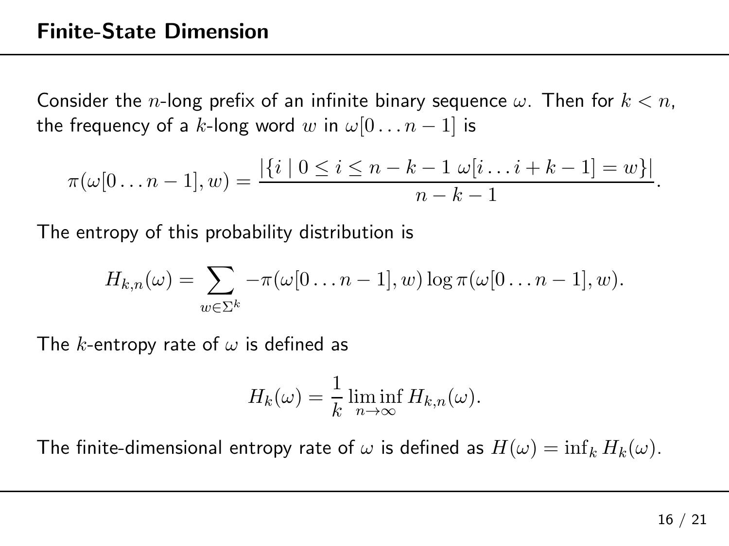## Finite-State Dimension

Consider the $n$-long prefix of an infinite binary sequence $\omega$. Then for $k < n$, the frequency of a $k$-long word $w$ in $\omega[0 \ldots n-1]$ is

$$\pi(\omega[0 \ldots n-1], w) = \frac{|\{i \mid 0 \leq i \leq n-k-1 \ \omega[i \ldots i+k-1] = w\}|}{n-k-1}.$$

The entropy of this probability distribution is

$$H_{k,n}(\omega) = \sum_{w \in \Sigma^k} -\pi(\omega[0 \ldots n-1], w) \log \pi(\omega[0 \ldots n-1], w).$$

The $k$-entropy rate of $\omega$ is defined as

$$H_k(\omega) = \frac{1}{k} \liminf_{n \to \infty} H_{k,n}(\omega).$$

The finite-dimensional entropy rate of $\omega$ is defined as $H(\omega) = \inf_k H_k(\omega)$.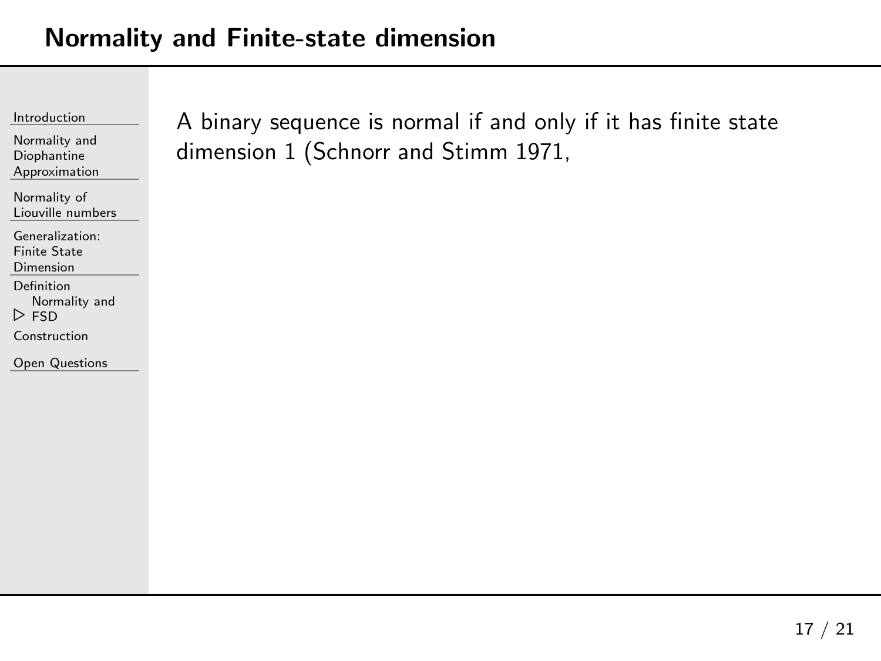## Normality and Finite-state dimension

A binary sequence is normal if and only if it has finite state dimension 1 (Schnorr and Stimm 1971,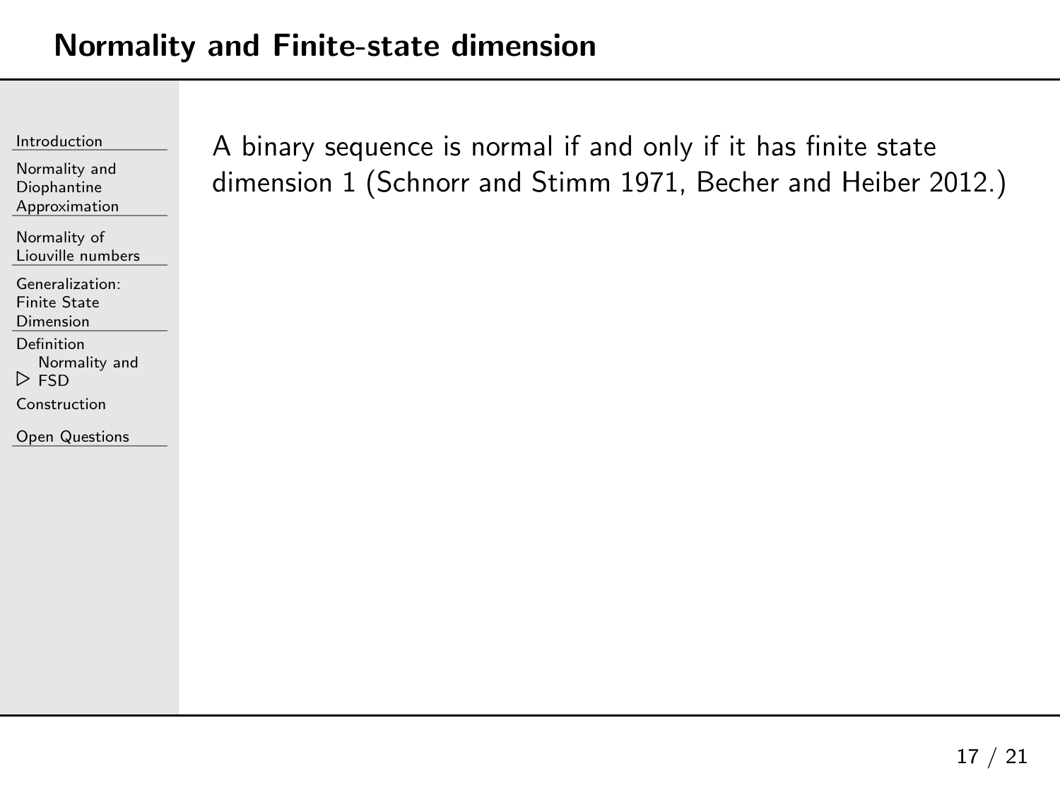# Normality and Finite-state dimension

A binary sequence is normal if and only if it has finite state dimension 1 (Schnorr and Stimm 1971, Becher and Heiber 2012.)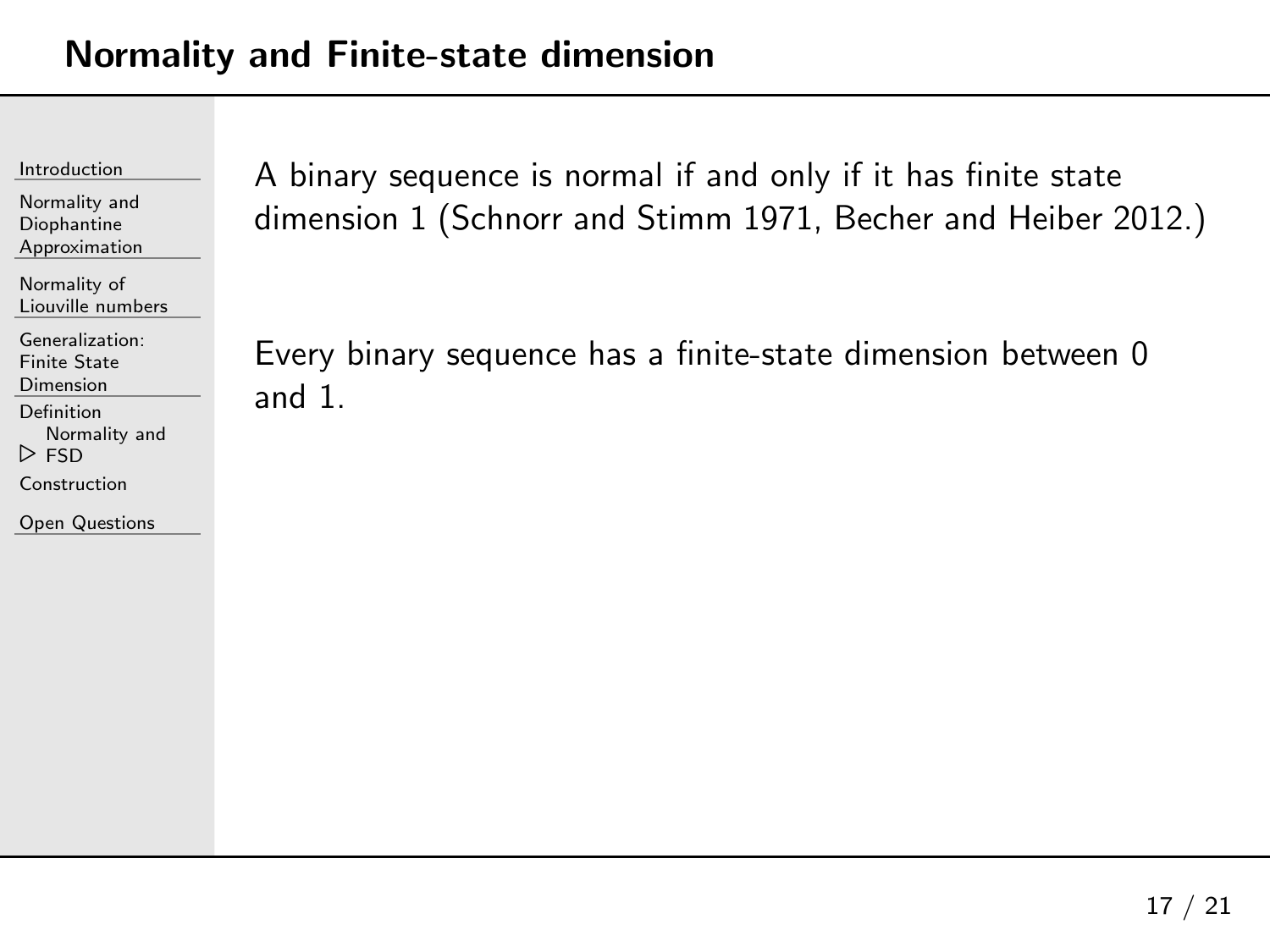# Normality and Finite-state dimension

A binary sequence is normal if and only if it has finite state dimension 1 (Schnorr and Stimm 1971, Becher and Heiber 2012.)

Every binary sequence has a finite-state dimension between 0 and 1.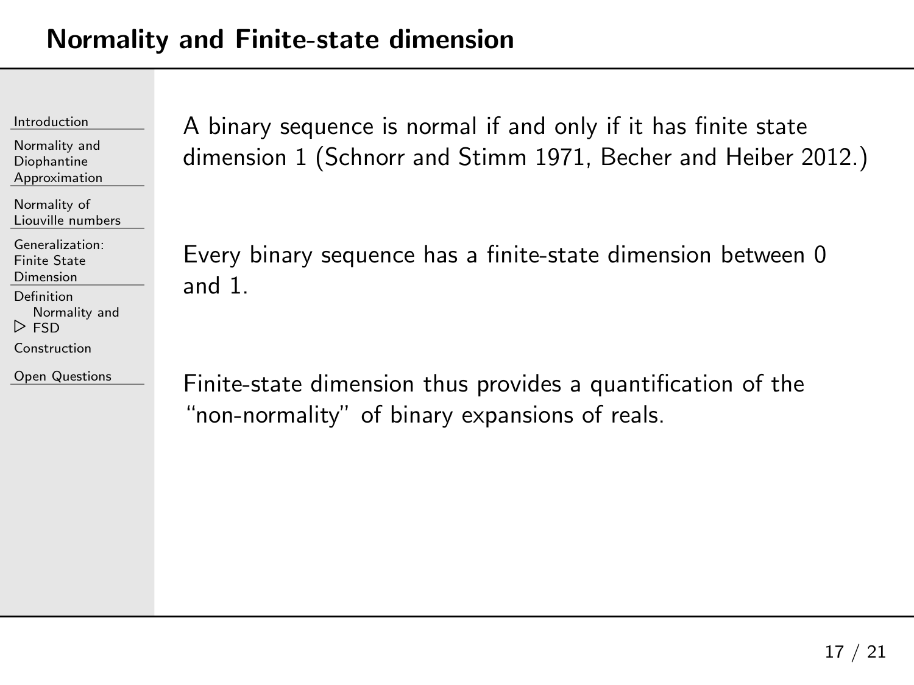## Normality and Finite-state dimension

A binary sequence is normal if and only if it has finite state dimension 1 (Schnorr and Stimm 1971, Becher and Heiber 2012.)

Every binary sequence has a finite-state dimension between 0 and 1.

Finite-state dimension thus provides a quantification of the "non-normality" of binary expansions of reals.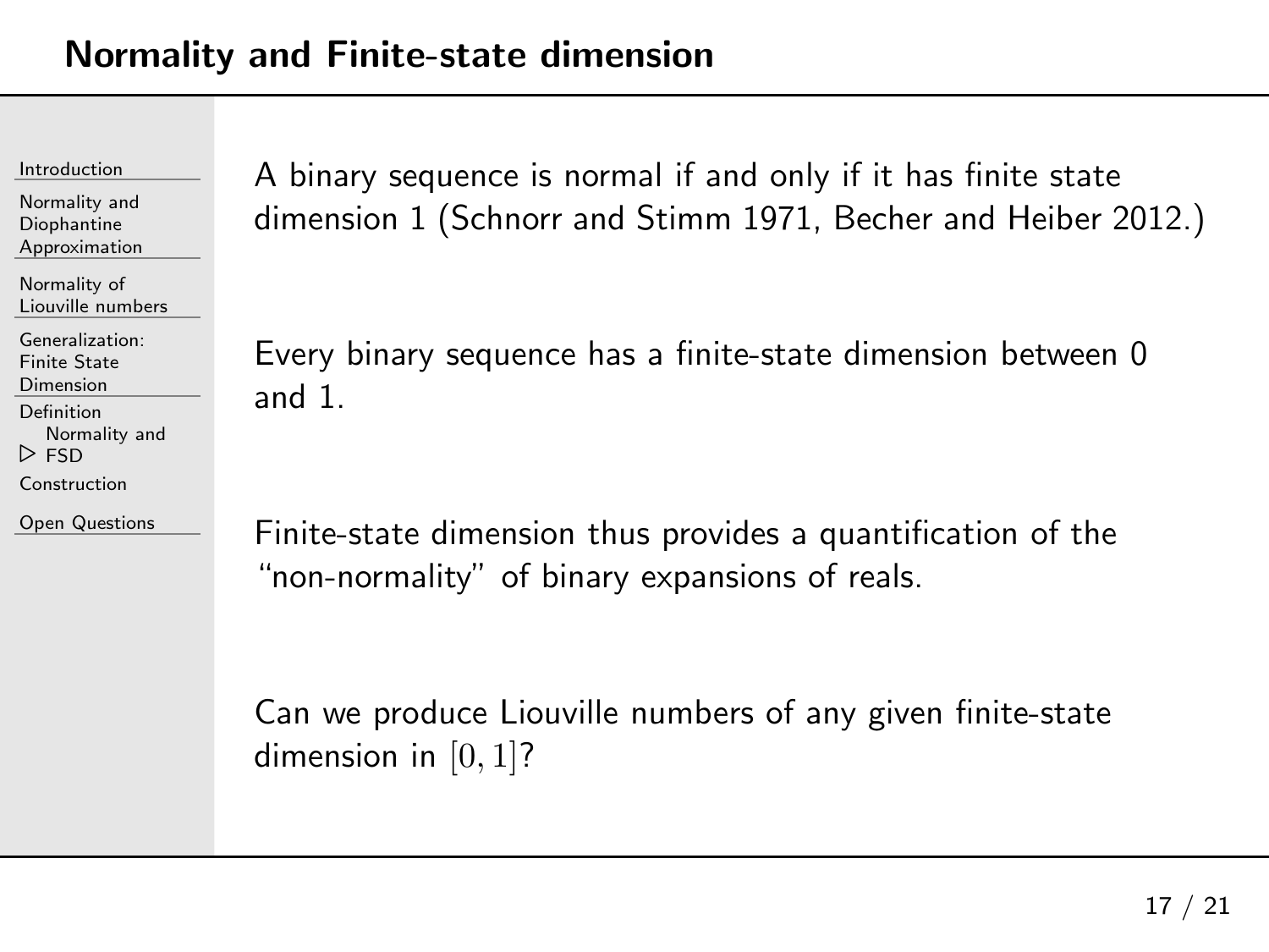# Normality and Finite-state dimension

A binary sequence is normal if and only if it has finite state dimension 1 (Schnorr and Stimm 1971, Becher and Heiber 2012.)

Every binary sequence has a finite-state dimension between 0 and 1.

Finite-state dimension thus provides a quantification of the "non-normality" of binary expansions of reals.

Can we produce Liouville numbers of any given finite-state dimension in $[0, 1]$?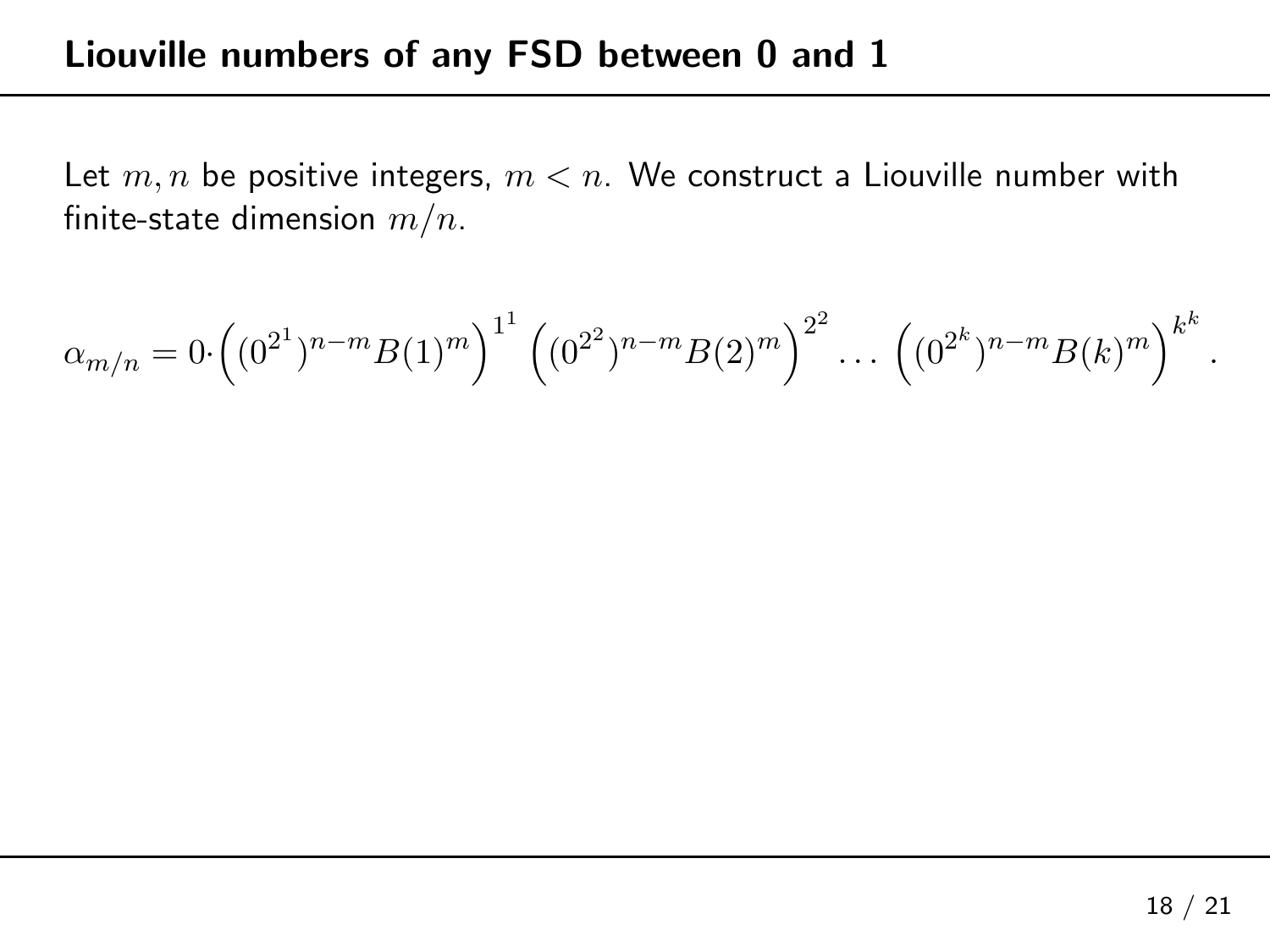## Liouville numbers of any FSD between 0 and 1

Let $m, n$ be positive integers, $m < n$. We construct a Liouville number with finite-state dimension $m/n$.

$$\alpha_{m/n} = 0\cdot\Big((0^{2^1})^{n-m}B(1)^m\Big)^{1^1}\Big((0^{2^2})^{n-m}B(2)^m\Big)^{2^2}\ldots\Big((0^{2^k})^{n-m}B(k)^m\Big)^{k^k}.$$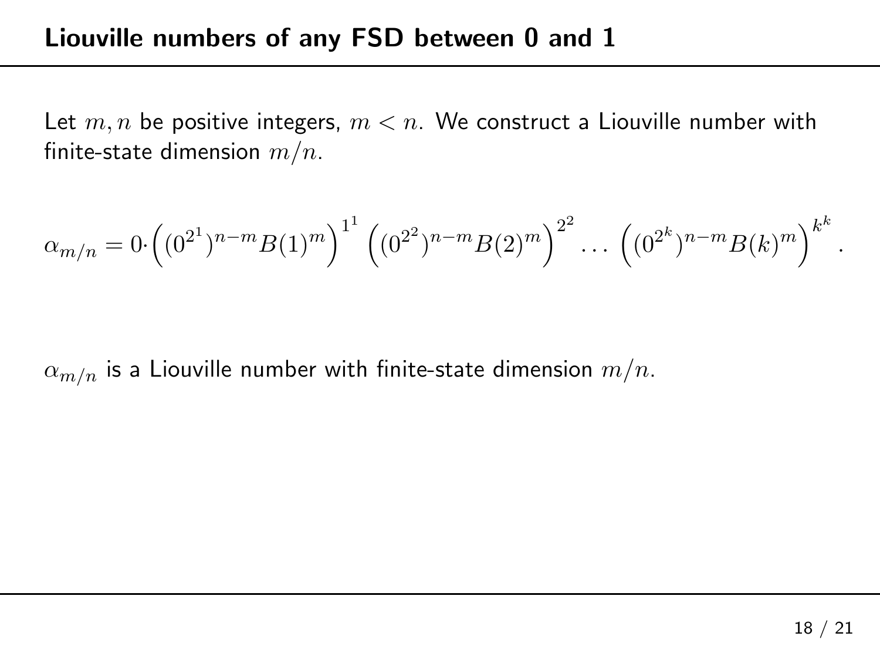## Liouville numbers of any FSD between 0 and 1

Let $m, n$ be positive integers, $m < n$. We construct a Liouville number with finite-state dimension $m/n$.

$$\alpha_{m/n} = 0 \cdot \Big( (0^{2^1})^{n-m} B(1)^m \Big)^{1^1} \Big( (0^{2^2})^{n-m} B(2)^m \Big)^{2^2} \dots \Big( (0^{2^k})^{n-m} B(k)^m \Big)^{k^k} .$$

$\alpha_{m/n}$ is a Liouville number with finite-state dimension $m/n$.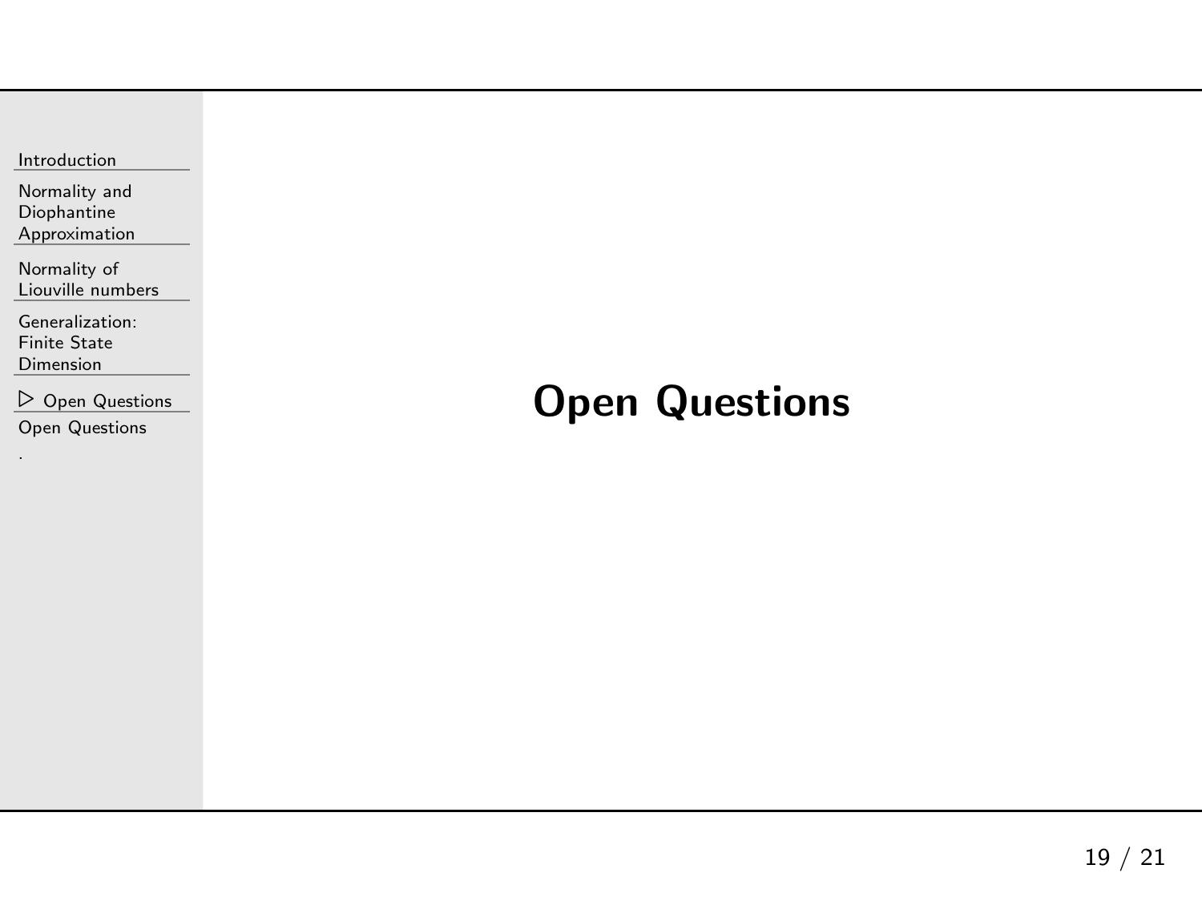# Open Questions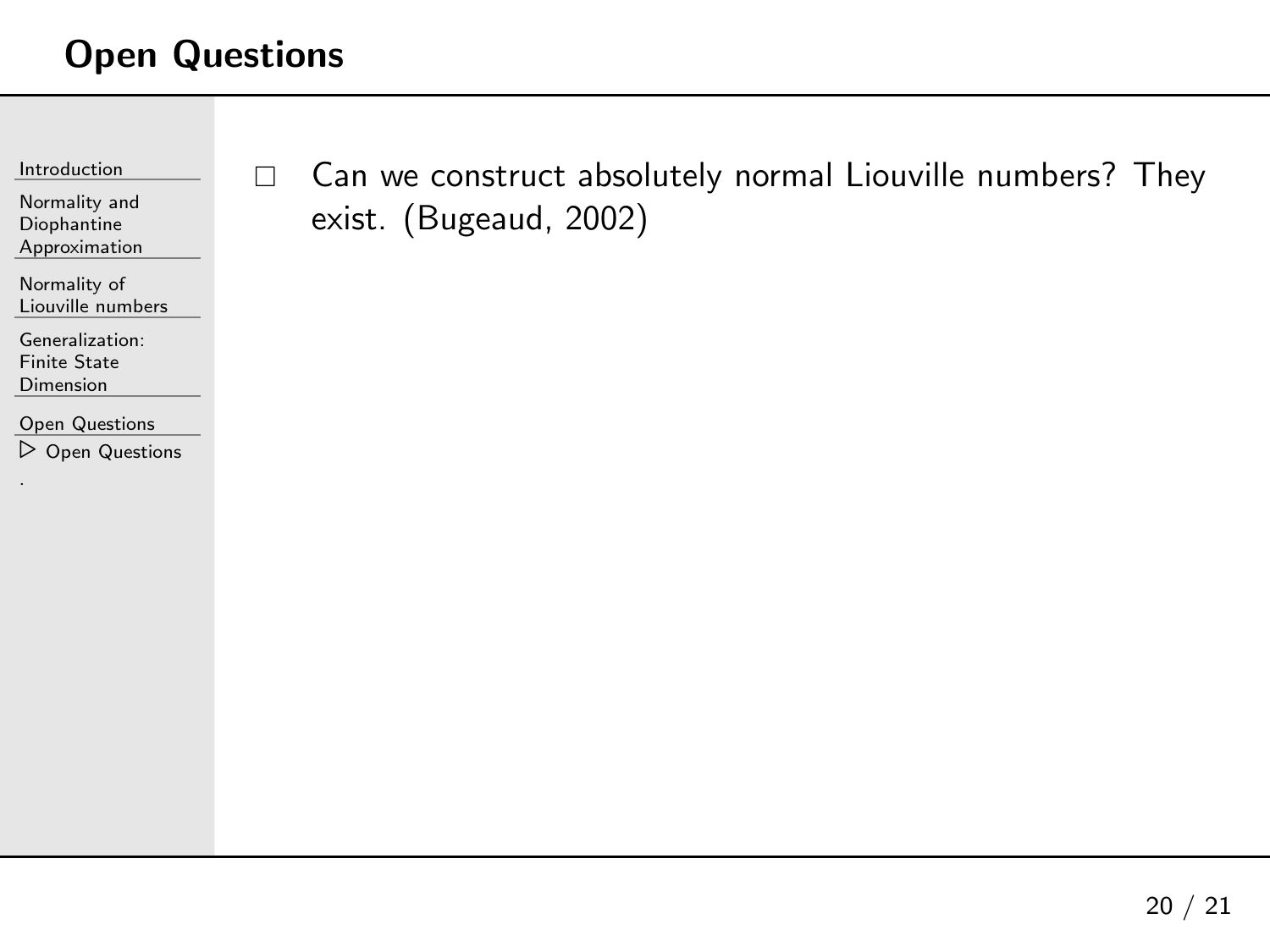## Open Questions

- Can we construct absolutely normal Liouville numbers? They exist. (Bugeaud, 2002)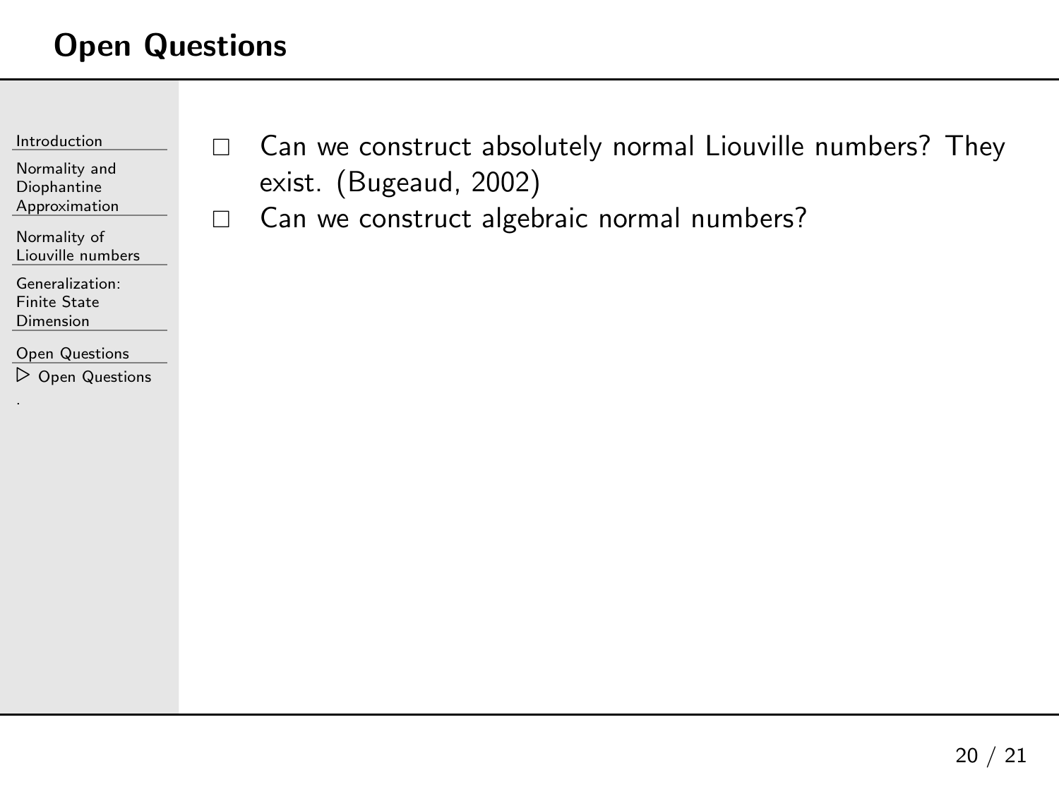# Open Questions

- Can we construct absolutely normal Liouville numbers? They exist. (Bugeaud, 2002)
- Can we construct algebraic normal numbers?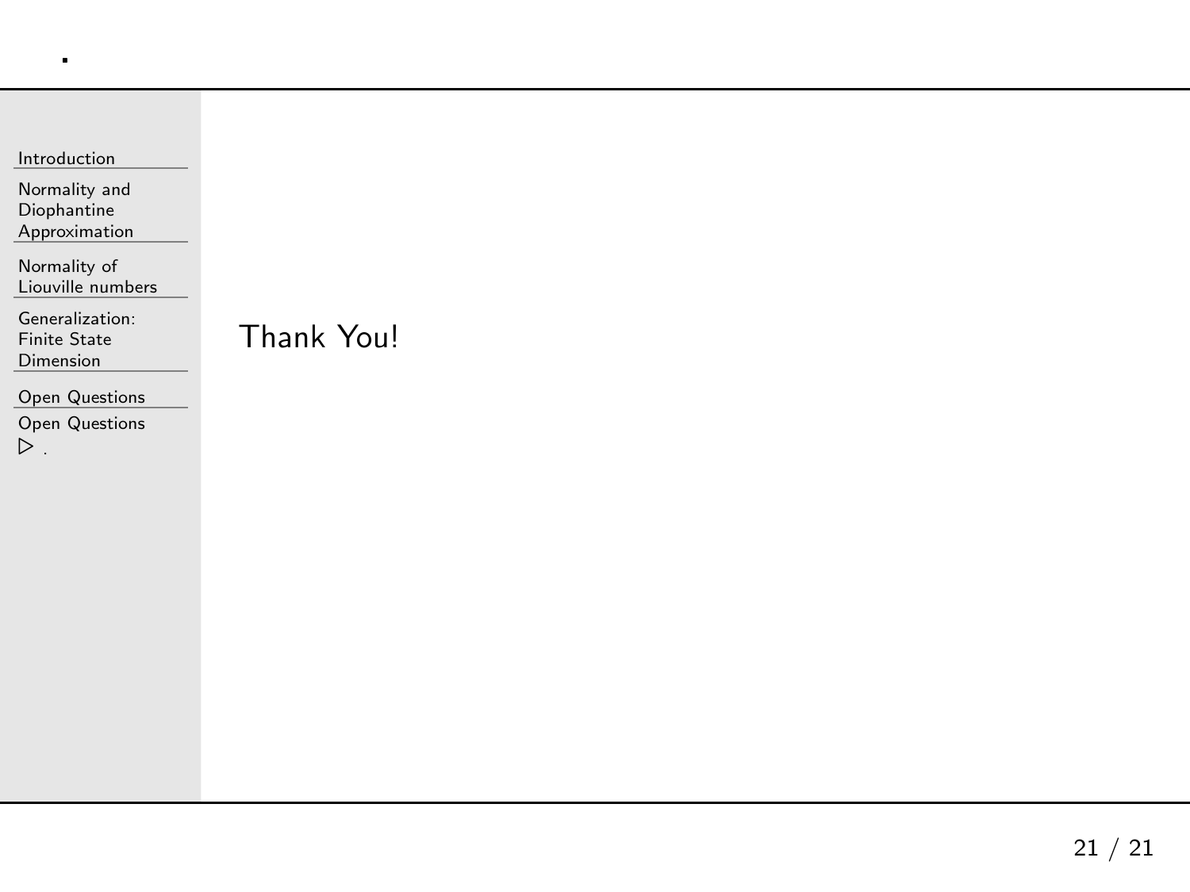Thank You!